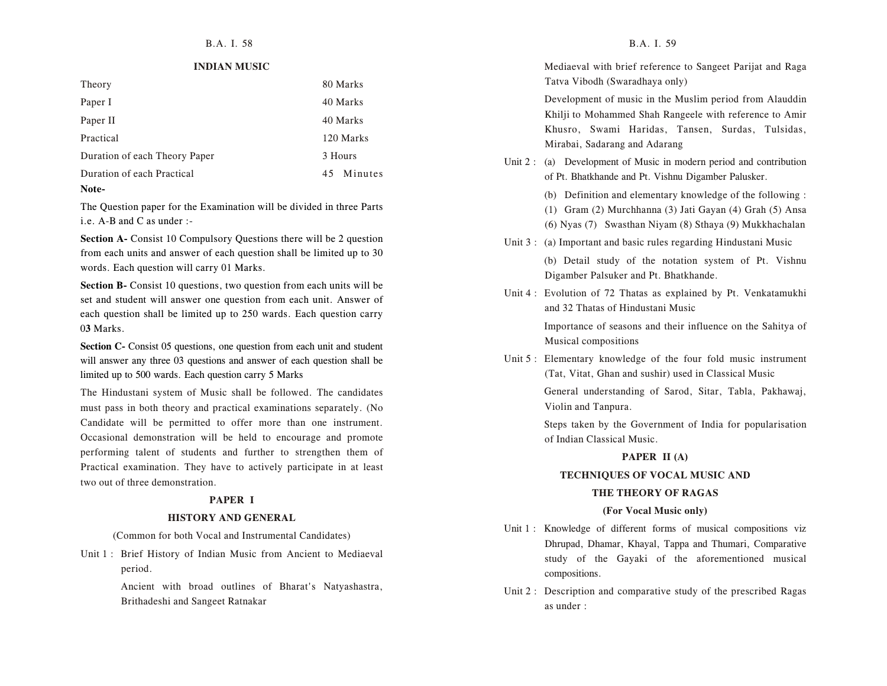## INDIAN MUSIC

| | |
|---|---|
| Theory | 80 Marks |
| Paper I | 40 Marks |
| Paper II | 40 Marks |
| Practical | 120 Marks |
| Duration of each Theory Paper | 3 Hours |
| Duration of each Practical | 45 Minutes |

**Note-**

The Question paper for the Examination will be divided in three Parts i.e. A-B and C as under :-

**Section A-** Consist 10 Compulsory Questions there will be 2 question from each units and answer of each question shall be limited up to 30 words. Each question will carry 01 Marks.

**Section B-** Consist 10 questions, two question from each units will be set and student will answer one question from each unit. Answer of each question shall be limited up to 250 wards. Each question carry 0**3** Marks.

**Section C-** Consist 05 questions, one question from each unit and student will answer any three 03 questions and answer of each question shall be limited up to 500 wards. Each question carry 5 Marks

The Hindustani system of Music shall be followed. The candidates must pass in both theory and practical examinations separately. (No Candidate will be permitted to offer more than one instrument. Occasional demonstration will be held to encourage and promote performing talent of students and further to strengthen them of Practical examination. They have to actively participate in at least two out of three demonstration.

### PAPER I

### HISTORY AND GENERAL

(Common for both Vocal and Instrumental Candidates)

Unit 1 : Brief History of Indian Music from Ancient to Mediaeval period.

Ancient with broad outlines of Bharat's Natyashastra, Brithadeshi and Sangeet Ratnakar

Mediaeval with brief reference to Sangeet Parijat and Raga Tatva Vibodh (Swaradhaya only)

Development of music in the Muslim period from Alauddin Khilji to Mohammed Shah Rangeele with reference to Amir Khusro, Swami Haridas, Tansen, Surdas, Tulsidas, Mirabai, Sadarang and Adarang

Unit 2 : (a) Development of Music in modern period and contribution of Pt. Bhatkhande and Pt. Vishnu Digamber Palusker.

(b) Definition and elementary knowledge of the following : (1) Gram (2) Murchhanna (3) Jati Gayan (4) Grah (5) Ansa (6) Nyas (7) Swasthan Niyam (8) Sthaya (9) Mukkhachalan

Unit 3 : (a) Important and basic rules regarding Hindustani Music

(b) Detail study of the notation system of Pt. Vishnu Digamber Palsuker and Pt. Bhatkhande.

Unit 4 : Evolution of 72 Thatas as explained by Pt. Venkatamukhi and 32 Thatas of Hindustani Music

Importance of seasons and their influence on the Sahitya of Musical compositions

Unit 5 : Elementary knowledge of the four fold music instrument (Tat, Vitat, Ghan and sushir) used in Classical Music

General understanding of Sarod, Sitar, Tabla, Pakhawaj, Violin and Tanpura.

Steps taken by the Government of India for popularisation of Indian Classical Music.

### PAPER II (A)

### TECHNIQUES OF VOCAL MUSIC AND THE THEORY OF RAGAS

**(For Vocal Music only)**

Unit 1 : Knowledge of different forms of musical compositions viz Dhrupad, Dhamar, Khayal, Tappa and Thumari, Comparative study of the Gayaki of the aforementioned musical compositions.

Unit 2 : Description and comparative study of the prescribed Ragas as under :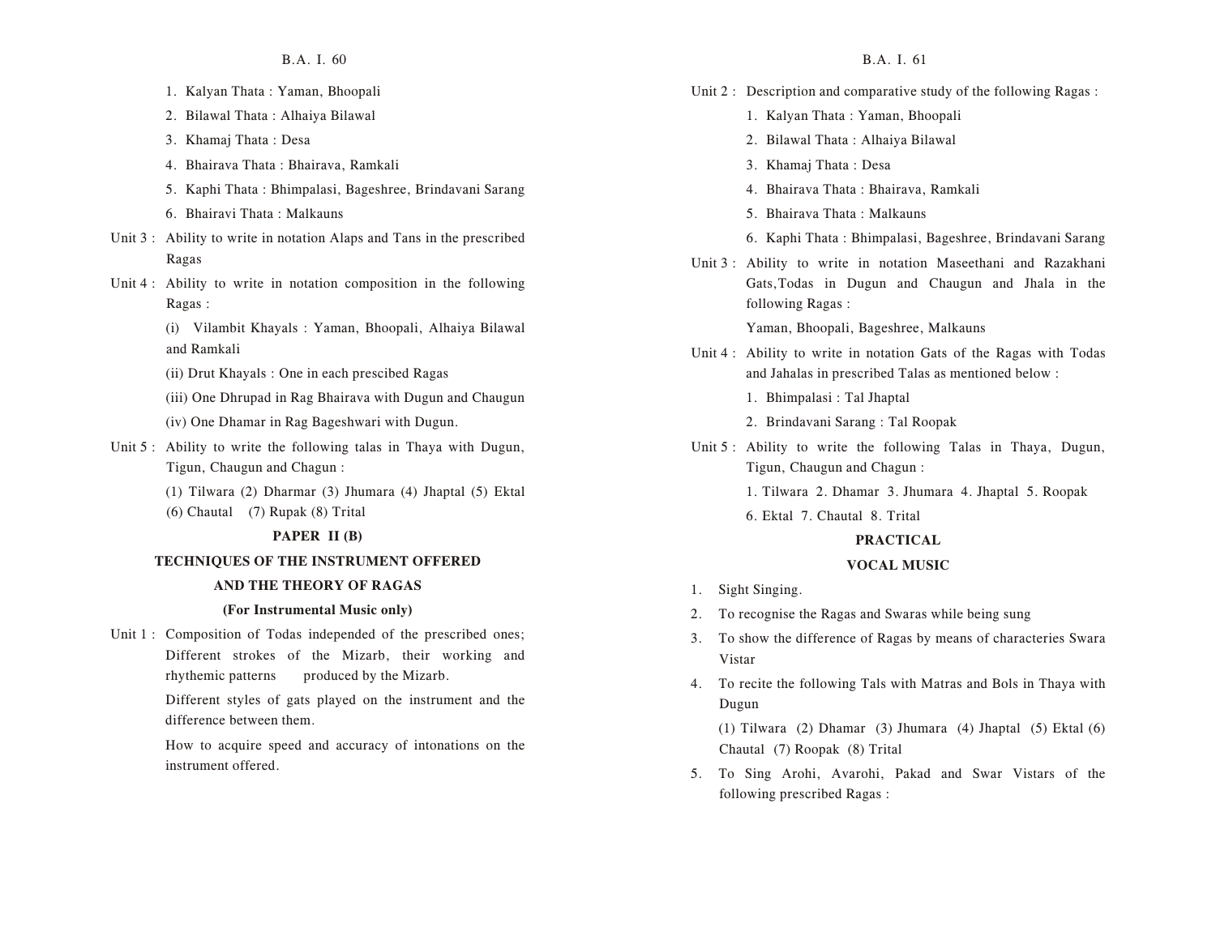1. Kalyan Thata : Yaman, Bhoopali
2. Bilawal Thata : Alhaiya Bilawal
3. Khamaj Thata : Desa
4. Bhairava Thata : Bhairava, Ramkali
5. Kaphi Thata : Bhimpalasi, Bageshree, Brindavani Sarang
6. Bhairavi Thata : Malkauns

Unit 3 : Ability to write in notation Alaps and Tans in the prescribed Ragas

Unit 4 : Ability to write in notation composition in the following Ragas :

(i) Vilambit Khayals : Yaman, Bhoopali, Alhaiya Bilawal and Ramkali

(ii) Drut Khayals : One in each prescibed Ragas

(iii) One Dhrupad in Rag Bhairava with Dugun and Chaugun

(iv) One Dhamar in Rag Bageshwari with Dugun.

Unit 5 : Ability to write the following talas in Thaya with Dugun, Tigun, Chaugun and Chagun :

(1) Tilwara (2) Dharmar (3) Jhumara (4) Jhaptal (5) Ektal (6) Chautal (7) Rupak (8) Trital

## PAPER II (B)

## TECHNIQUES OF THE INSTRUMENT OFFERED AND THE THEORY OF RAGAS

### (For Instrumental Music only)

Unit 1 : Composition of Todas independed of the prescribed ones; Different strokes of the Mizarb, their working and rhythemic patterns produced by the Mizarb.

Different styles of gats played on the instrument and the difference between them.

How to acquire speed and accuracy of intonations on the instrument offered.

Unit 2 : Description and comparative study of the following Ragas :

1. Kalyan Thata : Yaman, Bhoopali
2. Bilawal Thata : Alhaiya Bilawal
3. Khamaj Thata : Desa
4. Bhairava Thata : Bhairava, Ramkali
5. Bhairava Thata : Malkauns
6. Kaphi Thata : Bhimpalasi, Bageshree, Brindavani Sarang

Unit 3 : Ability to write in notation Maseethani and Razakhani Gats,Todas in Dugun and Chaugun and Jhala in the following Ragas :

Yaman, Bhoopali, Bageshree, Malkauns

Unit 4 : Ability to write in notation Gats of the Ragas with Todas and Jahalas in prescribed Talas as mentioned below :

1. Bhimpalasi : Tal Jhaptal
2. Brindavani Sarang : Tal Roopak

Unit 5 : Ability to write the following Talas in Thaya, Dugun, Tigun, Chaugun and Chagun :

1. Tilwara 2. Dhamar 3. Jhumara 4. Jhaptal 5. Roopak 6. Ektal 7. Chautal 8. Trital

## PRACTICAL

## VOCAL MUSIC

1. Sight Singing.
2. To recognise the Ragas and Swaras while being sung
3. To show the difference of Ragas by means of characteries Swara Vistar
4. To recite the following Tals with Matras and Bols in Thaya with Dugun

   (1) Tilwara (2) Dhamar (3) Jhumara (4) Jhaptal (5) Ektal (6) Chautal (7) Roopak (8) Trital
5. To Sing Arohi, Avarohi, Pakad and Swar Vistars of the following prescribed Ragas :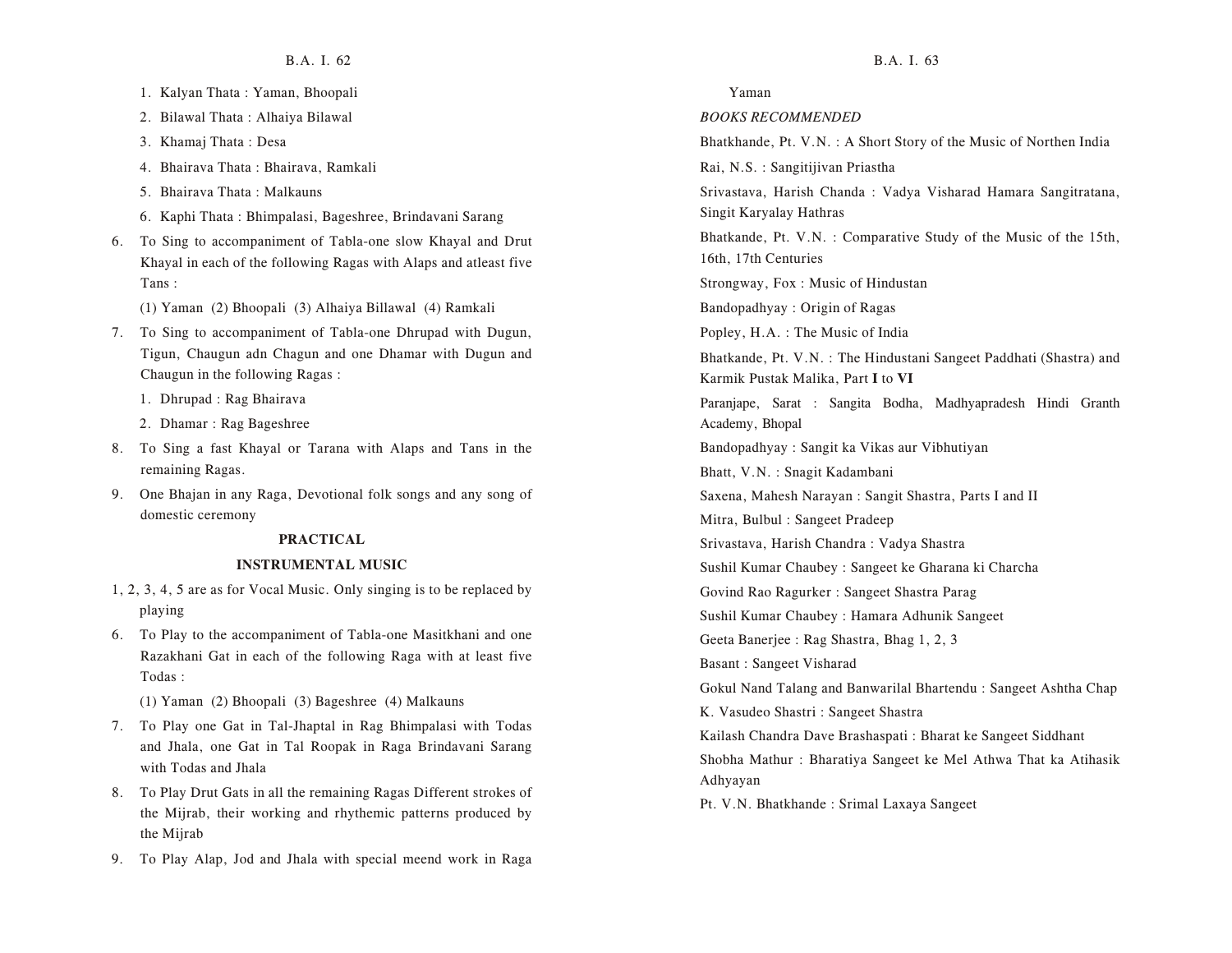1. Kalyan Thata : Yaman, Bhoopali
2. Bilawal Thata : Alhaiya Bilawal
3. Khamaj Thata : Desa
4. Bhairava Thata : Bhairava, Ramkali
5. Bhairava Thata : Malkauns
6. Kaphi Thata : Bhimpalasi, Bageshree, Brindavani Sarang

6. To Sing to accompaniment of Tabla-one slow Khayal and Drut Khayal in each of the following Ragas with Alaps and atleast five Tans :

   (1) Yaman (2) Bhoopali (3) Alhaiya Billawal (4) Ramkali

7. To Sing to accompaniment of Tabla-one Dhrupad with Dugun, Tigun, Chaugun adn Chagun and one Dhamar with Dugun and Chaugun in the following Ragas :

   1. Dhrupad : Rag Bhairava
   2. Dhamar : Rag Bageshree

8. To Sing a fast Khayal or Tarana with Alaps and Tans in the remaining Ragas.

9. One Bhajan in any Raga, Devotional folk songs and any song of domestic ceremony

**PRACTICAL**

**INSTRUMENTAL MUSIC**

1, 2, 3, 4, 5 are as for Vocal Music. Only singing is to be replaced by playing

6. To Play to the accompaniment of Tabla-one Masitkhani and one Razakhani Gat in each of the following Raga with at least five Todas :

   (1) Yaman (2) Bhoopali (3) Bageshree (4) Malkauns

7. To Play one Gat in Tal-Jhaptal in Rag Bhimpalasi with Todas and Jhala, one Gat in Tal Roopak in Raga Brindavani Sarang with Todas and Jhala

8. To Play Drut Gats in all the remaining Ragas Different strokes of the Mijrab, their working and rhythemic patterns produced by the Mijrab

9. To Play Alap, Jod and Jhala with special meend work in Raga Yaman

*BOOKS RECOMMENDED*

Bhatkhande, Pt. V.N. : A Short Story of the Music of Northen India

Rai, N.S. : Sangitijivan Priastha

Srivastava, Harish Chanda : Vadya Visharad Hamara Sangitratana, Singit Karyalay Hathras

Bhatkande, Pt. V.N. : Comparative Study of the Music of the 15th, 16th, 17th Centuries

Strongway, Fox : Music of Hindustan

Bandopadhyay : Origin of Ragas

Popley, H.A. : The Music of India

Bhatkande, Pt. V.N. : The Hindustani Sangeet Paddhati (Shastra) and Karmik Pustak Malika, Part **I** to **VI**

Paranjape, Sarat : Sangita Bodha, Madhyapradesh Hindi Granth Academy, Bhopal

Bandopadhyay : Sangit ka Vikas aur Vibhutiyan

Bhatt, V.N. : Snagit Kadambani

Saxena, Mahesh Narayan : Sangit Shastra, Parts I and II

Mitra, Bulbul : Sangeet Pradeep

Srivastava, Harish Chandra : Vadya Shastra

Sushil Kumar Chaubey : Sangeet ke Gharana ki Charcha

Govind Rao Ragurker : Sangeet Shastra Parag

Sushil Kumar Chaubey : Hamara Adhunik Sangeet

Geeta Banerjee : Rag Shastra, Bhag 1, 2, 3

Basant : Sangeet Visharad

Gokul Nand Talang and Banwarilal Bhartendu : Sangeet Ashtha Chap

K. Vasudeo Shastri : Sangeet Shastra

Kailash Chandra Dave Brashaspati : Bharat ke Sangeet Siddhant

Shobha Mathur : Bharatiya Sangeet ke Mel Athwa That ka Atihasik Adhyayan

Pt. V.N. Bhatkhande : Srimal Laxaya Sangeet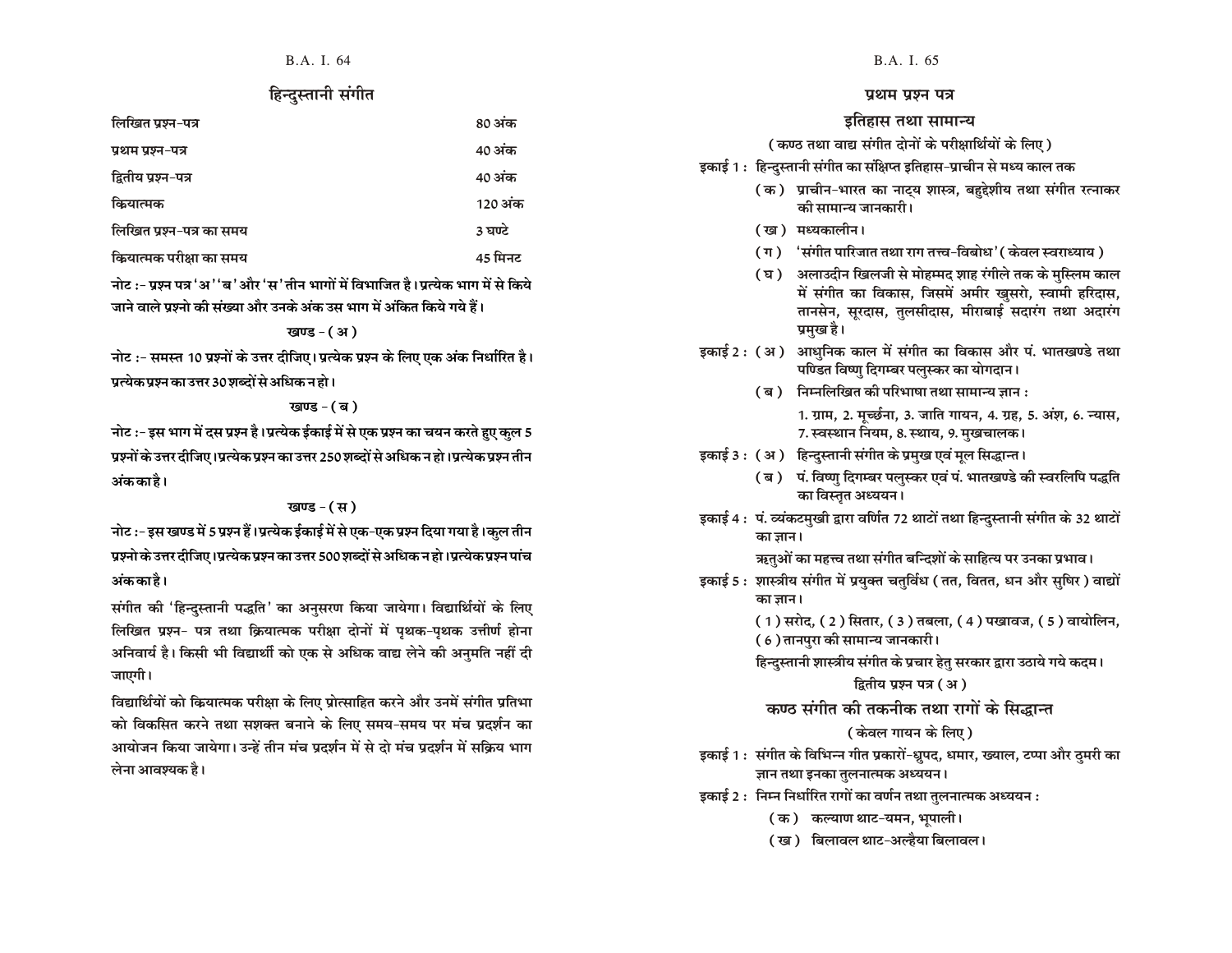## हिन्दुस्तानी संगीत

| | |
|---|---|
| लिखित प्रश्न-पत्र | 80 अंक |
| प्रथम प्रश्न-पत्र | 40 अंक |
| द्वितीय प्रश्न-पत्र | 40 अंक |
| क्रियात्मक | 120 अंक |
| लिखित प्रश्न-पत्र का समय | 3 घण्टे |
| क्रियात्मक परीक्षा का समय | 45 मिनट |

**नोट :- प्रश्न पत्र 'अ' 'ब' और 'स' तीन भागों में विभाजित है। प्रत्येक भाग में से किये जाने वाले प्रश्नो की संख्या और उनके अंक उस भाग में अंकित किये गये हैं।**

**खण्ड - ( अ )**

**नोट :- समस्त 10 प्रश्नों के उत्तर दीजिए। प्रत्येक प्रश्न के लिए एक अंक निर्धारित है। प्रत्येक प्रश्न का उत्तर 30 शब्दों से अधिक न हो।**

**खण्ड - ( ब )**

**नोट :- इस भाग में दस प्रश्न है। प्रत्येक ईकाई में से एक प्रश्न का चयन करते हुए कुल 5 प्रश्नों के उत्तर दीजिए। प्रत्येक प्रश्न का उत्तर 250 शब्दों से अधिक न हो। प्रत्येक प्रश्न तीन अंक का है।**

**खण्ड - ( स )**

**नोट :- इस खण्ड में 5 प्रश्न हैं। प्रत्येक ईकाई में से एक-एक प्रश्न दिया गया है। कुल तीन प्रश्नो के उत्तर दीजिए। प्रत्येक प्रश्न का उत्तर 500 शब्दों से अधिक न हो। प्रत्येक प्रश्न पांच अंक का है।**

संगीत की 'हिन्दुस्तानी पद्धति' का अनुसरण किया जायेगा। विद्यार्थियों के लिए लिखित प्रश्न- पत्र तथा क्रियात्मक परीक्षा दोनों में पृथक-पृथक उत्तीर्ण होना अनिवार्य है। किसी भी विद्यार्थी को एक से अधिक वाद्य लेने की अनुमति नहीं दी जाएगी।

विद्यार्थियों को क्रियात्मक परीक्षा के लिए प्रोत्साहित करने और उनमें संगीत प्रतिभा को विकसित करने तथा सशक्त बनाने के लिए समय-समय पर मंच प्रदर्शन का आयोजन किया जायेगा। उन्हें तीन मंच प्रदर्शन में से दो मंच प्रदर्शन में सक्रिय भाग लेना आवश्यक है।

## प्रथम प्रश्न पत्र

### इतिहास तथा सामान्य

( कण्ठ तथा वाद्य संगीत दोनों के परीक्षार्थियों के लिए )

इकाई 1 : हिन्दुस्तानी संगीत का संक्षिप्त इतिहास-प्राचीन से मध्य काल तक

- ( क ) प्राचीन-भारत का नाट्य शास्त्र, बहुद्देशीय तथा संगीत रत्नाकर की सामान्य जानकारी।
- ( ख ) मध्यकालीन।
- ( ग ) 'संगीत पारिजात तथा राग तत्त्व-विबोध' ( केवल स्वराध्याय )
- ( घ ) अलाउदीन खिलजी से मोहम्मद शाह रंगीले तक के मुस्लिम काल में संगीत का विकास, जिसमें अमीर खुसरो, स्वामी हरिदास, तानसेन, सूरदास, तुलसीदास, मीराबाई सदारंग तथा अदारंग प्रमुख है।

इकाई 2 : ( अ ) आधुनिक काल में संगीत का विकास और पं. भातखण्डे तथा पण्डित विष्णु दिगम्बर पलुस्कर का योगदान।

( ब ) निम्नलिखित की परिभाषा तथा सामान्य ज्ञान :

1. ग्राम, 2. मूर्च्छना, 3. जाति गायन, 4. ग्रह, 5. अंश, 6. न्यास, 7. स्वस्थान नियम, 8. स्थाय, 9. मुखचालक।

इकाई 3 : ( अ ) हिन्दुस्तानी संगीत के प्रमुख एवं मूल सिद्धान्त।

( ब ) पं. विष्णु दिगम्बर पलुस्कर एवं पं. भातखण्डे की स्वरलिपि पद्धति का विस्तृत अध्ययन।

इकाई 4 : पं. व्यंकटमुखी द्वारा वर्णित 72 थाटों तथा हिन्दुस्तानी संगीत के 32 थाटों का ज्ञान।

ऋतुओं का महत्त्व तथा संगीत बन्दिशों के साहित्य पर उनका प्रभाव।

इकाई 5 : शास्त्रीय संगीत में प्रयुक्त चतुर्विध ( तत, वितत, धन और सुषिर ) वाद्यों का ज्ञान।

( 1 ) सरोद, ( 2 ) सितार, ( 3 ) तबला, ( 4 ) पखावज, ( 5 ) वायोलिन, ( 6 ) तानपुरा की सामान्य जानकारी।

हिन्दुस्तानी शास्त्रीय संगीत के प्रचार हेतु सरकार द्वारा उठाये गये कदम।

## द्वितीय प्रश्न पत्र ( अ )

### कण्ठ संगीत की तकनीक तथा रागों के सिद्धान्त

( केवल गायन के लिए )

इकाई 1 : संगीत के विभिन्न गीत प्रकारों-ध्रुपद, धमार, ख्याल, टप्पा और ठुमरी का ज्ञान तथा इनका तुलनात्मक अध्ययन।

इकाई 2 : निम्न निर्धारित रागों का वर्णन तथा तुलनात्मक अध्ययन :

- ( क ) कल्याण थाट-यमन, भूपाली।
- ( ख ) बिलावल थाट-अल्हैया बिलावल।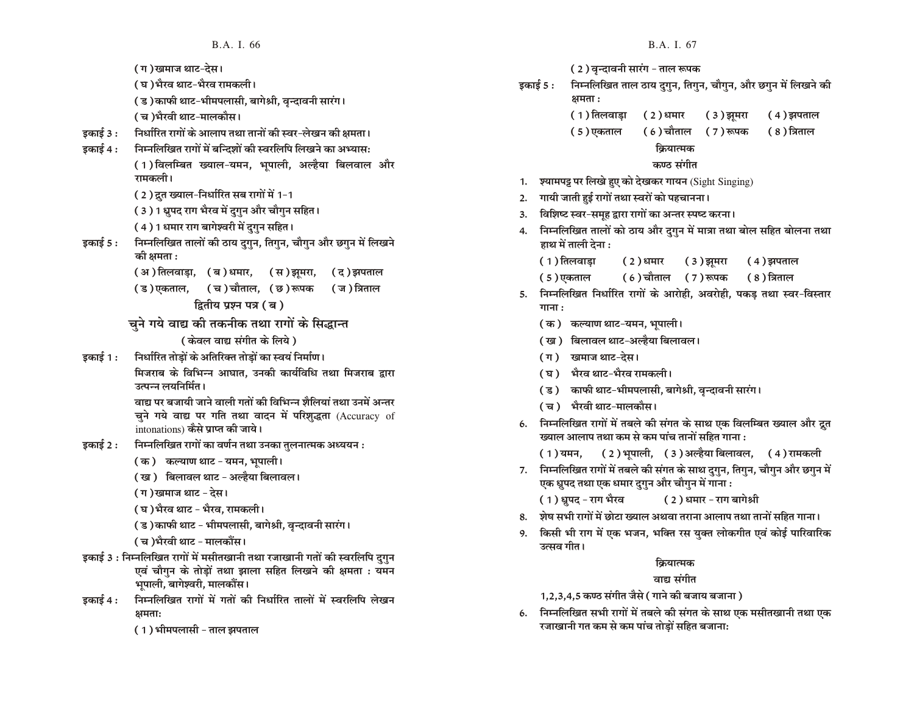(ग) खमाज थाट-देस।

(घ) भैरव थाट-भैरव रामकली।

(ड) काफी थाट-भीमपलासी, बागेश्री, वृन्दावनी सारंग।

(च) भैरवी थाट-मालकौस।

इकाई 3 : निर्धारित रागों के आलाप तथा तानों की स्वर-लेखन की क्षमता।

इकाई 4 : निम्नलिखित रागों में बन्दिशों की स्वरलिपि लिखने का अभ्यास:

(1) विलम्बित ख्याल-यमन, भूपाली, अल्हैया बिलवाल और रामकली।

(2) द्रुत ख्याल-निर्धारित सब रागों में 1-1

(3) 1 ध्रुपद राग भैरव में दुगुन और चौगुन सहित।

(4) 1 धमार राग बागेश्वरी में दुगुन सहित।

इकाई 5 : निम्नलिखित तालों की ठाय दुगुन, तिगुन, चौगुन और छगुन में लिखने की क्षमता :

(अ) तिलवाड़ा, (ब) धमार, (स) झूमरा, (द) झपताल

(ड) एकताल, (च) चौताल, (छ) रूपक (ज) त्रिताल

## द्वितीय प्रश्न पत्र (ब)

## चुने गये वाद्य की तकनीक तथा रागों के सिद्धान्त

### (केवल वाद्य संगीत के लिये)

इकाई 1 : निर्धारित तोड़ों के अतिरिक्त तोड़ों का स्वयं निर्माण।

मिजराब के विभिन्न आघात, उनकी कार्यविधि तथा मिजराब द्वारा उत्पन्न लयनिर्मित।

वाद्य पर बजायी जाने वाली गतों की विभिन्न शैलियां तथा उनमें अन्तर चुने गये वाद्य पर गति तथा वादन में परिशुद्धता (Accuracy of intonations) कैसे प्राप्त की जाये।

इकाई 2 : निम्नलिखित रागों का वर्णन तथा उनका तुलनात्मक अध्ययन :

(क) कल्याण थाट - यमन, भूपाली।

(ख) बिलावल थाट - अल्हैया बिलावल।

(ग) खमाज थाट - देस।

(घ) भैरव थाट - भैरव, रामकली।

(ड) काफी थाट - भीमपलासी, बागेश्री, वृन्दावनी सारंग।

(च) भैरवी थाट - मालकौंस।

इकाई 3 : निम्नलिखित रागों में मसीतखानी तथा रजाखानी गतों की स्वरलिपि दुगुन एवं चौगुन के तोड़ों तथा झाला सहित लिखने की क्षमता : यमन भूपाली, बागेश्वरी, मालकौंस।

इकाई 4 : निम्नलिखित रागों में गतों की निर्धारित तालों में स्वरलिपि लेखन क्षमता:

(1) भीमपलासी - ताल झपताल

(2) वृन्दावनी सारंग - ताल रूपक

इकाई 5 : निम्नलिखित ताल ठाय दुगुन, तिगुन, चौगुन, और छगुन में लिखने की क्षमता :

(1) तिलवाड़ा (2) धमार (3) झूमरा (4) झपताल

(5) एकताल (6) चौताल (7) रूपक (8) त्रिताल

## क्रियात्मक

### कण्ठ संगीत

1. श्यामपट्ट पर लिखे हुए को देखकर गायन (Sight Singing)
2. गायी जाती हुई रागों तथा स्वरों को पहचानना।
3. विशिष्ट स्वर-समूह द्वारा रागों का अन्तर स्पष्ट करना।
4. निम्नलिखित तालों को ठाय और दुगुन में मात्रा तथा बोल सहित बोलना तथा हाथ में ताली देना :

   (1) तिलवाड़ा (2) धमार (3) झूमरा (4) झपताल

   (5) एकताल (6) चौताल (7) रूपक (8) त्रिताल
5. निम्नलिखित निर्धारित रागों के आरोही, अवरोही, पकड़ तथा स्वर-विस्तार गाना :

   (क) कल्याण थाट-यमन, भूपाली।

   (ख) बिलावल थाट-अल्हैया बिलावल।

   (ग) खमाज थाट-देस।

   (घ) भैरव थाट-भैरव रामकली।

   (ड) काफी थाट-भीमपलासी, बागेश्री, वृन्दावनी सारंग।

   (च) भैरवी थाट-मालकौस।
6. निम्नलिखित रागों में तबले की संगत के साथ एक विलम्बित ख्याल और द्रुत ख्याल आलाप तथा कम से कम पांच तानों सहित गाना :

   (1) यमन, (2) भूपाली, (3) अल्हैया बिलावल, (4) रामकली
7. निम्नलिखित रागों में तबले की संगत के साथ दुगुन, तिगुन, चौगुन और छगुन में एक ध्रुपद तथा एक धमार दुगुन और चौगुन में गाना :

   (1) ध्रुपद - राग भैरव (2) धमार - राग बागेश्री
8. शेष सभी रागों में छोटा ख्याल अथवा तराना आलाप तथा तानों सहित गाना।
9. किसी भी राग में एक भजन, भक्ति रस युक्त लोकगीत एवं कोई पारिवारिक उत्सव गीत।

## क्रियात्मक

### वाद्य संगीत

1,2,3,4,5 कण्ठ संगीत जैसे (गाने की बजाय बजाना)

6. निम्नलिखित सभी रागों में तबले की संगत के साथ एक मसीतखानी तथा एक रजाखानी गत कम से कम पांच तोड़ों सहित बजाना: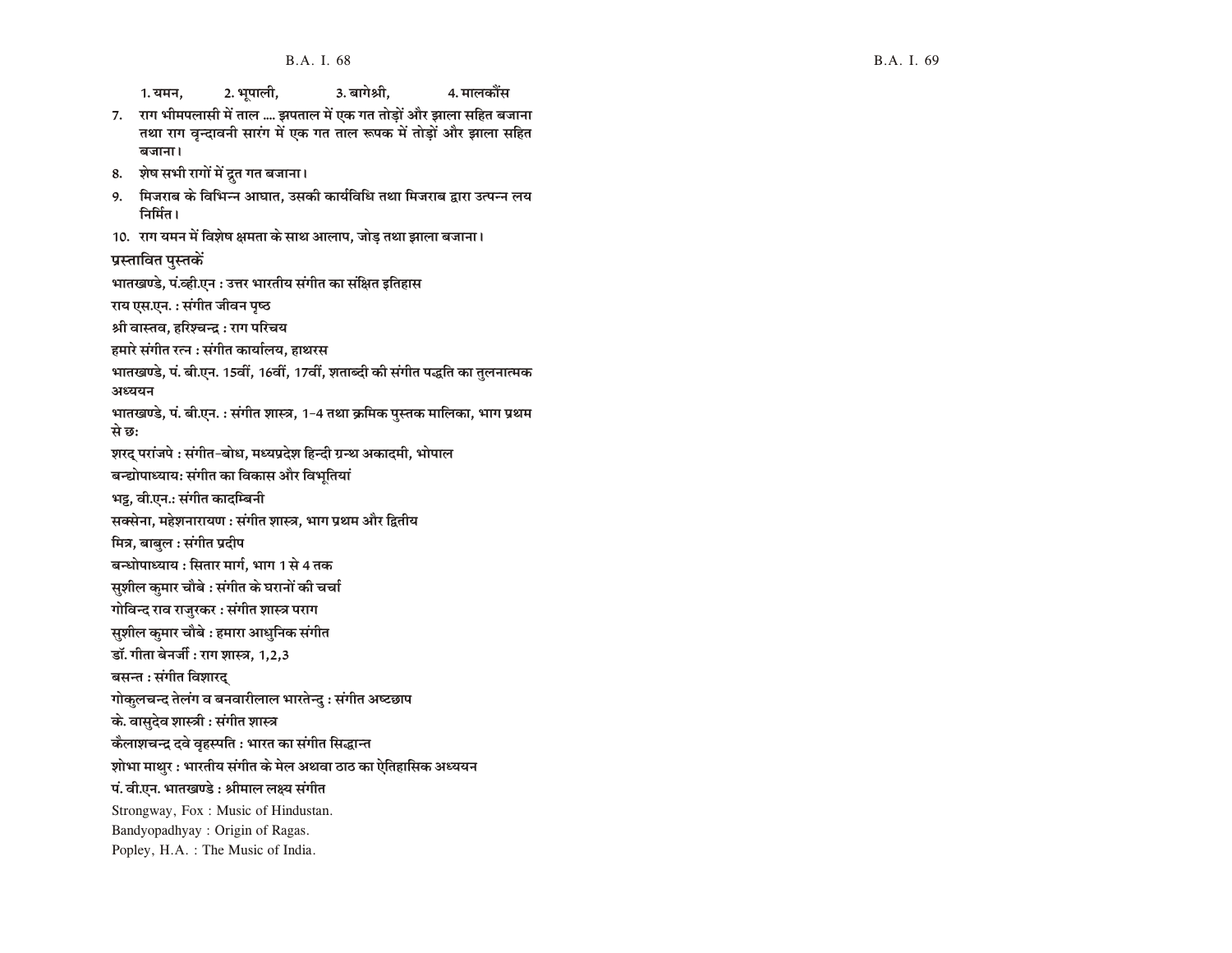1. यमन, 2. भूपाली, 3. बागेश्री, 4. मालकौंस

7. राग भीमपलासी में ताल .... झपताल में एक गत तोड़ों और झाला सहित बजाना तथा राग वृन्दावनी सारंग में एक गत ताल रूपक में तोड़ों और झाला सहित बजाना।
8. शेष सभी रागों में द्रुत गत बजाना।
9. मिजराब के विभिन्न आघात, उसकी कार्यविधि तथा मिजराब द्वारा उत्पन्न लय निर्मित।
10. राग यमन में विशेष क्षमता के साथ आलाप, जोड़ तथा झाला बजाना।

**प्रस्तावित पुस्तकें**

भातखण्डे, पं.व्ही.एन : उत्तर भारतीय संगीत का संक्षित इतिहास

राय एस.एन. : संगीत जीवन पृष्ठ

श्री वास्तव, हरिश्चन्द्र : राग परिचय

हमारे संगीत रत्न : संगीत कार्यालय, हाथरस

भातखण्डे, पं. बी.एन. 15वीं, 16वीं, 17वीं, शताब्दी की संगीत पद्धति का तुलनात्मक अध्ययन

भातखण्डे, पं. बी.एन. : संगीत शास्त्र, 1-4 तथा क्रमिक पुस्तक मालिका, भाग प्रथम से छः

शरद् परांजपे : संगीत-बोध, मध्यप्रदेश हिन्दी ग्रन्थ अकादमी, भोपाल

बन्द्योपाध्याय: संगीत का विकास और विभूतियां

भट्ट, वी.एन.: संगीत कादम्बिनी

सक्सेना, महेशनारायण : संगीत शास्त्र, भाग प्रथम और द्वितीय

मित्र, बाबुल : संगीत प्रदीप

बन्धोपाध्याय : सितार मार्ग, भाग 1 से 4 तक

सुशील कुमार चौबे : संगीत के घरानों की चर्चा

गोविन्द राव राजुरकर : संगीत शास्त्र पराग

सुशील कुमार चौबे : हमारा आधुनिक संगीत

डॉ. गीता बेनर्जी : राग शास्त्र, 1,2,3

बसन्त : संगीत विशारद्

गोकुलचन्द तेलंग व बनवारीलाल भारतेन्दु : संगीत अष्टछाप

के. वासुदेव शास्त्री : संगीत शास्त्र

कैलाशचन्द्र दवे वृहस्पति : भारत का संगीत सिद्धान्त

शोभा माथुर : भारतीय संगीत के मेल अथवा ठाठ का ऐतिहासिक अध्ययन

पं. वी.एन. भातखण्डे : श्रीमाल लक्ष्य संगीत

Strongway, Fox : Music of Hindustan.

Bandyopadhyay : Origin of Ragas.

Popley, H.A. : The Music of India.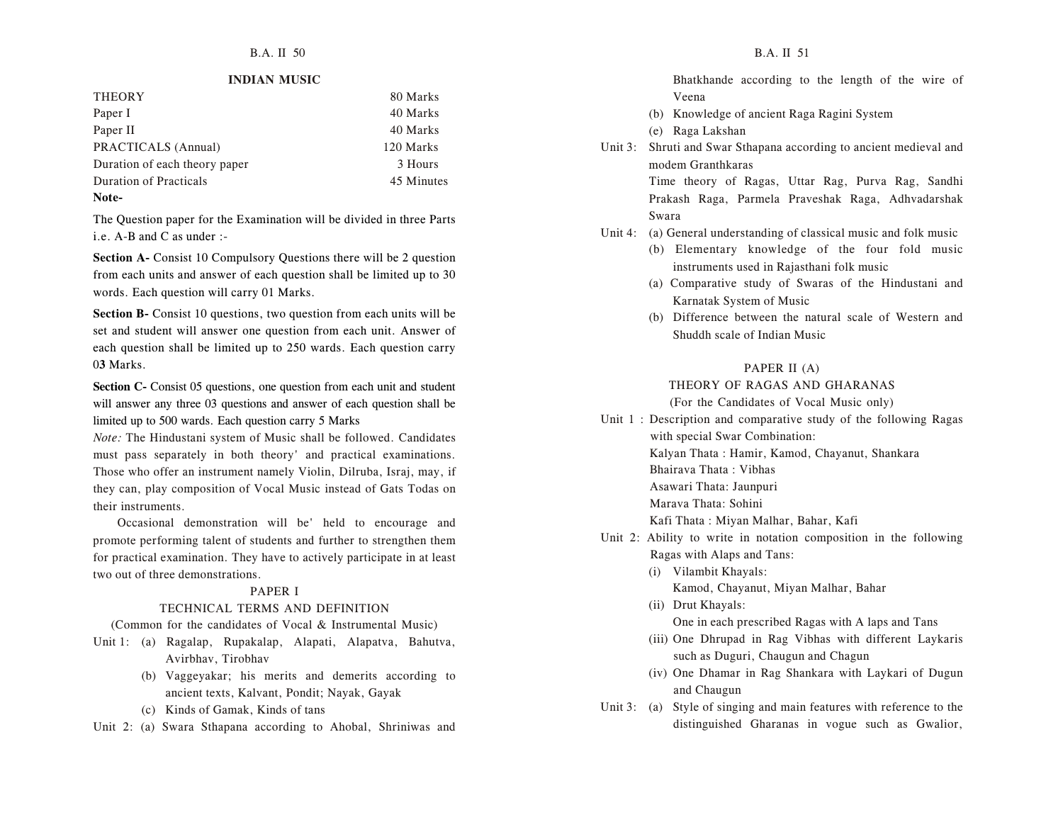## INDIAN MUSIC

| | |
|---|---|
| THEORY | 80 Marks |
| Paper I | 40 Marks |
| Paper II | 40 Marks |
| PRACTICALS (Annual) | 120 Marks |
| Duration of each theory paper | 3 Hours |
| Duration of Practicals | 45 Minutes |

**Note-**

The Question paper for the Examination will be divided in three Parts i.e. A-B and C as under :-

**Section A-** Consist 10 Compulsory Questions there will be 2 question from each units and answer of each question shall be limited up to 30 words. Each question will carry 01 Marks.

**Section B-** Consist 10 questions, two question from each units will be set and student will answer one question from each unit. Answer of each question shall be limited up to 250 wards. Each question carry 0**3** Marks.

**Section C-** Consist 05 questions, one question from each unit and student will answer any three 03 questions and answer of each question shall be limited up to 500 wards. Each question carry 5 Marks

*Note:* The Hindustani system of Music shall be followed. Candidates must pass separately in both theory' and practical examinations. Those who offer an instrument namely Violin, Dilruba, Israj, may, if they can, play composition of Vocal Music instead of Gats Todas on their instruments.

Occasional demonstration will be' held to encourage and promote performing talent of students and further to strengthen them for practical examination. They have to actively participate in at least two out of three demonstrations.

### PAPER I
### TECHNICAL TERMS AND DEFINITION
(Common for the candidates of Vocal & Instrumental Music)

Unit 1:
- (a) Ragalap, Rupakalap, Alapati, Alapatva, Bahutva, Avirbhav, Tirobhav
- (b) Vaggeyakar; his merits and demerits according to ancient texts, Kalvant, Pondit; Nayak, Gayak
- (c) Kinds of Gamak, Kinds of tans

Unit 2:
- (a) Swara Sthapana according to Ahobal, Shriniwas and Bhatkhande according to the length of the wire of Veena
- (b) Knowledge of ancient Raga Ragini System
- (e) Raga Lakshan

Unit 3: Shruti and Swar Sthapana according to ancient medieval and modem Granthkaras

Time theory of Ragas, Uttar Rag, Purva Rag, Sandhi Prakash Raga, Parmela Praveshak Raga, Adhvadarshak Swara

Unit 4:
- (a) General understanding of classical music and folk music
- (b) Elementary knowledge of the four fold music instruments used in Rajasthani folk music
- (a) Comparative study of Swaras of the Hindustani and Karnatak System of Music
- (b) Difference between the natural scale of Western and Shuddh scale of Indian Music

### PAPER II (A)
### THEORY OF RAGAS AND GHARANAS
(For the Candidates of Vocal Music only)

Unit 1 : Description and comparative study of the following Ragas with special Swar Combination:

Kalyan Thata : Hamir, Kamod, Chayanut, Shankara
Bhairava Thata : Vibhas
Asawari Thata: Jaunpuri
Marava Thata: Sohini
Kafi Thata : Miyan Malhar, Bahar, Kafi

Unit 2: Ability to write in notation composition in the following Ragas with Alaps and Tans:

- (i) Vilambit Khayals:
  Kamod, Chayanut, Miyan Malhar, Bahar
- (ii) Drut Khayals:
  One in each prescribed Ragas with A laps and Tans
- (iii) One Dhrupad in Rag Vibhas with different Laykaris such as Duguri, Chaugun and Chagun
- (iv) One Dhamar in Rag Shankara with Laykari of Dugun and Chaugun

Unit 3:
- (a) Style of singing and main features with reference to the distinguished Gharanas in vogue such as Gwalior,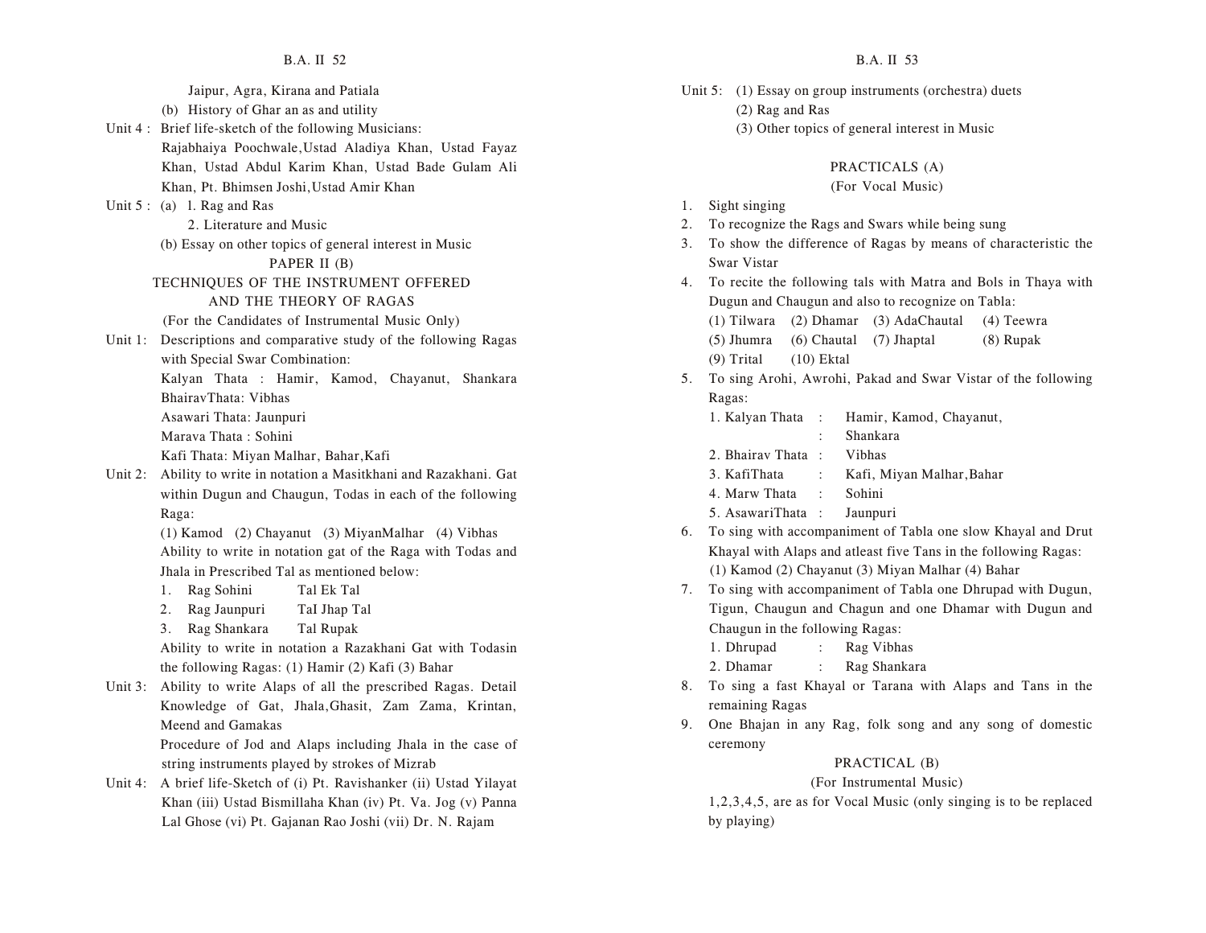Jaipur, Agra, Kirana and Patiala

(b) History of Ghar an as and utility

Unit 4 : Brief life-sketch of the following Musicians:
Rajabhaiya Poochwale,Ustad Aladiya Khan, Ustad Fayaz Khan, Ustad Abdul Karim Khan, Ustad Bade Gulam Ali Khan, Pt. Bhimsen Joshi,Ustad Amir Khan

Unit 5 : (a) 1. Rag and Ras
2. Literature and Music
(b) Essay on other topics of general interest in Music

## PAPER II (B)

## TECHNIQUES OF THE INSTRUMENT OFFERED AND THE THEORY OF RAGAS

(For the Candidates of Instrumental Music Only)

Unit 1: Descriptions and comparative study of the following Ragas with Special Swar Combination:
Kalyan Thata : Hamir, Kamod, Chayanut, Shankara
BhairavThata: Vibhas
Asawari Thata: Jaunpuri
Marava Thata : Sohini
Kafi Thata: Miyan Malhar, Bahar,Kafi

Unit 2: Ability to write in notation a Masitkhani and Razakhani. Gat within Dugun and Chaugun, Todas in each of the following Raga:
(1) Kamod (2) Chayanut (3) MiyanMalhar (4) Vibhas
Ability to write in notation gat of the Raga with Todas and Jhala in Prescribed Tal as mentioned below:

1. Rag Sohini Tal Ek Tal
2. Rag Jaunpuri TaI Jhap Tal
3. Rag Shankara Tal Rupak

Ability to write in notation a Razakhani Gat with Todasin the following Ragas: (1) Hamir (2) Kafi (3) Bahar

Unit 3: Ability to write Alaps of all the prescribed Ragas. Detail Knowledge of Gat, Jhala,Ghasit, Zam Zama, Krintan, Meend and Gamakas
Procedure of Jod and Alaps including Jhala in the case of string instruments played by strokes of Mizrab

Unit 4: A brief life-Sketch of (i) Pt. Ravishanker (ii) Ustad Yilayat Khan (iii) Ustad Bismillaha Khan (iv) Pt. Va. Jog (v) Panna Lal Ghose (vi) Pt. Gajanan Rao Joshi (vii) Dr. N. Rajam

Unit 5: (1) Essay on group instruments (orchestra) duets
(2) Rag and Ras
(3) Other topics of general interest in Music

## PRACTICALS (A)

(For Vocal Music)

1. Sight singing
2. To recognize the Rags and Swars while being sung
3. To show the difference of Ragas by means of characteristic the Swar Vistar
4. To recite the following tals with Matra and Bols in Thaya with Dugun and Chaugun and also to recognize on Tabla:
   (1) Tilwara (2) Dhamar (3) AdaChautal (4) Teewra
   (5) Jhumra (6) Chautal (7) Jhaptal (8) Rupak
   (9) Trital (10) Ektal
5. To sing Arohi, Awrohi, Pakad and Swar Vistar of the following Ragas:
   1. Kalyan Thata : Hamir, Kamod, Chayanut,
      : Shankara
   2. Bhairav Thata : Vibhas
   3. KafiThata : Kafi, Miyan Malhar,Bahar
   4. Marw Thata : Sohini
   5. AsawariThata : Jaunpuri
6. To sing with accompaniment of Tabla one slow Khayal and Drut Khayal with Alaps and atleast five Tans in the following Ragas:
   (1) Kamod (2) Chayanut (3) Miyan Malhar (4) Bahar
7. To sing with accompaniment of Tabla one Dhrupad with Dugun, Tigun, Chaugun and Chagun and one Dhamar with Dugun and Chaugun in the following Ragas:
   1. Dhrupad : Rag Vibhas
   2. Dhamar : Rag Shankara
8. To sing a fast Khayal or Tarana with Alaps and Tans in the remaining Ragas
9. One Bhajan in any Rag, folk song and any song of domestic ceremony

## PRACTICAL (B)

(For Instrumental Music)

1,2,3,4,5, are as for Vocal Music (only singing is to be replaced by playing)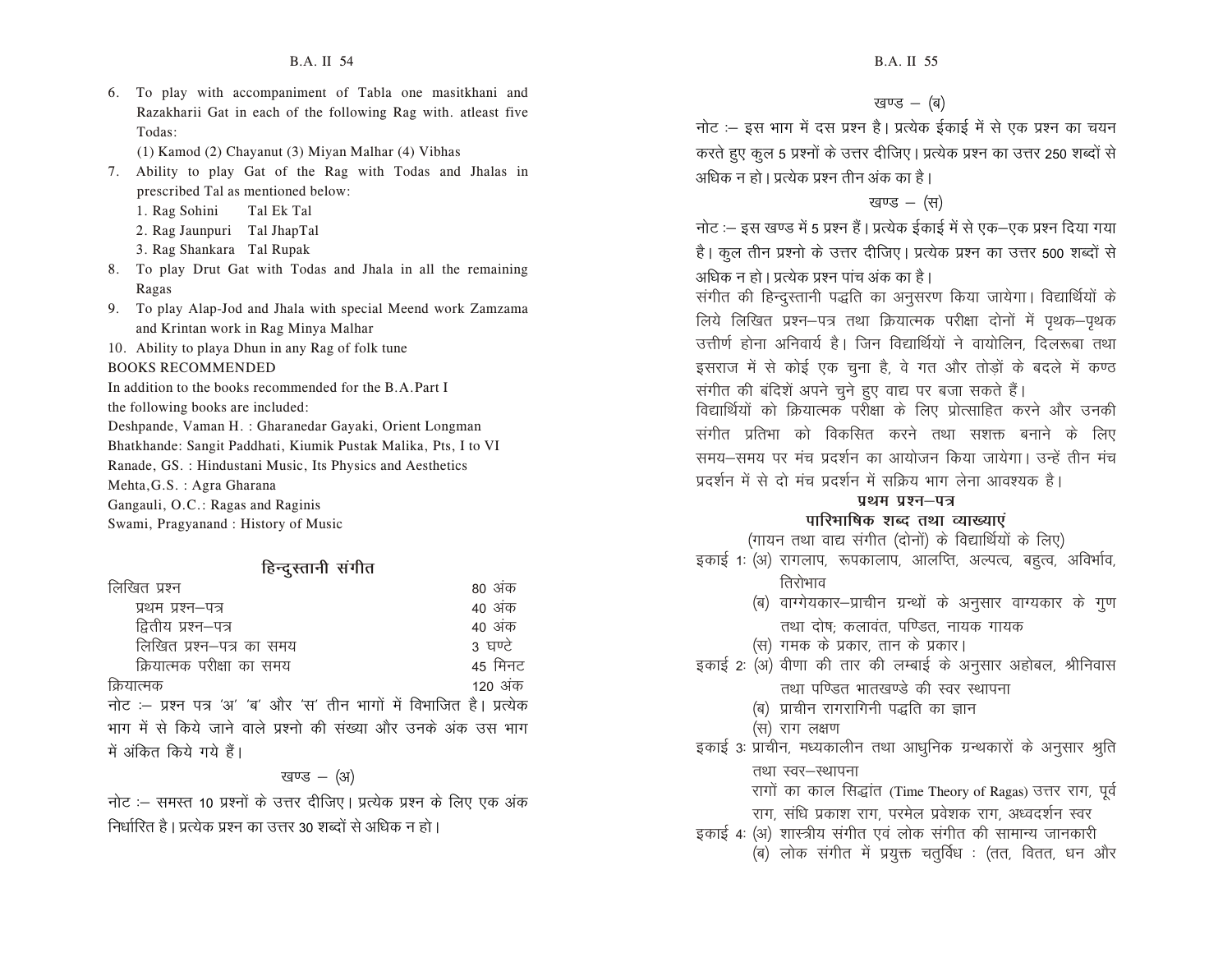6. To play with accompaniment of Tabla one masitkhani and Razakharii Gat in each of the following Rag with. atleast five Todas:

   (1) Kamod (2) Chayanut (3) Miyan Malhar (4) Vibhas

7. Ability to play Gat of the Rag with Todas and Jhalas in prescribed Tal as mentioned below:

   1. Rag Sohini  Tal Ek Tal
   2. Rag Jaunpuri  Tal JhapTal
   3. Rag Shankara  Tal Rupak

8. To play Drut Gat with Todas and Jhala in all the remaining Ragas

9. To play Alap-Jod and Jhala with special Meend work Zamzama and Krintan work in Rag Minya Malhar

10. Ability to playa Dhun in any Rag of folk tune

BOOKS RECOMMENDED

In addition to the books recommended for the B.A.Part I the following books are included:

Deshpande, Vaman H. : Gharanedar Gayaki, Orient Longman

Bhatkhande: Sangit Paddhati, Kiumik Pustak Malika, Pts, I to VI

Ranade, GS. : Hindustani Music, Its Physics and Aesthetics

Mehta,G.S. : Agra Gharana

Gangauli, O.C.: Ragas and Raginis

Swami, Pragyanand : History of Music

## हिन्दुस्तानी संगीत

| | |
|---|---|
| लिखित प्रश्न | 80 अंक |
| प्रथम प्रश्न–पत्र | 40 अंक |
| द्वितीय प्रश्न–पत्र | 40 अंक |
| लिखित प्रश्न–पत्र का समय | 3 घण्टे |
| क्रियात्मक परीक्षा का समय | 45 मिनट |
| क्रियात्मक | 120 अंक |

नोट :– प्रश्न पत्र 'अ' 'ब' और 'स' तीन भागों में विभाजित है। प्रत्येक भाग में से किये जाने वाले प्रश्नो की संख्या और उनके अंक उस भाग में अंकित किये गये हैं।

खण्ड – (अ)

नोट :– समस्त 10 प्रश्नों के उत्तर दीजिए। प्रत्येक प्रश्न के लिए एक अंक निर्धारित है। प्रत्येक प्रश्न का उत्तर 30 शब्दों से अधिक न हो।

खण्ड – (ब)

नोट :– इस भाग में दस प्रश्न है। प्रत्येक ईकाई में से एक प्रश्न का चयन करते हुए कुल 5 प्रश्नों के उत्तर दीजिए। प्रत्येक प्रश्न का उत्तर 250 शब्दों से अधिक न हो। प्रत्येक प्रश्न तीन अंक का है।

खण्ड – (स)

नोट :– इस खण्ड में 5 प्रश्न हैं। प्रत्येक ईकाई में से एक–एक प्रश्न दिया गया है। कुल तीन प्रश्नो के उत्तर दीजिए। प्रत्येक प्रश्न का उत्तर 500 शब्दों से अधिक न हो। प्रत्येक प्रश्न पांच अंक का है।

संगीत की हिन्दुस्तानी पद्धति का अनुसरण किया जायेगा। विद्यार्थियों के लिये लिखित प्रश्न–पत्र तथा क्रियात्मक परीक्षा दोनों में पृथक–पृथक उत्तीर्ण होना अनिवार्य है। जिन विद्यार्थियों ने वायोलिन, दिलरूबा तथा इसराज में से कोई एक चुना है, वे गत और तोड़ों के बदले में कण्ठ संगीत की बंदिशें अपने चुने हुए वाद्य पर बजा सकते हैं।

विद्यार्थियों को क्रियात्मक परीक्षा के लिए प्रोत्साहित करने और उनकी संगीत प्रतिभा को विकसित करने तथा सशक्त बनाने के लिए समय–समय पर मंच प्रदर्शन का आयोजन किया जायेगा। उन्हें तीन मंच प्रदर्शन में से दो मंच प्रदर्शन में सक्रिय भाग लेना आवश्यक है।

### प्रथम प्रश्न–पत्र

### पारिभाषिक शब्द तथा व्याख्याएं

(गायन तथा वाद्य संगीत (दोनों) के विद्यार्थियों के लिए)

इकाई 1: (अ) रागलाप, रूपकालाप, आलप्ति, अल्पत्व, बहुत्व, अविर्भाव, तिरोभाव

(ब) वाग्गेयकार–प्राचीन ग्रन्थों के अनुसार वाग्यकार के गुण तथा दोष; कलावंत, पण्डित, नायक गायक

(स) गमक के प्रकार, तान के प्रकार।

इकाई 2: (अ) वीणा की तार की लम्बाई के अनुसार अहोबल, श्रीनिवास तथा पण्डित भातखण्डे की स्वर स्थापना

(ब) प्राचीन रागरागिनी पद्धति का ज्ञान

(स) राग लक्षण

इकाई 3: प्राचीन, मध्यकालीन तथा आधुनिक ग्रन्थकारों के अनुसार श्रुति तथा स्वर–स्थापना

रागों का काल सिद्धांत (Time Theory of Ragas) उत्तर राग, पूर्व राग, संधि प्रकाश राग, परमेल प्रवेशक राग, अध्वदर्शन स्वर

इकाई 4: (अ) शास्त्रीय संगीत एवं लोक संगीत की सामान्य जानकारी

(ब) लोक संगीत में प्रयुक्त चतुर्विध : (तत, वितत, धन और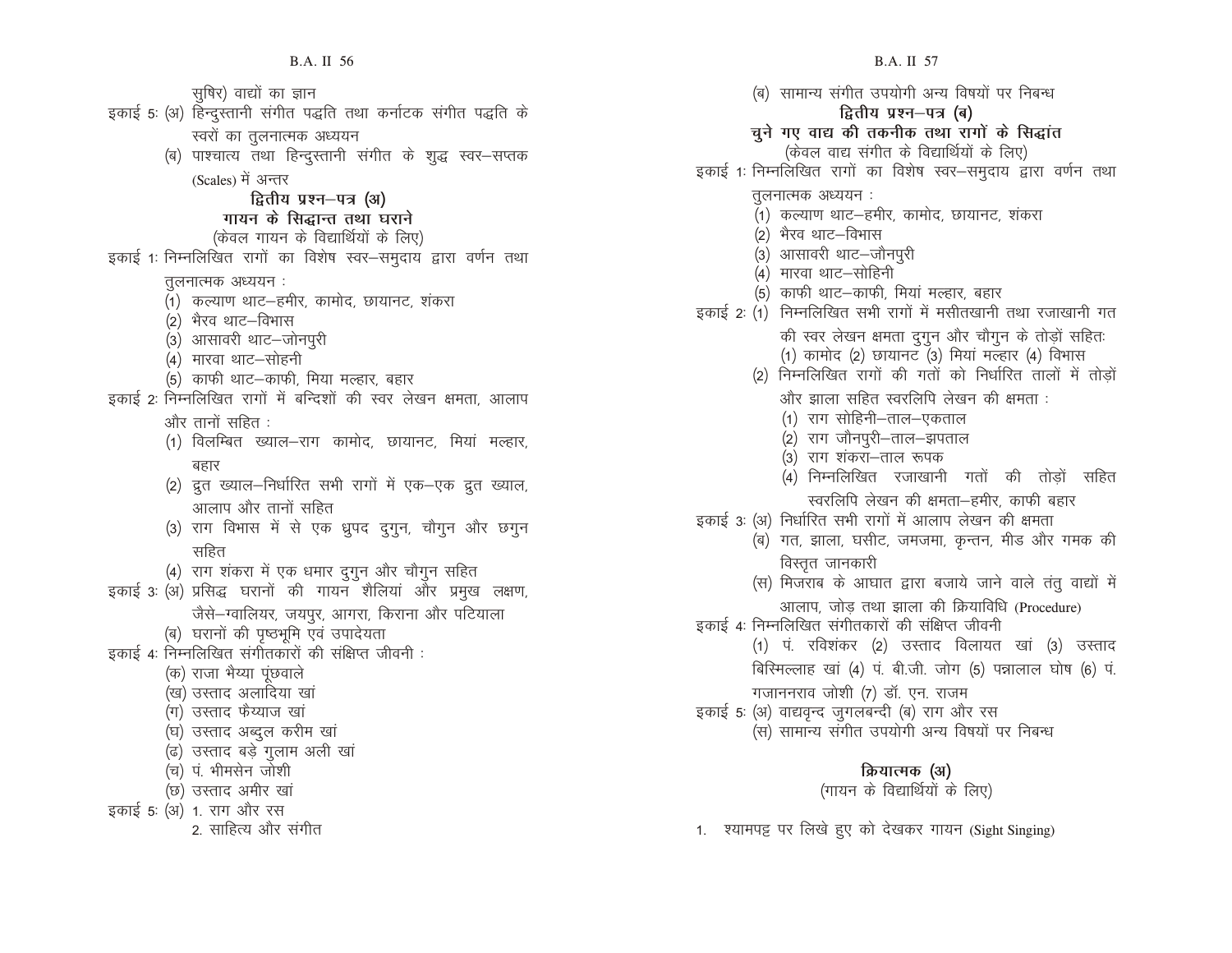सुषिर) वाद्यों का ज्ञान

इकाई 5: (अ) हिन्दुस्तानी संगीत पद्धति तथा कर्नाटक संगीत पद्धति के स्वरों का तुलनात्मक अध्ययन

(ब) पाश्चात्य तथा हिन्दुस्तानी संगीत के शुद्ध स्वर–सप्तक (Scales) में अन्तर

## द्वितीय प्रश्न–पत्र (अ)

## गायन के सिद्धान्त तथा घराने

(केवल गायन के विद्यार्थियों के लिए)

इकाई 1: निम्नलिखित रागों का विशेष स्वर–समुदाय द्वारा वर्णन तथा तुलनात्मक अध्ययन :

(1) कल्याण थाट–हमीर, कामोद, छायानट, शंकरा

(2) भैरव थाट–विभास

(3) आसावरी थाट–जोनपुरी

(4) मारवा थाट–सोहनी

(5) काफी थाट–काफी, मिया मल्हार, बहार

इकाई 2: निम्नलिखित रागों में बन्दिशों की स्वर लेखन क्षमता, आलाप और तानों सहित :

(1) विलम्बित ख्याल–राग कामोद, छायानट, मियां मल्हार, बहार

(2) द्रुत ख्याल–निर्धारित सभी रागों में एक–एक द्रुत ख्याल, आलाप और तानों सहित

(3) राग विभास में से एक ध्रुपद दुगुन, चौगुन और छगुन सहित

(4) राग शंकरा में एक धमार दुगुन और चौगुन सहित

इकाई 3: (अ) प्रसिद्ध घरानों की गायन शैलियां और प्रमुख लक्षण, जैसे–ग्वालियर, जयपुर, आगरा, किराना और पटियाला

(ब) घरानों की पृष्ठभूमि एवं उपादेयता

इकाई 4: निम्नलिखित संगीतकारों की संक्षिप्त जीवनी :

(क) राजा भैय्या पूंछवाले

(ख) उस्ताद अलादिया खां

(ग) उस्ताद फैय्याज खां

(घ) उस्ताद अब्दुल करीम खां

(ढ) उस्ताद बड़े गुलाम अली खां

(च) पं. भीमसेन जोशी

(छ) उस्ताद अमीर खां

इकाई 5: (अ) 1. राग और रस

2. साहित्य और संगीत

(ब) सामान्य संगीत उपयोगी अन्य विषयों पर निबन्ध

## द्वितीय प्रश्न–पत्र (ब)

## चुने गए वाद्य की तकनीक तथा रागों के सिद्धांत

(केवल वाद्य संगीत के विद्यार्थियों के लिए)

इकाई 1: निम्नलिखित रागों का विशेष स्वर–समुदाय द्वारा वर्णन तथा तुलनात्मक अध्ययन :

(1) कल्याण थाट–हमीर, कामोद, छायानट, शंकरा

(2) भैरव थाट–विभास

(3) आसावरी थाट–जौनपुरी

(4) मारवा थाट–सोहिनी

(5) काफी थाट–काफी, मियां मल्हार, बहार

इकाई 2: (1) निम्नलिखित सभी रागों में मसीतखानी तथा रजाखानी गत की स्वर लेखन क्षमता दुगुन और चौगुन के तोड़ों सहितः

(1) कामोद (2) छायानट (3) मियां मल्हार (4) विभास

(2) निम्नलिखित रागों की गतों को निर्धारित तालों में तोड़ों और झाला सहित स्वरलिपि लेखन की क्षमता :

(1) राग सोहिनी–ताल–एकताल

(2) राग जौनपुरी–ताल–झपताल

(3) राग शंकरा–ताल रूपक

(4) निम्नलिखित रजाखानी गतों की तोड़ों सहित स्वरलिपि लेखन की क्षमता–हमीर, काफी बहार

इकाई 3: (अ) निर्धारित सभी रागों में आलाप लेखन की क्षमता

(ब) गत, झाला, घसीट, जमजमा, कृन्तन, मीड और गमक की विस्तृत जानकारी

(स) मिजराब के आघात द्वारा बजाये जाने वाले तंतु वाद्यों में आलाप, जोड़ तथा झाला की क्रियाविधि (Procedure)

इकाई 4: निम्नलिखित संगीतकारों की संक्षिप्त जीवनी

(1) पं. रविशंकर (2) उस्ताद विलायत खां (3) उस्ताद बिस्मिल्लाह खां (4) पं. बी.जी. जोग (5) पन्नालाल घोष (6) पं. गजाननराव जोशी (7) डॉ. एन. राजम

इकाई 5: (अ) वाद्यवृन्द जुगलबन्दी (ब) राग और रस

(स) सामान्य संगीत उपयोगी अन्य विषयों पर निबन्ध

## क्रियात्मक (अ)

(गायन के विद्यार्थियों के लिए)

1. श्यामपट्ट पर लिखे हुए को देखकर गायन (Sight Singing)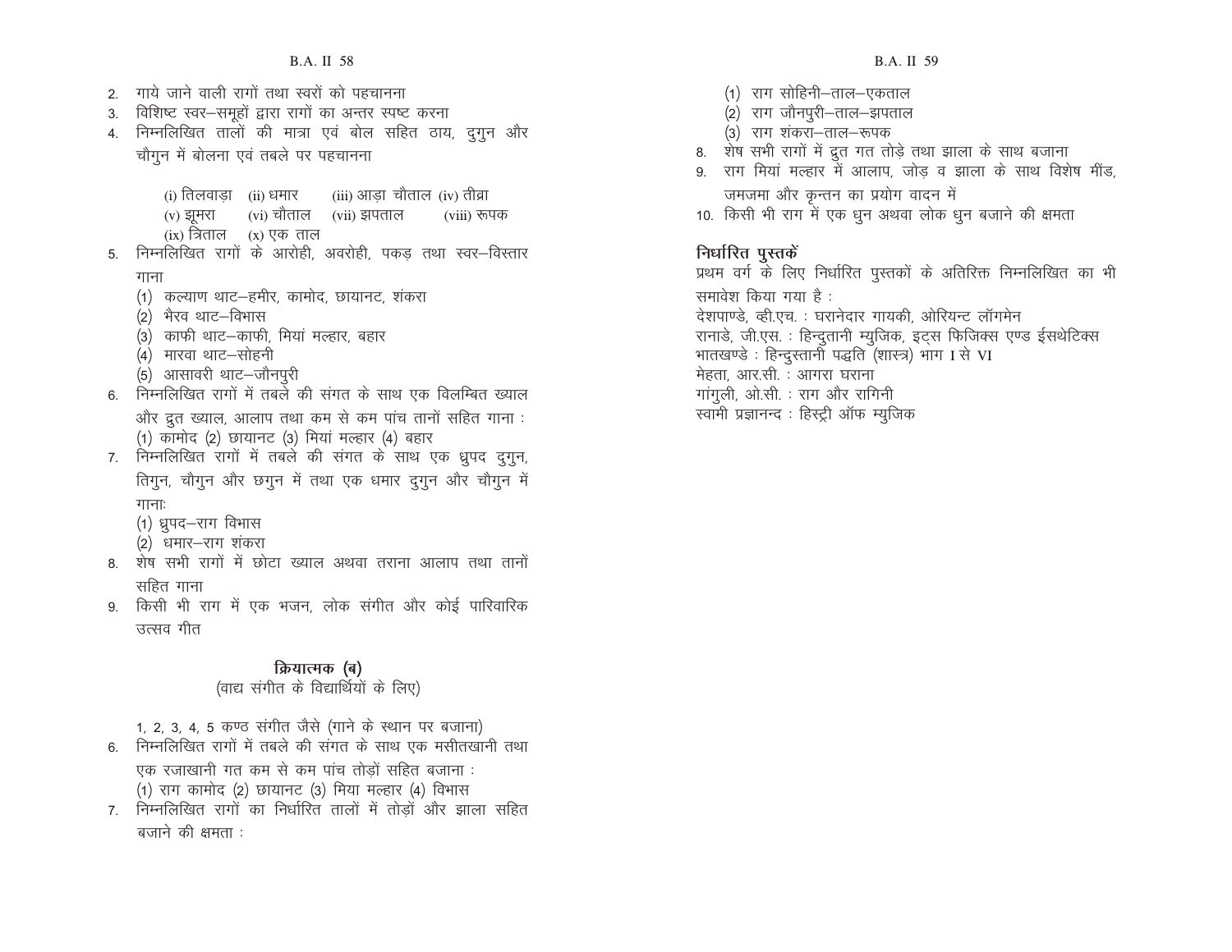2. गाये जाने वाली रागों तथा स्वरों को पहचानना
3. विशिष्ट स्वर–समूहों द्वारा रागों का अन्तर स्पष्ट करना
4. निम्नलिखित तालों की मात्रा एवं बोल सहित ठाय, दुगुन और चौगुन में बोलना एवं तबले पर पहचानना

   (i) तिलवाड़ा (ii) धमार (iii) आड़ा चौताल (iv) तीव्रा
   (v) झूमरा (vi) चौताल (vii) झपताल (viii) रूपक
   (ix) त्रिताल (x) एक ताल

5. निम्नलिखित रागों के आरोही, अवरोही, पकड़ तथा स्वर–विस्तार गाना
   (1) कल्याण थाट–हमीर, कामोद, छायानट, शंकरा
   (2) भैरव थाट–विभास
   (3) काफी थाट–काफी, मियां मल्हार, बहार
   (4) मारवा थाट–सोहनी
   (5) आसावरी थाट–जौनपुरी
6. निम्नलिखित रागों में तबले की संगत के साथ एक विलम्बित ख्याल और द्रुत ख्याल, आलाप तथा कम से कम पांच तानों सहित गाना :
   (1) कामोद (2) छायानट (3) मियां मल्हार (4) बहार
7. निम्नलिखित रागों में तबले की संगत के साथ एक ध्रुपद दुगुन, तिगुन, चौगुन और छगुन में तथा एक धमार दुगुन और चौगुन में गानाः
   (1) ध्रुपद–राग विभास
   (2) धमार–राग शंकरा
8. शेष सभी रागों में छोटा ख्याल अथवा तराना आलाप तथा तानों सहित गाना
9. किसी भी राग में एक भजन, लोक संगीत और कोई पारिवारिक उत्सव गीत

### क्रियात्मक (ब)
(वाद्य संगीत के विद्यार्थियों के लिए)

1, 2, 3, 4, 5 कण्ठ संगीत जैसे (गाने के स्थान पर बजाना)

6. निम्नलिखित रागों में तबले की संगत के साथ एक मसीतखानी तथा एक रजाखानी गत कम से कम पांच तोड़ों सहित बजाना :
   (1) राग कामोद (2) छायानट (3) मिया मल्हार (4) विभास
7. निम्नलिखित रागों का निर्धारित तालों में तोड़ों और झाला सहित बजाने की क्षमता :
   (1) राग सोहिनी–ताल–एकताल
   (2) राग जौनपुरी–ताल–झपताल
   (3) राग शंकरा–ताल–रूपक
8. शेष सभी रागों में द्रुत गत तोड़े तथा झाला के साथ बजाना
9. राग मियां मल्हार में आलाप, जोड़ व झाला के साथ विशेष मींड, जमजमा और कृन्तन का प्रयोग वादन में
10. किसी भी राग में एक धुन अथवा लोक धुन बजाने की क्षमता

### निर्धारित पुस्तकें

प्रथम वर्ग के लिए निर्धारित पुस्तकों के अतिरिक्त निम्नलिखित का भी समावेश किया गया है :

देशपाण्डे, व्ही.एच. : घरानेदार गायकी, ओरियन्ट लॉगमेन
रानाडे, जी.एस. : हिन्दुतानी म्युजिक, इट्स फिजिक्स एण्ड ईसथेटिक्स
भातखण्डे : हिन्दुस्तानी पद्धति (शास्त्र) भाग I से VI
मेहता, आर.सी. : आगरा घराना
गांगुली, ओ.सी. : राग और रागिनी
स्वामी प्रज्ञानन्द : हिस्ट्री ऑफ म्युजिक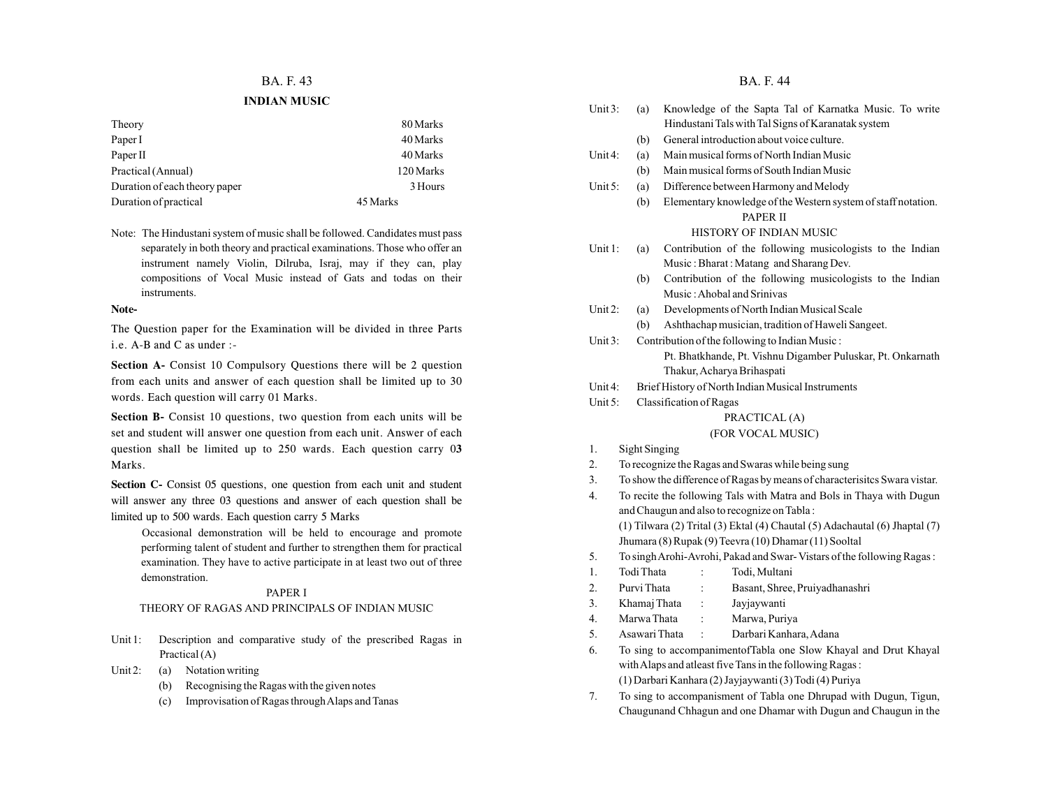## INDIAN MUSIC

| | |
|---|---|
| Theory | 80 Marks |
| Paper I | 40 Marks |
| Paper II | 40 Marks |
| Practical (Annual) | 120 Marks |
| Duration of each theory paper | 3 Hours |
| Duration of practical | 45 Marks |

Note: The Hindustani system of music shall be followed. Candidates must pass separately in both theory and practical examinations. Those who offer an instrument namely Violin, Dilruba, Israj, may if they can, play compositions of Vocal Music instead of Gats and todas on their instruments.

**Note-**

The Question paper for the Examination will be divided in three Parts i.e. A-B and C as under :-

**Section A-** Consist 10 Compulsory Questions there will be 2 question from each units and answer of each question shall be limited up to 30 words. Each question will carry 01 Marks.

**Section B-** Consist 10 questions, two question from each units will be set and student will answer one question from each unit. Answer of each question shall be limited up to 250 wards. Each question carry 0**3** Marks.

**Section C-** Consist 05 questions, one question from each unit and student will answer any three 03 questions and answer of each question shall be limited up to 500 wards. Each question carry 5 Marks

Occasional demonstration will be held to encourage and promote performing talent of student and further to strengthen them for practical examination. They have to active participate in at least two out of three demonstration.

### PAPER I
### THEORY OF RAGAS AND PRINCIPALS OF INDIAN MUSIC

Unit 1: Description and comparative study of the prescribed Ragas in Practical (A)

Unit 2: (a) Notation writing
(b) Recognising the Ragas with the given notes
(c) Improvisation of Ragas through Alaps and Tanas

Unit 3: (a) Knowledge of the Sapta Tal of Karnatka Music. To write Hindustani Tals with Tal Signs of Karanatak system
(b) General introduction about voice culture.

Unit 4: (a) Main musical forms of North Indian Music
(b) Main musical forms of South Indian Music

Unit 5: (a) Difference between Harmony and Melody
(b) Elementary knowledge of the Western system of staff notation.

### PAPER II
### HISTORY OF INDIAN MUSIC

Unit 1: (a) Contribution of the following musicologists to the Indian Music : Bharat : Matang and Sharang Dev.
(b) Contribution of the following musicologists to the Indian Music : Ahobal and Srinivas

Unit 2: (a) Developments of North Indian Musical Scale
(b) Ashthachap musician, tradition of Haweli Sangeet.

Unit 3: Contribution of the following to Indian Music :
Pt. Bhatkhande, Pt. Vishnu Digamber Puluskar, Pt. Onkarnath Thakur, Acharya Brihaspati

Unit 4: Brief History of North Indian Musical Instruments

Unit 5: Classification of Ragas

### PRACTICAL (A)
### (FOR VOCAL MUSIC)

1. Sight Singing
2. To recognize the Ragas and Swaras while being sung
3. To show the difference of Ragas by means of characterisitcs Swara vistar.
4. To recite the following Tals with Matra and Bols in Thaya with Dugun and Chaugun and also to recognize on Tabla :
(1) Tilwara (2) Trital (3) Ektal (4) Chautal (5) Adachautal (6) Jhaptal (7) Jhumara (8) Rupak (9) Teevra (10) Dhamar (11) Sooltal
5. To singh Arohi-Avrohi, Pakad and Swar- Vistars of the following Ragas :

| | | | |
|---|---|---|---|
| 1. | Todi Thata | : | Todi, Multani |
| 2. | Purvi Thata | : | Basant, Shree, Pruiyadhanashri |
| 3. | Khamaj Thata | : | Jayjaywanti |
| 4. | Marwa Thata | : | Marwa, Puriya |
| 5. | Asawari Thata | : | Darbari Kanhara, Adana |

6. To sing to accompanimentofTabla one Slow Khayal and Drut Khayal with Alaps and atleast five Tans in the following Ragas :
(1) Darbari Kanhara (2) Jayjaywanti (3) Todi (4) Puriya
7. To sing to accompanisment of Tabla one Dhrupad with Dugun, Tigun, Chaugunand Chhagun and one Dhamar with Dugun and Chaugun in the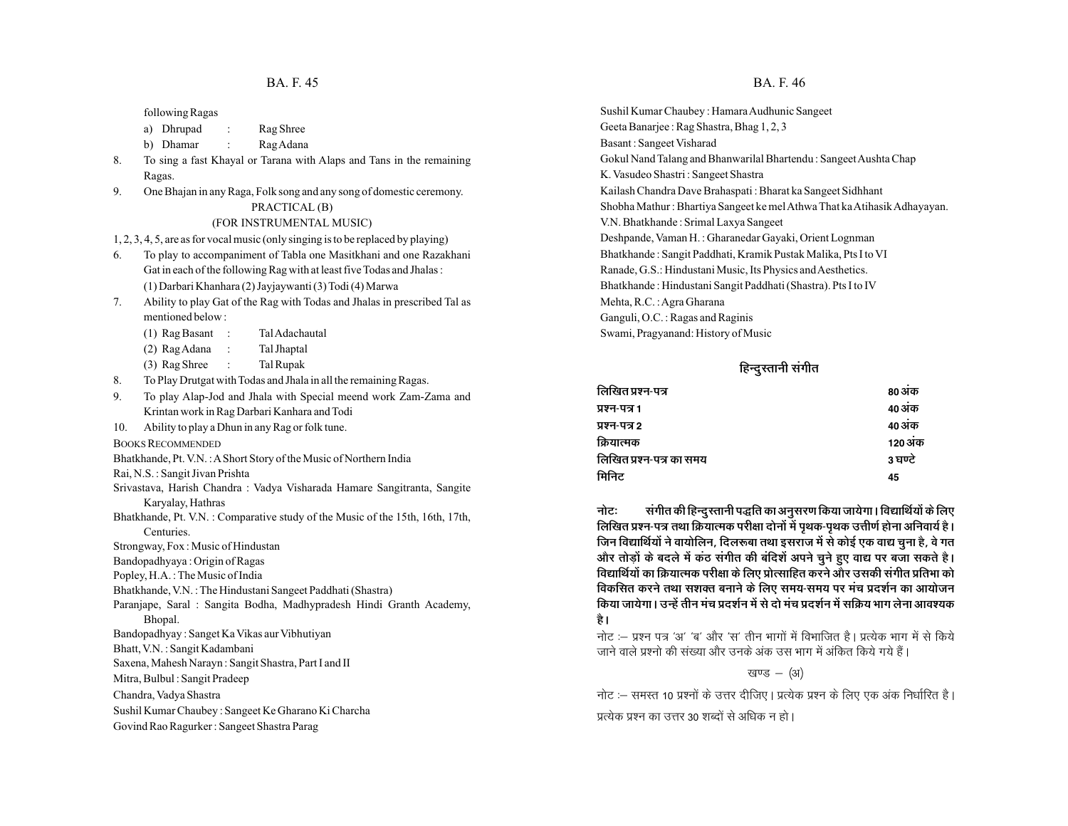following Ragas

a) Dhrupad : Rag Shree

b) Dhamar : Rag Adana

8. To sing a fast Khayal or Tarana with Alaps and Tans in the remaining Ragas.
9. One Bhajan in any Raga, Folk song and any song of domestic ceremony.

PRACTICAL (B)

(FOR INSTRUMENTAL MUSIC)

1, 2, 3, 4, 5, are as for vocal music (only singing is to be replaced by playing)

6. To play to accompaniment of Tabla one Masitkhani and one Razakhani Gat in each of the following Rag with at least five Todas and Jhalas :
   (1) Darbari Khanhara (2) Jayjaywanti (3) Todi (4) Marwa
7. Ability to play Gat of the Rag with Todas and Jhalas in prescribed Tal as mentioned below :
   (1) Rag Basant : Tal Adachautal
   (2) Rag Adana : Tal Jhaptal
   (3) Rag Shree : Tal Rupak
8. To Play Drutgat with Todas and Jhala in all the remaining Ragas.
9. To play Alap-Jod and Jhala with Special meend work Zam-Zama and Krintan work in Rag Darbari Kanhara and Todi
10. Ability to play a Dhun in any Rag or folk tune.

BOOKS RECOMMENDED

Bhatkhande, Pt. V.N. : A Short Story of the Music of Northern India

Rai, N.S. : Sangit Jivan Prishta

Srivastava, Harish Chandra : Vadya Visharada Hamare Sangitranta, Sangite Karyalay, Hathras

Bhatkhande, Pt. V.N. : Comparative study of the Music of the 15th, 16th, 17th, Centuries.

Strongway, Fox : Music of Hindustan

Bandopadhyaya : Origin of Ragas

Popley, H.A. : The Music of India

Bhatkhande, V.N. : The Hindustani Sangeet Paddhati (Shastra)

Paranjape, Saral : Sangita Bodha, Madhypradesh Hindi Granth Academy, Bhopal.

Bandopadhyay : Sanget Ka Vikas aur Vibhutiyan

Bhatt, V.N. : Sangit Kadambani

Saxena, Mahesh Narayn : Sangit Shastra, Part I and II

Mitra, Bulbul : Sangit Pradeep

Chandra, Vadya Shastra

Sushil Kumar Chaubey : Sangeet Ke Gharano Ki Charcha

Govind Rao Ragurker : Sangeet Shastra Parag

Sushil Kumar Chaubey : Hamara Audhunic Sangeet

Geeta Banarjee : Rag Shastra, Bhag 1, 2, 3

Basant : Sangeet Visharad

Gokul Nand Talang and Bhanwarilal Bhartendu : Sangeet Aushta Chap

K. Vasudeo Shastri : Sangeet Shastra

Kailash Chandra Dave Brahaspati : Bharat ka Sangeet Sidhhant

Shobha Mathur : Bhartiya Sangeet ke mel Athwa That ka Atihasik Adhayayan.

V.N. Bhatkhande : Srimal Laxya Sangeet

Deshpande, Vaman H. : Gharanedar Gayaki, Orient Lognman

Bhatkhande : Sangit Paddhati, Kramik Pustak Malika, Pts I to VI

Ranade, G.S.: Hindustani Music, Its Physics and Aesthetics.

Bhatkhande : Hindustani Sangit Paddhati (Shastra). Pts I to IV

Mehta, R.C. : Agra Gharana

Ganguli, O.C. : Ragas and Raginis

Swami, Pragyanand: History of Music

## हिन्दुस्तानी संगीत

| | |
|---|---|
| **लिखित प्रश्न-पत्र** | **80 अंक** |
| **प्रश्न-पत्र 1** | **40 अंक** |
| **प्रश्न-पत्र 2** | **40 अंक** |
| **क्रियात्मक** | **120 अंक** |
| **लिखित प्रश्न-पत्र का समय** | **3 घण्टे** |
| **मिनिट** | **45** |

**नोटः संगीत की हिन्दुस्तानी पद्धति का अनुसरण किया जायेगा। विद्यार्थियों के लिए लिखित प्रश्न-पत्र तथा क्रियात्मक परीक्षा दोनों में पृथक-पृथक उत्तीर्ण होना अनिवार्य है। जिन विद्यार्थियों ने वायोलिन, दिलरूबा तथा इसराज में से कोई एक वाद्य चुना है, वे गत और तोड़ों के बदले में कंठ संगीत की बंदिशें अपने चुने हुए वाद्य पर बजा सकते है। विद्यार्थियों का क्रियात्मक परीक्षा के लिए प्रोत्साहित करने और उसकी संगीत प्रतिभा को विकसित करने तथा सशक्त बनाने के लिए समय-समय पर मंच प्रदर्शन का आयोजन किया जायेगा। उन्हें तीन मंच प्रदर्शन में से दो मंच प्रदर्शन में सक्रिय भाग लेना आवश्यक है।**

नोट :– प्रश्न पत्र 'अ' 'ब' और 'स' तीन भागों में विभाजित है। प्रत्येक भाग में से किये जाने वाले प्रश्नो की संख्या और उनके अंक उस भाग में अंकित किये गये हैं।

खण्ड – (अ)

नोट :– समस्त 10 प्रश्नों के उत्तर दीजिए। प्रत्येक प्रश्न के लिए एक अंक निर्धारित है।

प्रत्येक प्रश्न का उत्तर 30 शब्दों से अधिक न हो।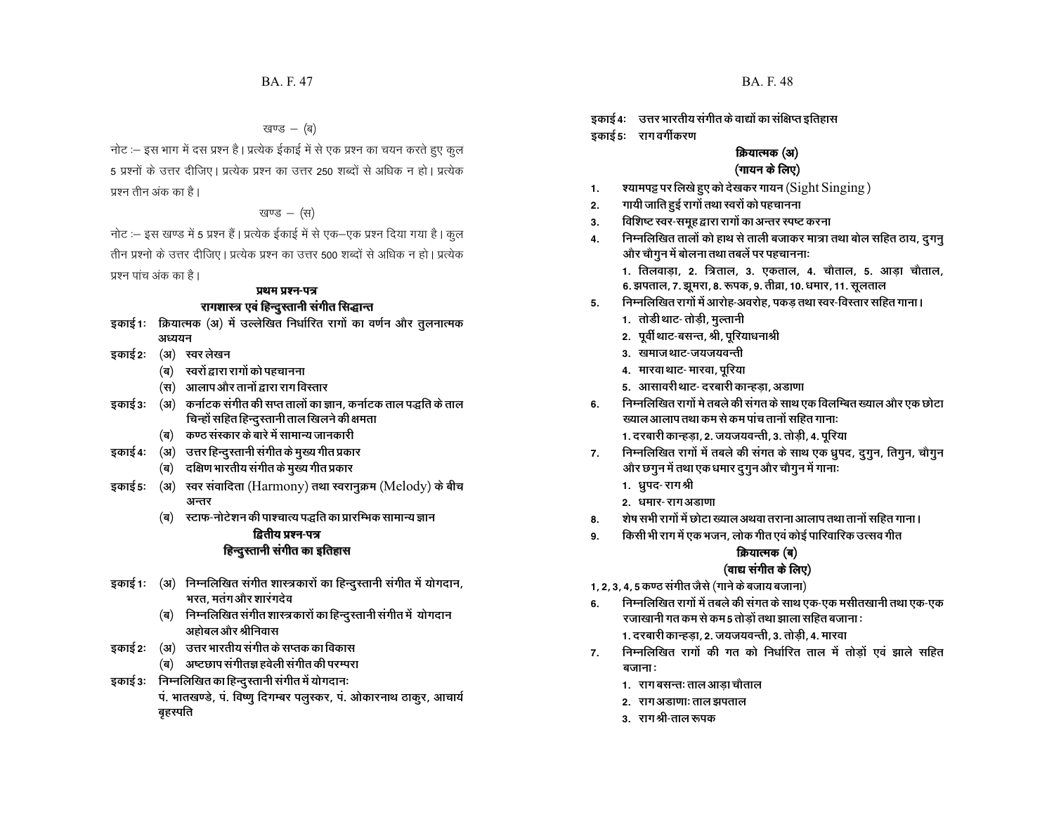खण्ड – (ब)

नोट :– इस भाग में दस प्रश्न है। प्रत्येक ईकाई में से एक प्रश्न का चयन करते हुए कुल 5 प्रश्नों के उत्तर दीजिए। प्रत्येक प्रश्न का उत्तर 250 शब्दों से अधिक न हो। प्रत्येक प्रश्न तीन अंक का है।

खण्ड – (स)

नोट :– इस खण्ड में 5 प्रश्न हैं। प्रत्येक ईकाई में से एक–एक प्रश्न दिया गया है। कुल तीन प्रश्नो के उत्तर दीजिए। प्रत्येक प्रश्न का उत्तर 500 शब्दों से अधिक न हो। प्रत्येक प्रश्न पांच अंक का है।

## प्रथम प्रश्न-पत्र
## रागशास्त्र एवं हिन्दुस्तानी संगीत सिद्धान्त

**इकाई 1:** क्रियात्मक (अ) में उल्लेखित निर्धारित रागों का वर्णन और तुलनात्मक अध्ययन

**इकाई 2:** (अ) स्वर लेखन
(ब) स्वरों द्वारा रागों को पहचानना
(स) आलाप और तानों द्वारा राग विस्तार

**इकाई 3:** (अ) कर्नाटक संगीत की सप्त तालों का ज्ञान, कर्नाटक ताल पद्धति के ताल चिन्हों सहित हिन्दुस्तानी ताल खिलने की क्षमता
(ब) कण्ठ संस्कार के बारे में सामान्य जानकारी

**इकाई 4:** (अ) उत्तर हिन्दुस्तानी संगीत के मुख्य गीत प्रकार
(ब) दक्षिण भारतीय संगीत के मुख्य गीत प्रकार

**इकाई 5:** (अ) स्वर संवादिता (Harmony) तथा स्वरानुक्रम (Melody) के बीच अन्तर
(ब) स्टाफ-नोटेशन की पाश्चात्य पद्धति का प्रारम्भिक सामान्य ज्ञान

## द्वितीय प्रश्न-पत्र
## हिन्दुस्तानी संगीत का इतिहास

**इकाई 1:** (अ) निम्नलिखित संगीत शास्त्रकारों का हिन्दुस्तानी संगीत में योगदान, भरत, मतंग और शारंगदेव
(ब) निम्नलिखित संगीत शास्त्रकारों का हिन्दुस्तानी संगीत में योगदान अहोबल और श्रीनिवास

**इकाई 2:** (अ) उत्तर भारतीय संगीत के सप्तक का विकास
(ब) अष्टछाप संगीतज्ञ हवेली संगीत की परम्परा

**इकाई 3:** निम्नलिखित का हिन्दुस्तानी संगीत में योगदानः
पं. भातखण्डे, पं. विष्णु दिगम्बर पलुस्कर, पं. ओकारनाथ ठाकुर, आचार्य बृहस्पति

**इकाई 4:** उत्तर भारतीय संगीत के वाद्यों का संक्षिप्त इतिहास

**इकाई 5:** राग वर्गीकरण

## क्रियात्मक (अ)
## (गायन के लिए)

1. श्यामपट्ट पर लिखे हुए को देखकर गायन (Sight Singing)
2. गायी जाति हुई रागों तथा स्वरों को पहचानना
3. विशिष्ट स्वर-समूह द्वारा रागों का अन्तर स्पष्ट करना
4. निम्नलिखित तालों को हाथ से ताली बजाकर मात्रा तथा बोल सहित ठाय, दुगनु और चौगुन में बोलना तथा तबलें पर पहचाननाः
   1. तिलवाड़ा, 2. त्रिताल, 3. एकताल, 4. चौताल, 5. आड़ा चौताल, 6. झपताल, 7. झूमरा, 8. रूपक, 9. तीव्रा, 10. धमार, 11. सूलताल
5. निम्नलिखित रागों में आरोह-अवरोह, पकड़ तथा स्वर-विस्तार सहित गाना।
   1. तोडी थाट- तोड़ी, मुल्तानी
   2. पूर्वी थाट-बसन्त, श्री, पूरियाधनाश्री
   3. खमाज थाट-जयजयवन्ती
   4. मारवा थाट- मारवा, पूरिया
   5. आसावरी थाट- दरबारी कान्हड़ा, अडाणा
6. निम्नलिखित रागों मे तबले की संगत के साथ एक विलम्बित ख्याल और एक छोटा ख्याल आलाप तथा कम से कम पांच तानों सहित गानाः
   1. दरबारी कान्हड़ा, 2. जयजयवन्ती, 3. तोड़ी, 4. पूरिया
7. निम्नलिखित रागों में तबले की संगत के साथ एक ध्रुपद, दुगुन, तिगुन, चौगुन और छगुन में तथा एक धमार दुगुन और चौगुन में गानाः
   1. ध्रुपद- राग श्री
   2. धमार- राग अडाणा
8. शेष सभी रागों में छोटा ख्याल अथवा तराना आलाप तथा तानों सहित गाना।
9. किसी भी राग में एक भजन, लोक गीत एवं कोई पारिवारिक उत्सव गीत

## क्रियात्मक (ब)
## (वाद्य संगीत के लिए)

1, 2, 3, 4, 5 कण्ठ संगीत जैसे (गाने के बजाय बजाना)

6. निम्नलिखित रागों में तबले की संगत के साथ एक-एक मसीतखानी तथा एक-एक रजाखानी गत कम से कम 5 तोड़ों तथा झाला सहित बजाना :
   1. दरबारी कान्हड़ा, 2. जयजयवन्ती, 3. तोड़ी, 4. मारवा
7. निम्नलिखित रागों की गत को निर्धारित ताल में तोड़ों एवं झाले सहित बजाना :
   1. राग बसन्तः ताल आड़ा चौताल
   2. राग अडाणाः ताल झपताल
   3. राग श्री-ताल रूपक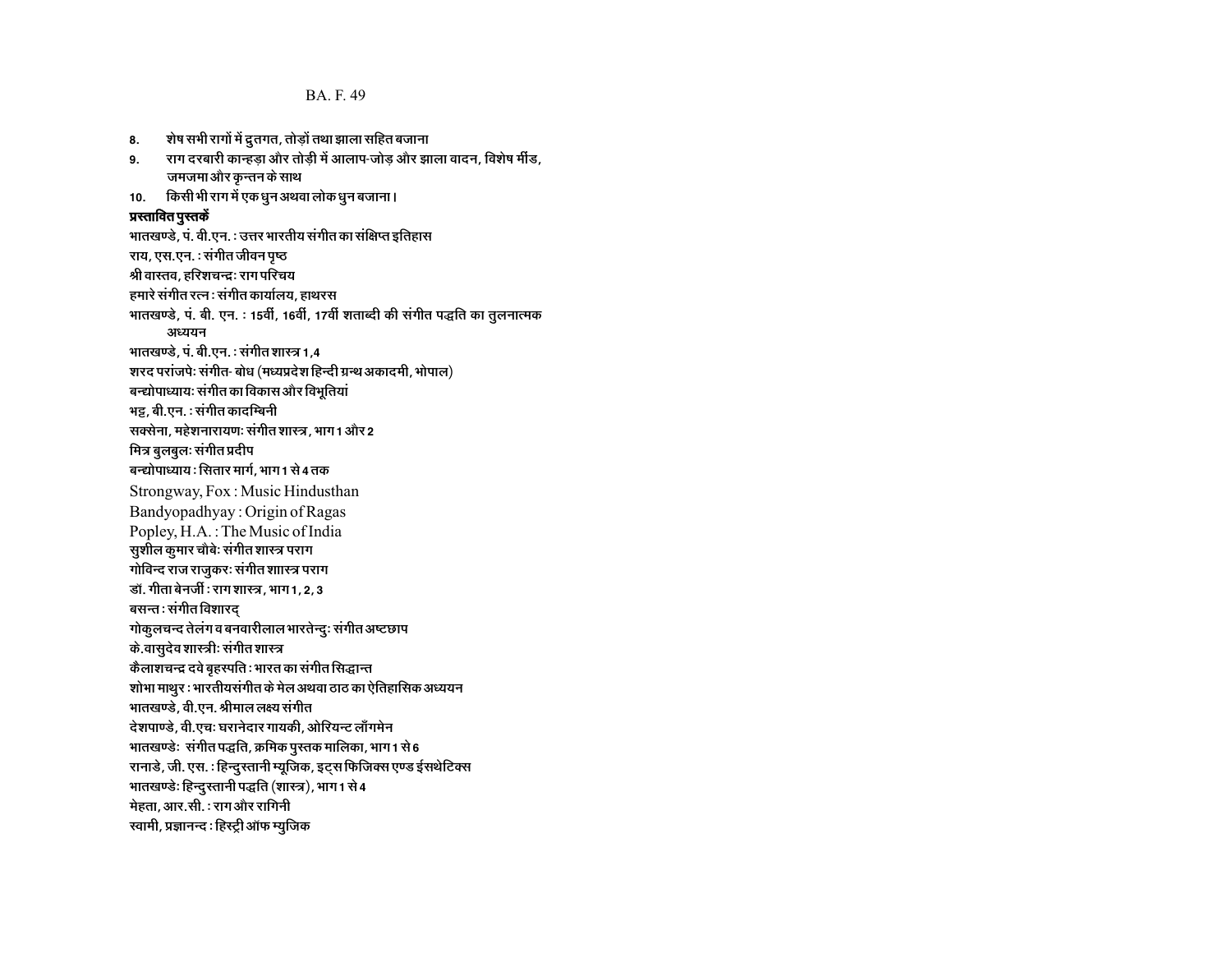8. शेष सभी रागों में द्रुतगत, तोड़ों तथा झाला सहित बजाना
9. राग दरबारी कान्हड़ा और तोड़ी में आलाप-जोड़ और झाला वादन, विशेष मींड, जमजमा और कृन्तन के साथ
10. किसी भी राग में एक धुन अथवा लोक धुन बजाना।

**प्रस्तावित पुस्तकें**

भातखण्डे, पं. वी.एन. : उत्तर भारतीय संगीत का संक्षिप्त इतिहास
राय, एस.एन. : संगीत जीवन पृष्ठ
श्री वास्तव, हरिशचन्द्रः राग परिचय
हमारे संगीत रत्न : संगीत कार्यालय, हाथरस
भातखण्डे, पं. बी. एन. : 15वीं, 16वीं, 17वीं शताब्दी की संगीत पद्धति का तुलनात्मक अध्ययन
भातखण्डे, पं. बी.एन. : संगीत शास्त्र 1,4
शरद परांजपेः संगीत- बोध (मध्यप्रदेश हिन्दी ग्रन्थ अकादमी, भोपाल)
बन्द्योपाध्यायः संगीत का विकास और विभूतियां
भट्ट, बी.एन. : संगीत कादम्बिनी
सक्सेना, महेशनारायणः संगीत शास्त्र, भाग 1 और 2
मित्र बुलबुलः संगीत प्रदीप
बन्द्योपाध्याय : सितार मार्ग, भाग 1 से 4 तक
Strongway, Fox : Music Hindusthan
Bandyopadhyay : Origin of Ragas
Popley, H.A. : The Music of India
सुशील कुमार चौबेः संगीत शास्त्र पराग
गोविन्द राज राजुकरः संगीत शाास्त्र पराग
डॉ. गीता बेनर्जी : राग शास्त्र, भाग 1, 2, 3
बसन्त : संगीत विशारद्
गोकुलचन्द तेलंग व बनवारीलाल भारतेन्दुः संगीत अष्टछाप
के.वासुदेव शास्त्रीः संगीत शास्त्र
कैलाशचन्द्र दवे बृहस्पति : भारत का संगीत सिद्धान्त
शोभा माथुर : भारतीयसंगीत के मेल अथवा ठाठ का ऐतिहासिक अध्ययन
भातखण्डे, वी.एन. श्रीमाल लक्ष्य संगीत
देशपाण्डे, वी.एचः घरानेदार गायकी, ओरियन्ट लॉंगमेन
भातखण्डेः संगीत पद्धति, क्रमिक पुस्तक मालिका, भाग 1 से 6
रानाडे, जी. एस. : हिन्दुस्तानी म्यूजिक, इट्स फिजिक्स एण्ड ईसथेटिक्स
भातखण्डेः हिन्दुस्तानी पद्धति (शास्त्र), भाग 1 से 4
मेहता, आर.सी. : राग और रागिनी
स्वामी, प्रज्ञानन्द : हिस्ट्री ऑफ म्युजिक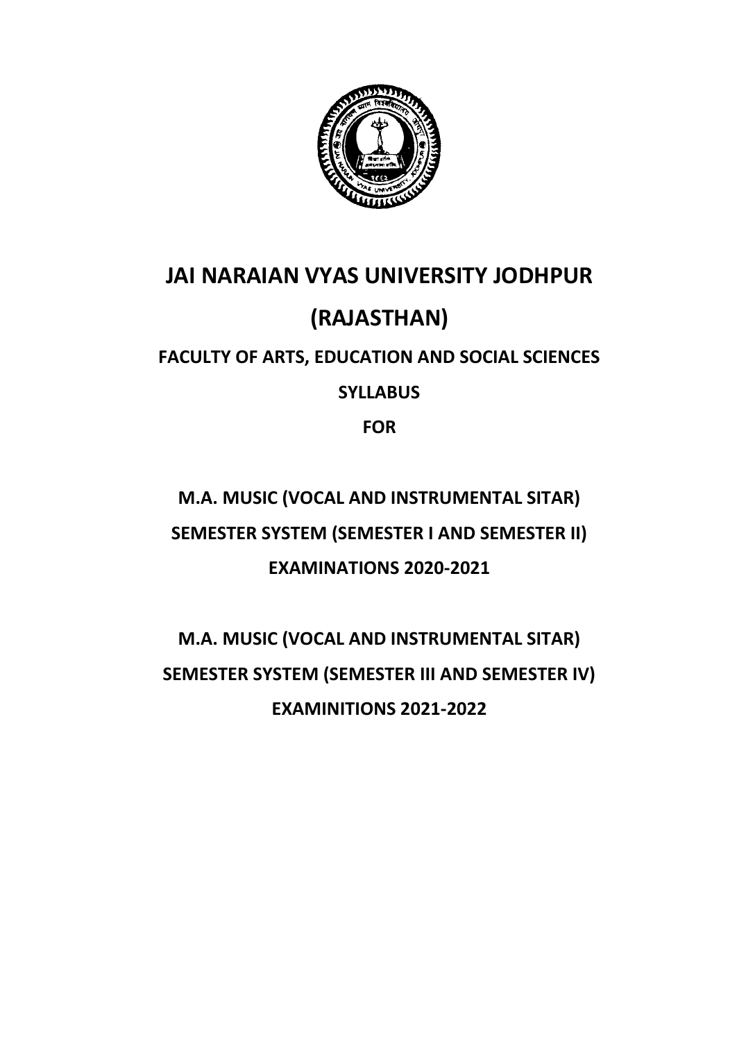# JAI NARAIAN VYAS UNIVERSITY JODHPUR

# (RAJASTHAN)

## FACULTY OF ARTS, EDUCATION AND SOCIAL SCIENCES

## SYLLABUS

## FOR

## M.A. MUSIC (VOCAL AND INSTRUMENTAL SITAR)

## SEMESTER SYSTEM (SEMESTER I AND SEMESTER II)

## EXAMINATIONS 2020-2021

## M.A. MUSIC (VOCAL AND INSTRUMENTAL SITAR)

## SEMESTER SYSTEM (SEMESTER III AND SEMESTER IV)

## EXAMINITIONS 2021-2022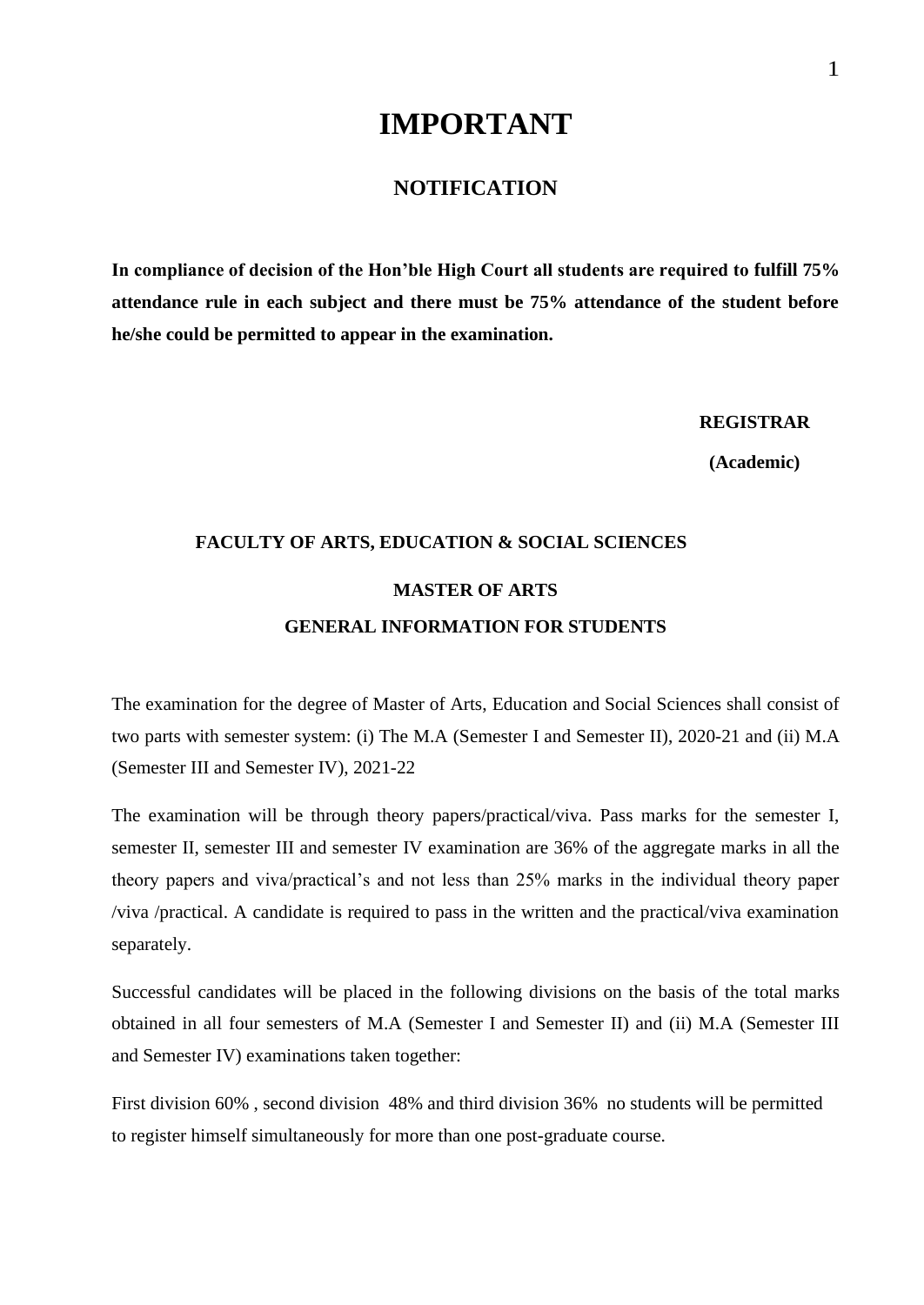# IMPORTANT

## NOTIFICATION

**In compliance of decision of the Hon'ble High Court all students are required to fulfill 75% attendance rule in each subject and there must be 75% attendance of the student before he/she could be permitted to appear in the examination.**

**REGISTRAR**

**(Academic)**

### FACULTY OF ARTS, EDUCATION & SOCIAL SCIENCES

### MASTER OF ARTS

### GENERAL INFORMATION FOR STUDENTS

The examination for the degree of Master of Arts, Education and Social Sciences shall consist of two parts with semester system: (i) The M.A (Semester I and Semester II), 2020-21 and (ii) M.A (Semester III and Semester IV), 2021-22

The examination will be through theory papers/practical/viva. Pass marks for the semester I, semester II, semester III and semester IV examination are 36% of the aggregate marks in all the theory papers and viva/practical's and not less than 25% marks in the individual theory paper /viva /practical. A candidate is required to pass in the written and the practical/viva examination separately.

Successful candidates will be placed in the following divisions on the basis of the total marks obtained in all four semesters of M.A (Semester I and Semester II) and (ii) M.A (Semester III and Semester IV) examinations taken together:

First division 60% , second division 48% and third division 36% no students will be permitted to register himself simultaneously for more than one post-graduate course.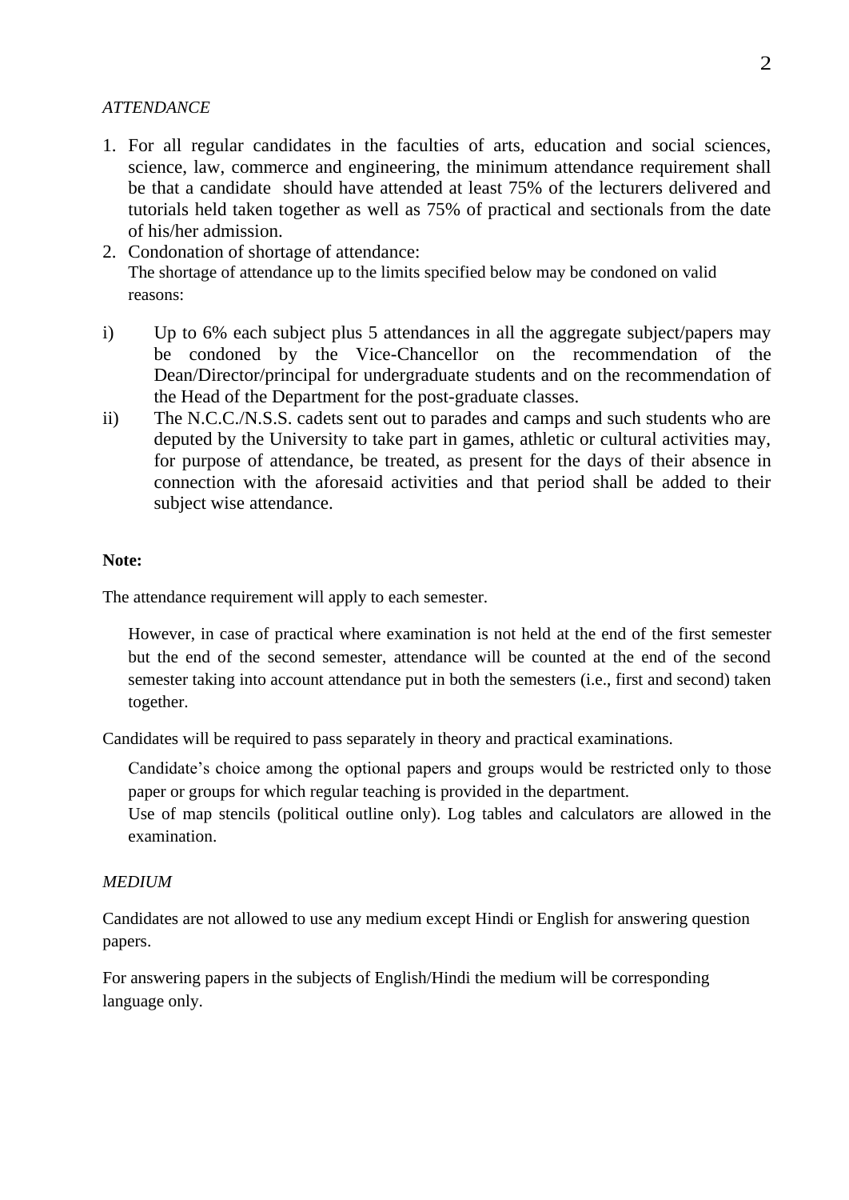*ATTENDANCE*

1. For all regular candidates in the faculties of arts, education and social sciences, science, law, commerce and engineering, the minimum attendance requirement shall be that a candidate should have attended at least 75% of the lecturers delivered and tutorials held taken together as well as 75% of practical and sectionals from the date of his/her admission.
2. Condonation of shortage of attendance:
   The shortage of attendance up to the limits specified below may be condoned on valid reasons:

i) Up to 6% each subject plus 5 attendances in all the aggregate subject/papers may be condoned by the Vice-Chancellor on the recommendation of the Dean/Director/principal for undergraduate students and on the recommendation of the Head of the Department for the post-graduate classes.

ii) The N.C.C./N.S.S. cadets sent out to parades and camps and such students who are deputed by the University to take part in games, athletic or cultural activities may, for purpose of attendance, be treated, as present for the days of their absence in connection with the aforesaid activities and that period shall be added to their subject wise attendance.

**Note:**

The attendance requirement will apply to each semester.

However, in case of practical where examination is not held at the end of the first semester but the end of the second semester, attendance will be counted at the end of the second semester taking into account attendance put in both the semesters (i.e., first and second) taken together.

Candidates will be required to pass separately in theory and practical examinations.

Candidate's choice among the optional papers and groups would be restricted only to those paper or groups for which regular teaching is provided in the department.
Use of map stencils (political outline only). Log tables and calculators are allowed in the examination.

*MEDIUM*

Candidates are not allowed to use any medium except Hindi or English for answering question papers.

For answering papers in the subjects of English/Hindi the medium will be corresponding language only.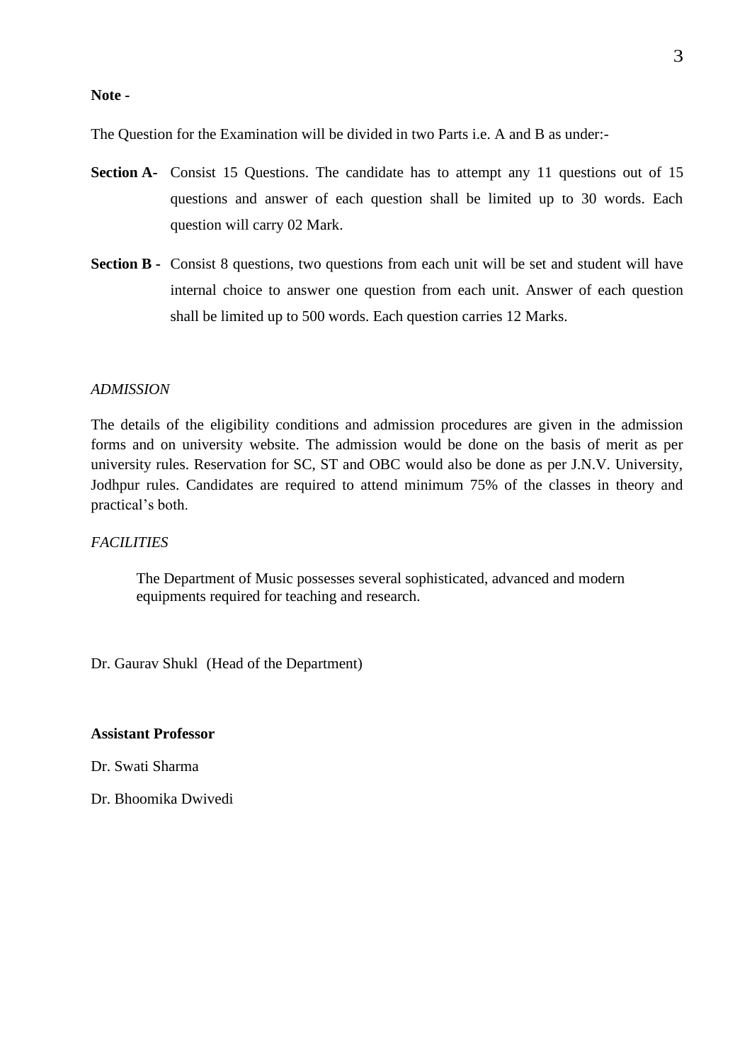**Note -**

The Question for the Examination will be divided in two Parts i.e. A and B as under:-

**Section A-** Consist 15 Questions. The candidate has to attempt any 11 questions out of 15 questions and answer of each question shall be limited up to 30 words. Each question will carry 02 Mark.

**Section B -** Consist 8 questions, two questions from each unit will be set and student will have internal choice to answer one question from each unit. Answer of each question shall be limited up to 500 words. Each question carries 12 Marks.

*ADMISSION*

The details of the eligibility conditions and admission procedures are given in the admission forms and on university website. The admission would be done on the basis of merit as per university rules. Reservation for SC, ST and OBC would also be done as per J.N.V. University, Jodhpur rules. Candidates are required to attend minimum 75% of the classes in theory and practical's both.

*FACILITIES*

The Department of Music possesses several sophisticated, advanced and modern equipments required for teaching and research.

Dr. Gaurav Shukl (Head of the Department)

**Assistant Professor**

Dr. Swati Sharma

Dr. Bhoomika Dwivedi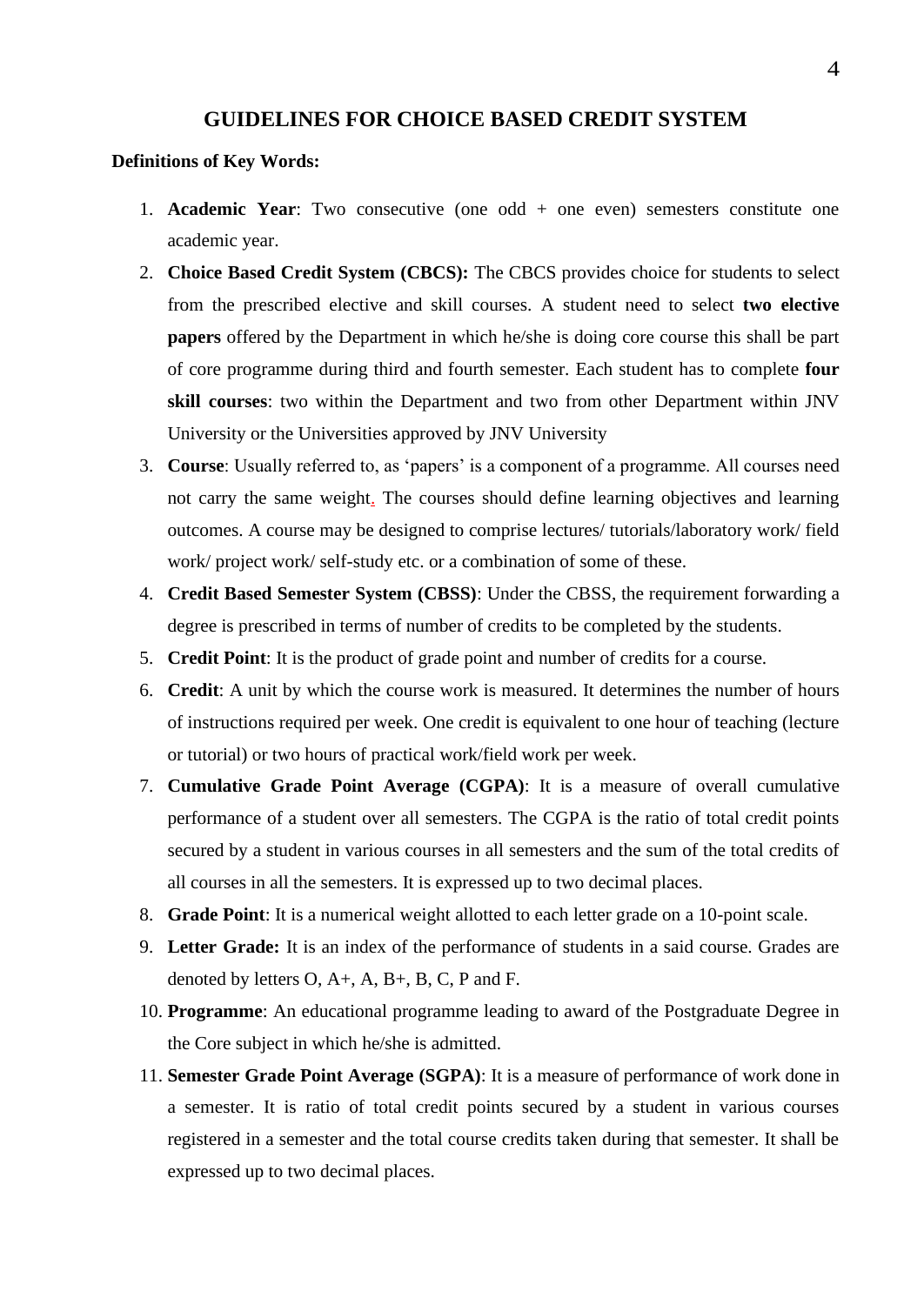# GUIDELINES FOR CHOICE BASED CREDIT SYSTEM

**Definitions of Key Words:**

1. **Academic Year**: Two consecutive (one odd + one even) semesters constitute one academic year.
2. **Choice Based Credit System (CBCS):** The CBCS provides choice for students to select from the prescribed elective and skill courses. A student need to select **two elective papers** offered by the Department in which he/she is doing core course this shall be part of core programme during third and fourth semester. Each student has to complete **four skill courses**: two within the Department and two from other Department within JNV University or the Universities approved by JNV University
3. **Course**: Usually referred to, as 'papers' is a component of a programme. All courses need not carry the same weight. The courses should define learning objectives and learning outcomes. A course may be designed to comprise lectures/ tutorials/laboratory work/ field work/ project work/ self-study etc. or a combination of some of these.
4. **Credit Based Semester System (CBSS)**: Under the CBSS, the requirement forwarding a degree is prescribed in terms of number of credits to be completed by the students.
5. **Credit Point**: It is the product of grade point and number of credits for a course.
6. **Credit**: A unit by which the course work is measured. It determines the number of hours of instructions required per week. One credit is equivalent to one hour of teaching (lecture or tutorial) or two hours of practical work/field work per week.
7. **Cumulative Grade Point Average (CGPA)**: It is a measure of overall cumulative performance of a student over all semesters. The CGPA is the ratio of total credit points secured by a student in various courses in all semesters and the sum of the total credits of all courses in all the semesters. It is expressed up to two decimal places.
8. **Grade Point**: It is a numerical weight allotted to each letter grade on a 10-point scale.
9. **Letter Grade:** It is an index of the performance of students in a said course. Grades are denoted by letters O, A+, A, B+, B, C, P and F.
10. **Programme**: An educational programme leading to award of the Postgraduate Degree in the Core subject in which he/she is admitted.
11. **Semester Grade Point Average (SGPA)**: It is a measure of performance of work done in a semester. It is ratio of total credit points secured by a student in various courses registered in a semester and the total course credits taken during that semester. It shall be expressed up to two decimal places.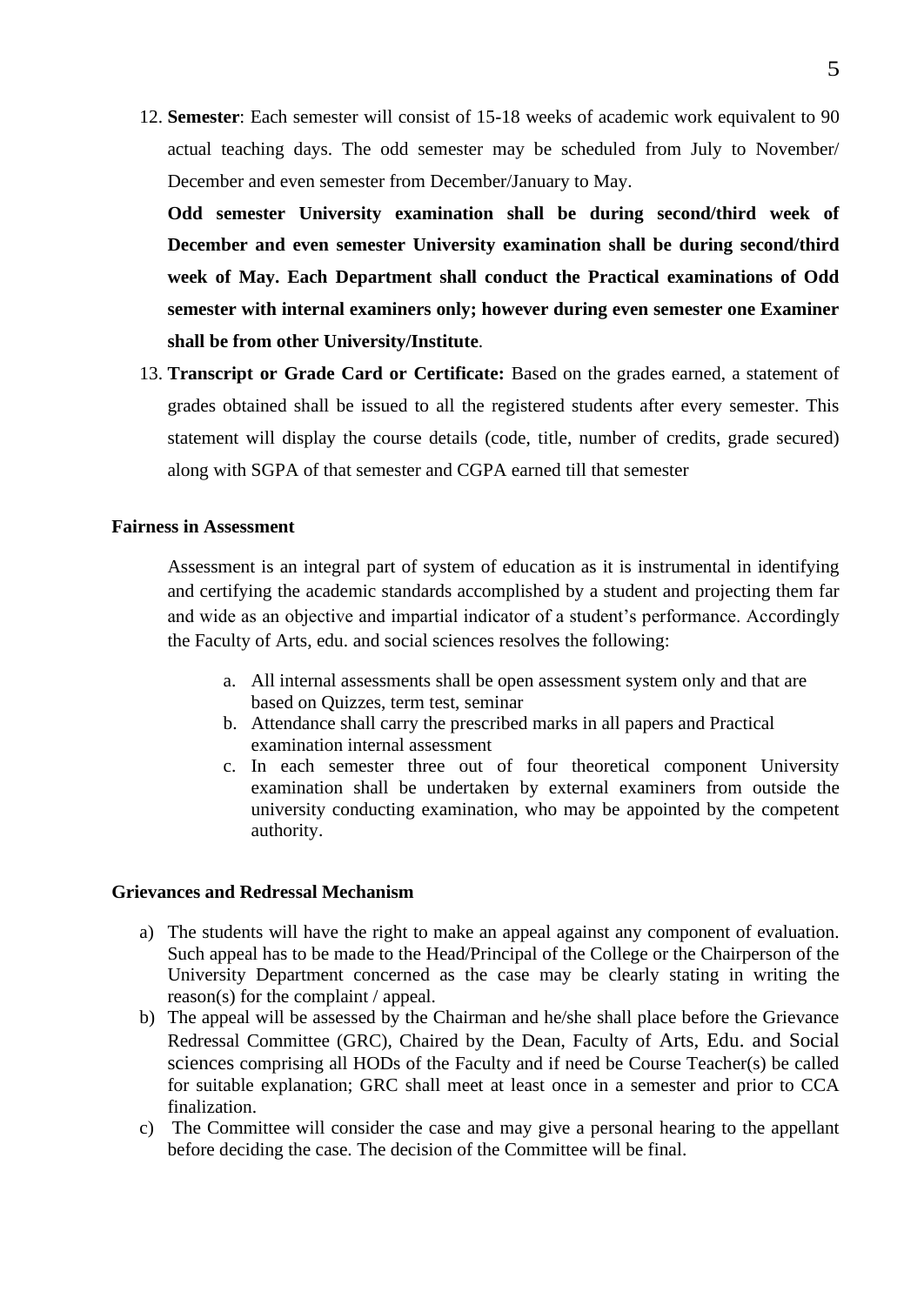12. **Semester**: Each semester will consist of 15-18 weeks of academic work equivalent to 90 actual teaching days. The odd semester may be scheduled from July to November/ December and even semester from December/January to May.

    **Odd semester University examination shall be during second/third week of December and even semester University examination shall be during second/third week of May. Each Department shall conduct the Practical examinations of Odd semester with internal examiners only; however during even semester one Examiner shall be from other University/Institute**.

13. **Transcript or Grade Card or Certificate:** Based on the grades earned, a statement of grades obtained shall be issued to all the registered students after every semester. This statement will display the course details (code, title, number of credits, grade secured) along with SGPA of that semester and CGPA earned till that semester

**Fairness in Assessment**

Assessment is an integral part of system of education as it is instrumental in identifying and certifying the academic standards accomplished by a student and projecting them far and wide as an objective and impartial indicator of a student's performance. Accordingly the Faculty of Arts, edu. and social sciences resolves the following:

a. All internal assessments shall be open assessment system only and that are based on Quizzes, term test, seminar
b. Attendance shall carry the prescribed marks in all papers and Practical examination internal assessment
c. In each semester three out of four theoretical component University examination shall be undertaken by external examiners from outside the university conducting examination, who may be appointed by the competent authority.

**Grievances and Redressal Mechanism**

a) The students will have the right to make an appeal against any component of evaluation. Such appeal has to be made to the Head/Principal of the College or the Chairperson of the University Department concerned as the case may be clearly stating in writing the reason(s) for the complaint / appeal.
b) The appeal will be assessed by the Chairman and he/she shall place before the Grievance Redressal Committee (GRC), Chaired by the Dean, Faculty of Arts, Edu. and Social sciences comprising all HODs of the Faculty and if need be Course Teacher(s) be called for suitable explanation; GRC shall meet at least once in a semester and prior to CCA finalization.
c) The Committee will consider the case and may give a personal hearing to the appellant before deciding the case. The decision of the Committee will be final.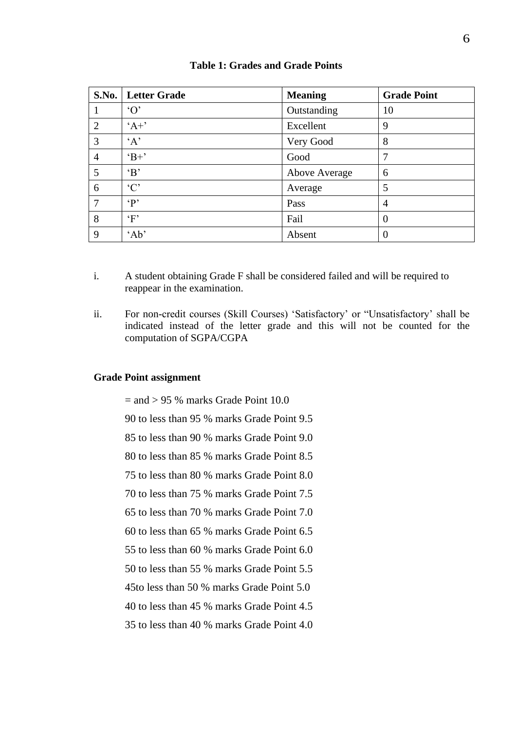**Table 1: Grades and Grade Points**

| S.No. | Letter Grade | Meaning | Grade Point |
|---|---|---|---|
| 1 | ‘O’ | Outstanding | 10 |
| 2 | ‘A+’ | Excellent | 9 |
| 3 | ‘A’ | Very Good | 8 |
| 4 | ‘B+’ | Good | 7 |
| 5 | ‘B’ | Above Average | 6 |
| 6 | ‘C’ | Average | 5 |
| 7 | ‘P’ | Pass | 4 |
| 8 | ‘F’ | Fail | 0 |
| 9 | ‘Ab’ | Absent | 0 |

i. A student obtaining Grade F shall be considered failed and will be required to reappear in the examination.

ii. For non-credit courses (Skill Courses) ‘Satisfactory’ or “Unsatisfactory’ shall be indicated instead of the letter grade and this will not be counted for the computation of SGPA/CGPA

**Grade Point assignment**

= and > 95 % marks Grade Point 10.0

90 to less than 95 % marks Grade Point 9.5

85 to less than 90 % marks Grade Point 9.0

80 to less than 85 % marks Grade Point 8.5

75 to less than 80 % marks Grade Point 8.0

70 to less than 75 % marks Grade Point 7.5

65 to less than 70 % marks Grade Point 7.0

60 to less than 65 % marks Grade Point 6.5

55 to less than 60 % marks Grade Point 6.0

50 to less than 55 % marks Grade Point 5.5

45to less than 50 % marks Grade Point 5.0

40 to less than 45 % marks Grade Point 4.5

35 to less than 40 % marks Grade Point 4.0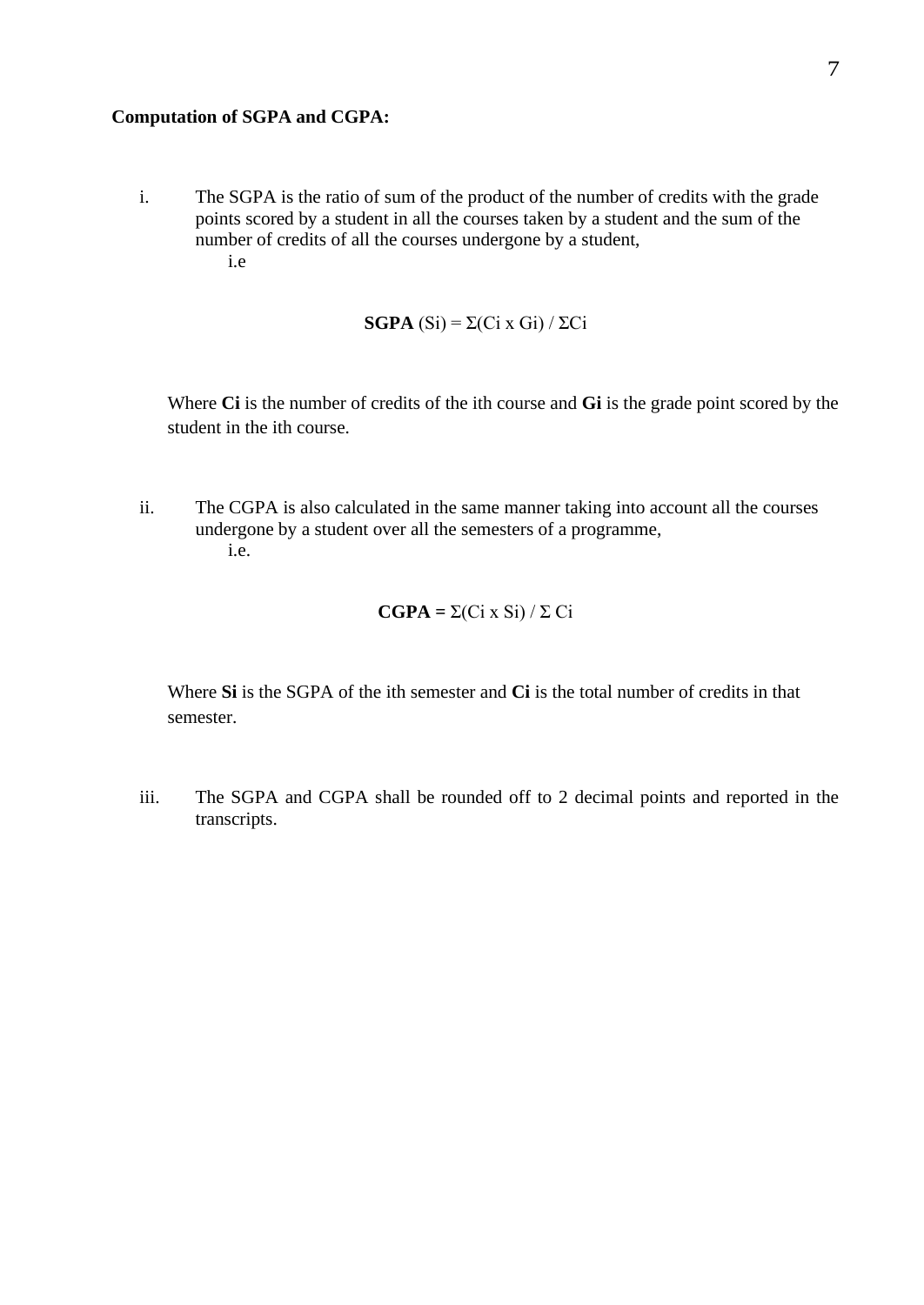**Computation of SGPA and CGPA:**

i. The SGPA is the ratio of sum of the product of the number of credits with the grade points scored by a student in all the courses taken by a student and the sum of the number of credits of all the courses undergone by a student,
   i.e

$$\textbf{SGPA}\ (S_i) = \Sigma(C_i \times G_i) / \Sigma C_i$$

Where $C_i$ is the number of credits of the ith course and $G_i$ is the grade point scored by the student in the ith course.

ii. The CGPA is also calculated in the same manner taking into account all the courses undergone by a student over all the semesters of a programme,
   i.e.

$$\textbf{CGPA} = \Sigma(C_i \times S_i) / \Sigma C_i$$

Where $S_i$ is the SGPA of the ith semester and $C_i$ is the total number of credits in that semester.

iii. The SGPA and CGPA shall be rounded off to 2 decimal points and reported in the transcripts.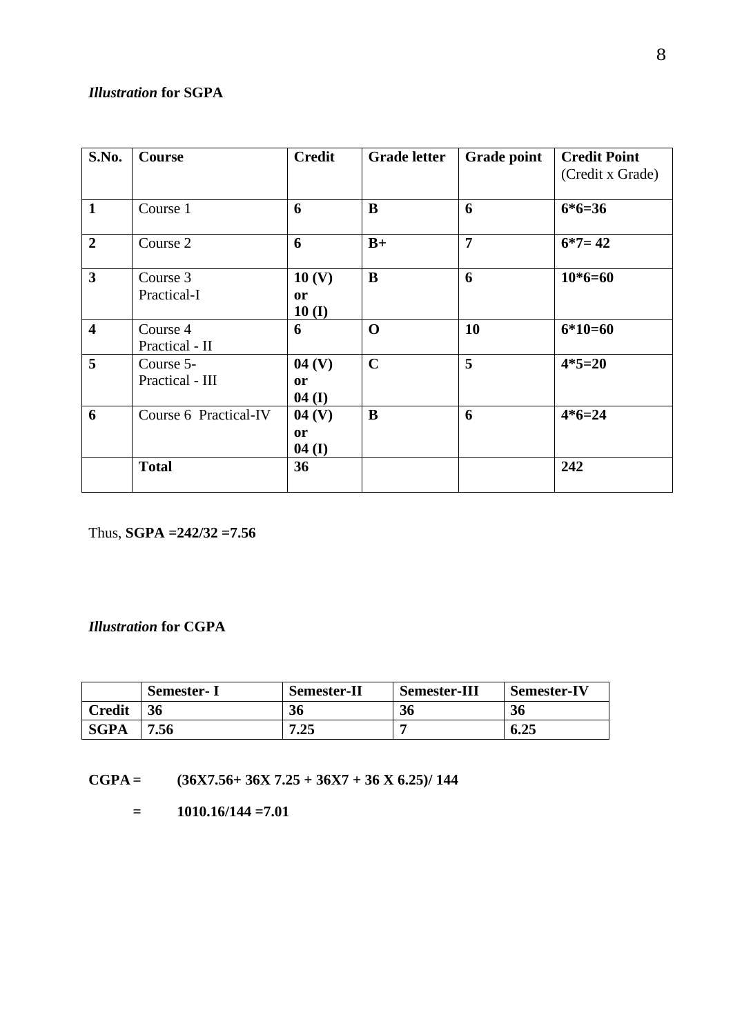*Illustration* **for SGPA**

| S.No. | Course | Credit | Grade letter | Grade point | Credit Point (Credit x Grade) |
|---|---|---|---|---|---|
| **1** | Course 1 | **6** | **B** | **6** | **6*6=36** |
| **2** | Course 2 | **6** | **B+** | **7** | **6*7= 42** |
| **3** | Course 3 Practical-I | **10 (V) or 10 (I)** | **B** | **6** | **10*6=60** |
| **4** | Course 4 Practical - II | **6** | **O** | **10** | **6*10=60** |
| **5** | Course 5- Practical - III | **04 (V) or 04 (I)** | **C** | **5** | **4*5=20** |
| **6** | Course 6 Practical-IV | **04 (V) or 04 (I)** | **B** | **6** | **4*6=24** |
| | **Total** | **36** | | | **242** |

Thus, **SGPA =242/32 =7.56**

*Illustration* **for CGPA**

| | Semester- I | Semester-II | Semester-III | Semester-IV |
|---|---|---|---|---|
| **Credit** | **36** | **36** | **36** | **36** |
| **SGPA** | **7.56** | **7.25** | **7** | **6.25** |

**CGPA = (36X7.56+ 36X 7.25 + 36X7 + 36 X 6.25)/ 144**

**= 1010.16/144 =7.01**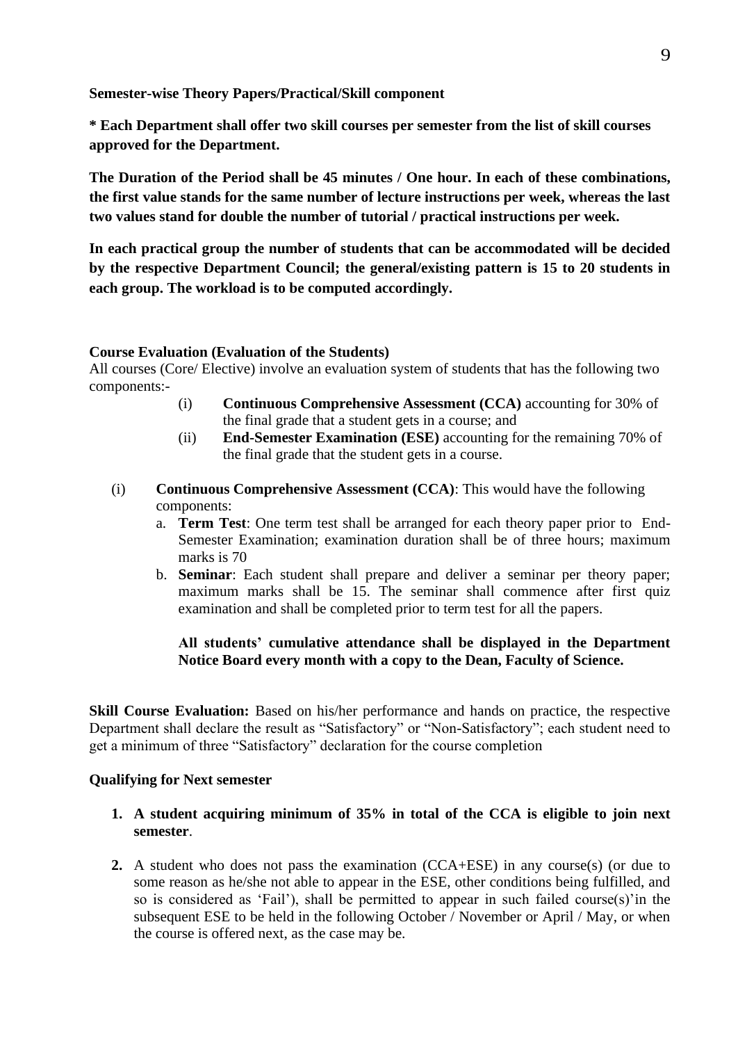**Semester-wise Theory Papers/Practical/Skill component**

**\* Each Department shall offer two skill courses per semester from the list of skill courses approved for the Department.**

**The Duration of the Period shall be 45 minutes / One hour. In each of these combinations, the first value stands for the same number of lecture instructions per week, whereas the last two values stand for double the number of tutorial / practical instructions per week.**

**In each practical group the number of students that can be accommodated will be decided by the respective Department Council; the general/existing pattern is 15 to 20 students in each group. The workload is to be computed accordingly.**

**Course Evaluation (Evaluation of the Students)**

All courses (Core/ Elective) involve an evaluation system of students that has the following two components:-

(i) **Continuous Comprehensive Assessment (CCA)** accounting for 30% of the final grade that a student gets in a course; and

(ii) **End-Semester Examination (ESE)** accounting for the remaining 70% of the final grade that the student gets in a course.

(i) **Continuous Comprehensive Assessment (CCA)**: This would have the following components:

a. **Term Test**: One term test shall be arranged for each theory paper prior to End-Semester Examination; examination duration shall be of three hours; maximum marks is 70

b. **Seminar**: Each student shall prepare and deliver a seminar per theory paper; maximum marks shall be 15. The seminar shall commence after first quiz examination and shall be completed prior to term test for all the papers.

**All students' cumulative attendance shall be displayed in the Department Notice Board every month with a copy to the Dean, Faculty of Science.**

**Skill Course Evaluation:** Based on his/her performance and hands on practice, the respective Department shall declare the result as "Satisfactory" or "Non-Satisfactory"; each student need to get a minimum of three "Satisfactory" declaration for the course completion

**Qualifying for Next semester**

1. **A student acquiring minimum of 35% in total of the CCA is eligible to join next semester**.

2. A student who does not pass the examination (CCA+ESE) in any course(s) (or due to some reason as he/she not able to appear in the ESE, other conditions being fulfilled, and so is considered as 'Fail'), shall be permitted to appear in such failed course(s)'in the subsequent ESE to be held in the following October / November or April / May, or when the course is offered next, as the case may be.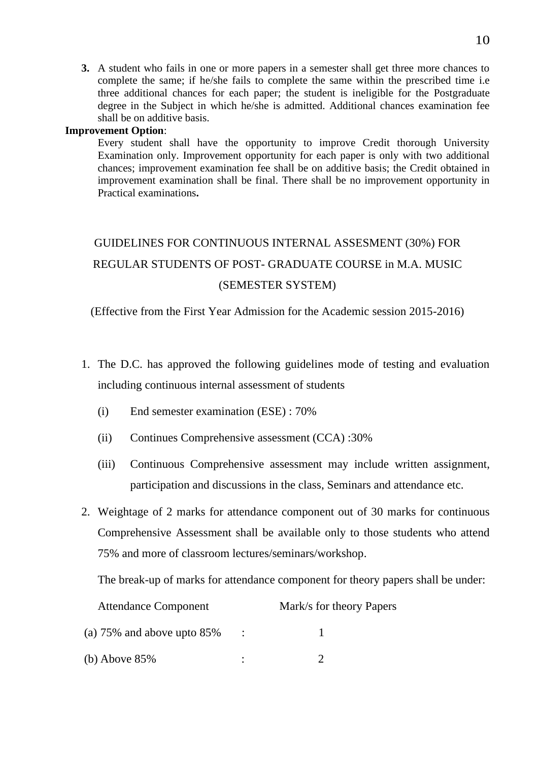3. A student who fails in one or more papers in a semester shall get three more chances to complete the same; if he/she fails to complete the same within the prescribed time i.e three additional chances for each paper; the student is ineligible for the Postgraduate degree in the Subject in which he/she is admitted. Additional chances examination fee shall be on additive basis.

**Improvement Option**:

Every student shall have the opportunity to improve Credit thorough University Examination only. Improvement opportunity for each paper is only with two additional chances; improvement examination fee shall be on additive basis; the Credit obtained in improvement examination shall be final. There shall be no improvement opportunity in Practical examinations**.**

## GUIDELINES FOR CONTINUOUS INTERNAL ASSESMENT (30%) FOR REGULAR STUDENTS OF POST- GRADUATE COURSE in M.A. MUSIC (SEMESTER SYSTEM)

(Effective from the First Year Admission for the Academic session 2015-2016)

1. The D.C. has approved the following guidelines mode of testing and evaluation including continuous internal assessment of students
   - (i) End semester examination (ESE) : 70%
   - (ii) Continues Comprehensive assessment (CCA) :30%
   - (iii) Continuous Comprehensive assessment may include written assignment, participation and discussions in the class, Seminars and attendance etc.
2. Weightage of 2 marks for attendance component out of 30 marks for continuous Comprehensive Assessment shall be available only to those students who attend 75% and more of classroom lectures/seminars/workshop.

   The break-up of marks for attendance component for theory papers shall be under:

| Attendance Component | | Mark/s for theory Papers |
|---|---|---|
| (a) 75% and above upto 85% | : | 1 |
| (b) Above 85% | : | 2 |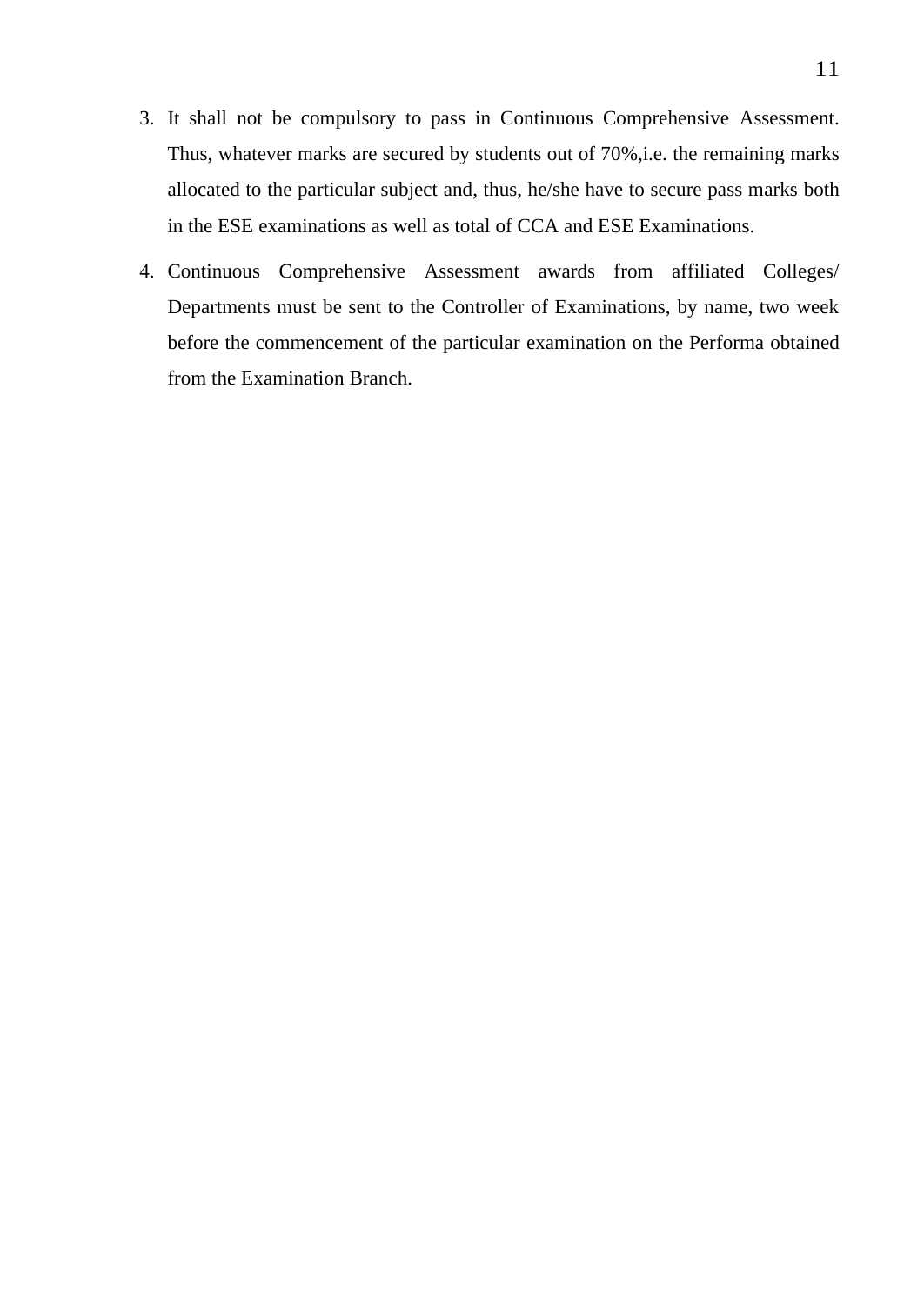3. It shall not be compulsory to pass in Continuous Comprehensive Assessment. Thus, whatever marks are secured by students out of 70%,i.e. the remaining marks allocated to the particular subject and, thus, he/she have to secure pass marks both in the ESE examinations as well as total of CCA and ESE Examinations.

4. Continuous Comprehensive Assessment awards from affiliated Colleges/ Departments must be sent to the Controller of Examinations, by name, two week before the commencement of the particular examination on the Performa obtained from the Examination Branch.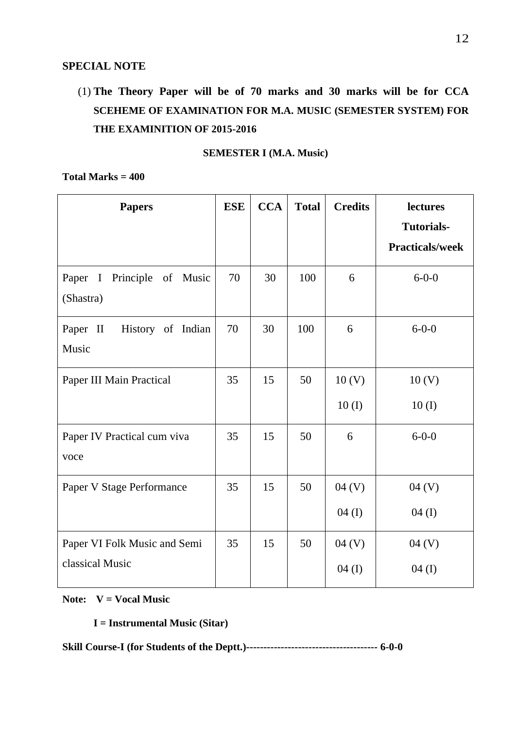**SPECIAL NOTE**

(1) **The Theory Paper will be of 70 marks and 30 marks will be for CCA SCEHEME OF EXAMINATION FOR M.A. MUSIC (SEMESTER SYSTEM) FOR THE EXAMINITION OF 2015-2016**

**SEMESTER I (M.A. Music)**

**Total Marks = 400**

| Papers | ESE | CCA | Total | Credits | lectures Tutorials-Practicals/week |
|---|---|---|---|---|---|
| Paper I Principle of Music (Shastra) | 70 | 30 | 100 | 6 | 6-0-0 |
| Paper II History of Indian Music | 70 | 30 | 100 | 6 | 6-0-0 |
| Paper III Main Practical | 35 | 15 | 50 | 10 (V) 10 (I) | 10 (V) 10 (I) |
| Paper IV Practical cum viva voce | 35 | 15 | 50 | 6 | 6-0-0 |
| Paper V Stage Performance | 35 | 15 | 50 | 04 (V) 04 (I) | 04 (V) 04 (I) |
| Paper VI Folk Music and Semi classical Music | 35 | 15 | 50 | 04 (V) 04 (I) | 04 (V) 04 (I) |

**Note: V = Vocal Music**

**I = Instrumental Music (Sitar)**

**Skill Course-I (for Students of the Deptt.)-------------------------------------- 6-0-0**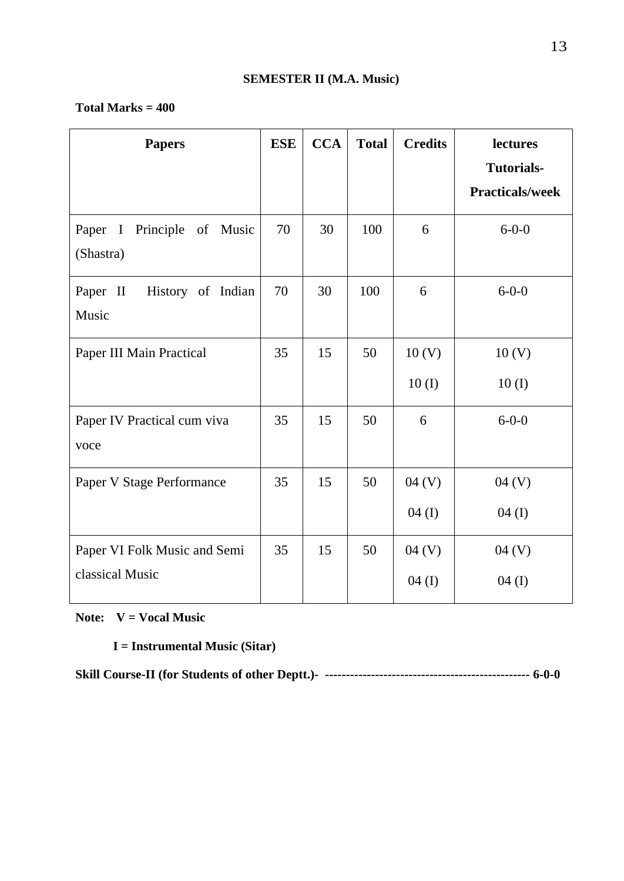**SEMESTER II (M.A. Music)**

**Total Marks = 400**

| **Papers** | **ESE** | **CCA** | **Total** | **Credits** | **lectures Tutorials-Practicals/week** |
|---|---|---|---|---|---|
| Paper I Principle of Music (Shastra) | 70 | 30 | 100 | 6 | 6-0-0 |
| Paper II History of Indian Music | 70 | 30 | 100 | 6 | 6-0-0 |
| Paper III Main Practical | 35 | 15 | 50 | 10 (V) 10 (I) | 10 (V) 10 (I) |
| Paper IV Practical cum viva voce | 35 | 15 | 50 | 6 | 6-0-0 |
| Paper V Stage Performance | 35 | 15 | 50 | 04 (V) 04 (I) | 04 (V) 04 (I) |
| Paper VI Folk Music and Semi classical Music | 35 | 15 | 50 | 04 (V) 04 (I) | 04 (V) 04 (I) |

**Note: V = Vocal Music**

**I = Instrumental Music (Sitar)**

**Skill Course-II (for Students of other Deptt.)- ------------------------------------------------ 6-0-0**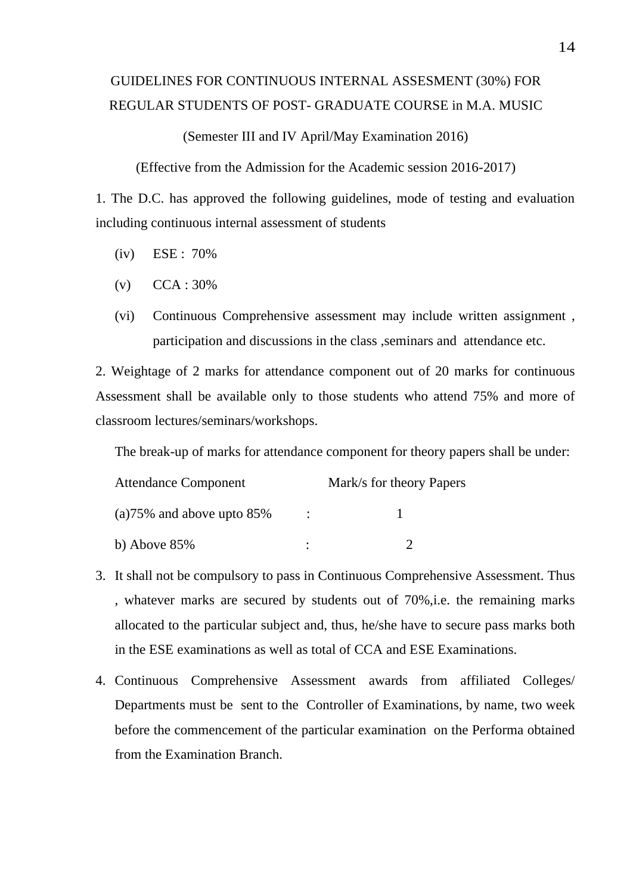GUIDELINES FOR CONTINUOUS INTERNAL ASSESMENT (30%) FOR REGULAR STUDENTS OF POST- GRADUATE COURSE in M.A. MUSIC

(Semester III and IV April/May Examination 2016)

(Effective from the Admission for the Academic session 2016-2017)

1. The D.C. has approved the following guidelines, mode of testing and evaluation including continuous internal assessment of students

(iv) ESE : 70%

(v) CCA : 30%

(vi) Continuous Comprehensive assessment may include written assignment , participation and discussions in the class ,seminars and attendance etc.

2. Weightage of 2 marks for attendance component out of 20 marks for continuous Assessment shall be available only to those students who attend 75% and more of classroom lectures/seminars/workshops.

The break-up of marks for attendance component for theory papers shall be under:

| Attendance Component | | Mark/s for theory Papers |
|---|---|---|
| (a)75% and above upto 85% | : | 1 |
| b) Above 85% | : | 2 |

3. It shall not be compulsory to pass in Continuous Comprehensive Assessment. Thus , whatever marks are secured by students out of 70%,i.e. the remaining marks allocated to the particular subject and, thus, he/she have to secure pass marks both in the ESE examinations as well as total of CCA and ESE Examinations.

4. Continuous Comprehensive Assessment awards from affiliated Colleges/ Departments must be sent to the Controller of Examinations, by name, two week before the commencement of the particular examination on the Performa obtained from the Examination Branch.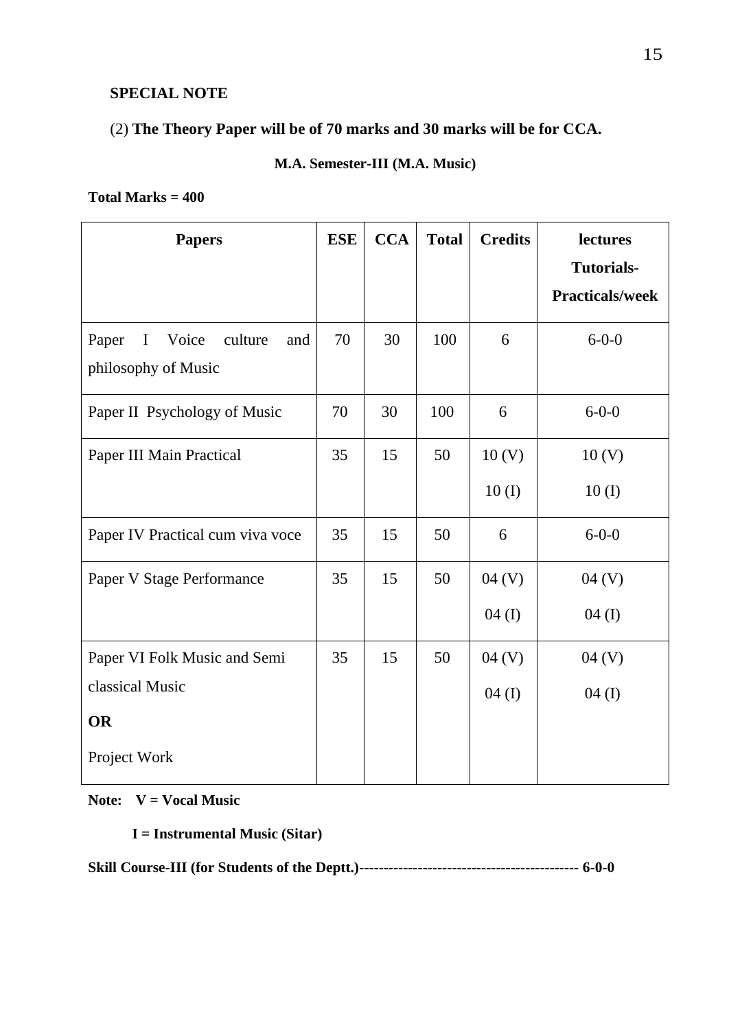**SPECIAL NOTE**

(2) **The Theory Paper will be of 70 marks and 30 marks will be for CCA.**

**M.A. Semester-III (M.A. Music)**

**Total Marks = 400**

| Papers | ESE | CCA | Total | Credits | lectures Tutorials-Practicals/week |
|---|---|---|---|---|---|
| Paper I Voice culture and philosophy of Music | 70 | 30 | 100 | 6 | 6-0-0 |
| Paper II Psychology of Music | 70 | 30 | 100 | 6 | 6-0-0 |
| Paper III Main Practical | 35 | 15 | 50 | 10 (V)<br>10 (I) | 10 (V)<br>10 (I) |
| Paper IV Practical cum viva voce | 35 | 15 | 50 | 6 | 6-0-0 |
| Paper V Stage Performance | 35 | 15 | 50 | 04 (V)<br>04 (I) | 04 (V)<br>04 (I) |
| Paper VI Folk Music and Semi classical Music<br>**OR**<br>Project Work | 35 | 15 | 50 | 04 (V)<br>04 (I) | 04 (V)<br>04 (I) |

**Note: V = Vocal Music**

**I = Instrumental Music (Sitar)**

**Skill Course-III (for Students of the Deptt.)-------------------------------------------- 6-0-0**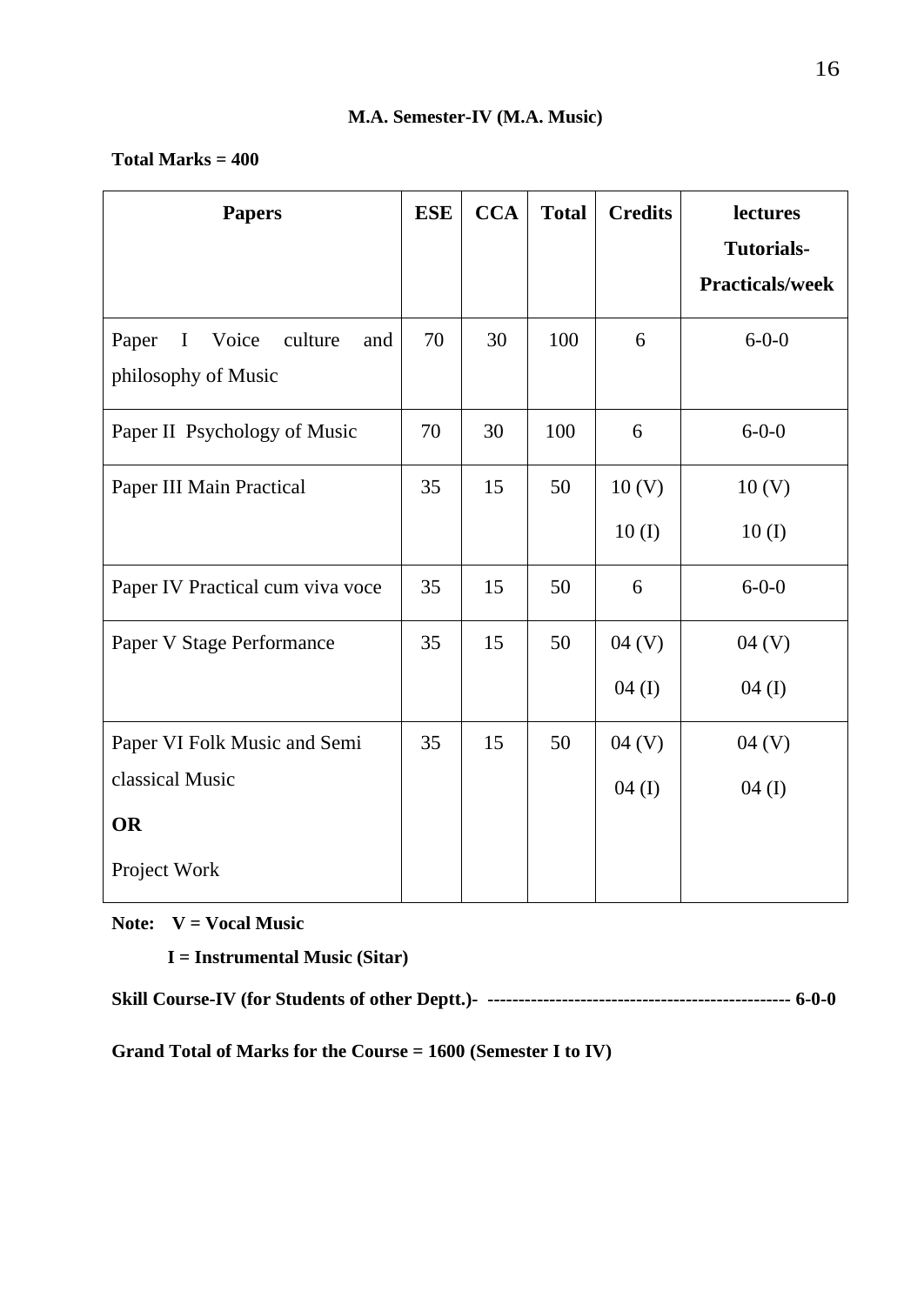**M.A. Semester-IV (M.A. Music)**

**Total Marks = 400**

| Papers | ESE | CCA | Total | Credits | lectures Tutorials-Practicals/week |
|---|---|---|---|---|---|
| Paper I Voice culture and philosophy of Music | 70 | 30 | 100 | 6 | 6-0-0 |
| Paper II Psychology of Music | 70 | 30 | 100 | 6 | 6-0-0 |
| Paper III Main Practical | 35 | 15 | 50 | 10 (V) 10 (I) | 10 (V) 10 (I) |
| Paper IV Practical cum viva voce | 35 | 15 | 50 | 6 | 6-0-0 |
| Paper V Stage Performance | 35 | 15 | 50 | 04 (V) 04 (I) | 04 (V) 04 (I) |
| Paper VI Folk Music and Semi classical Music **OR** Project Work | 35 | 15 | 50 | 04 (V) 04 (I) | 04 (V) 04 (I) |

**Note: V = Vocal Music**

**I = Instrumental Music (Sitar)**

**Skill Course-IV (for Students of other Deptt.)- ------------------------------------------------ 6-0-0**

**Grand Total of Marks for the Course = 1600 (Semester I to IV)**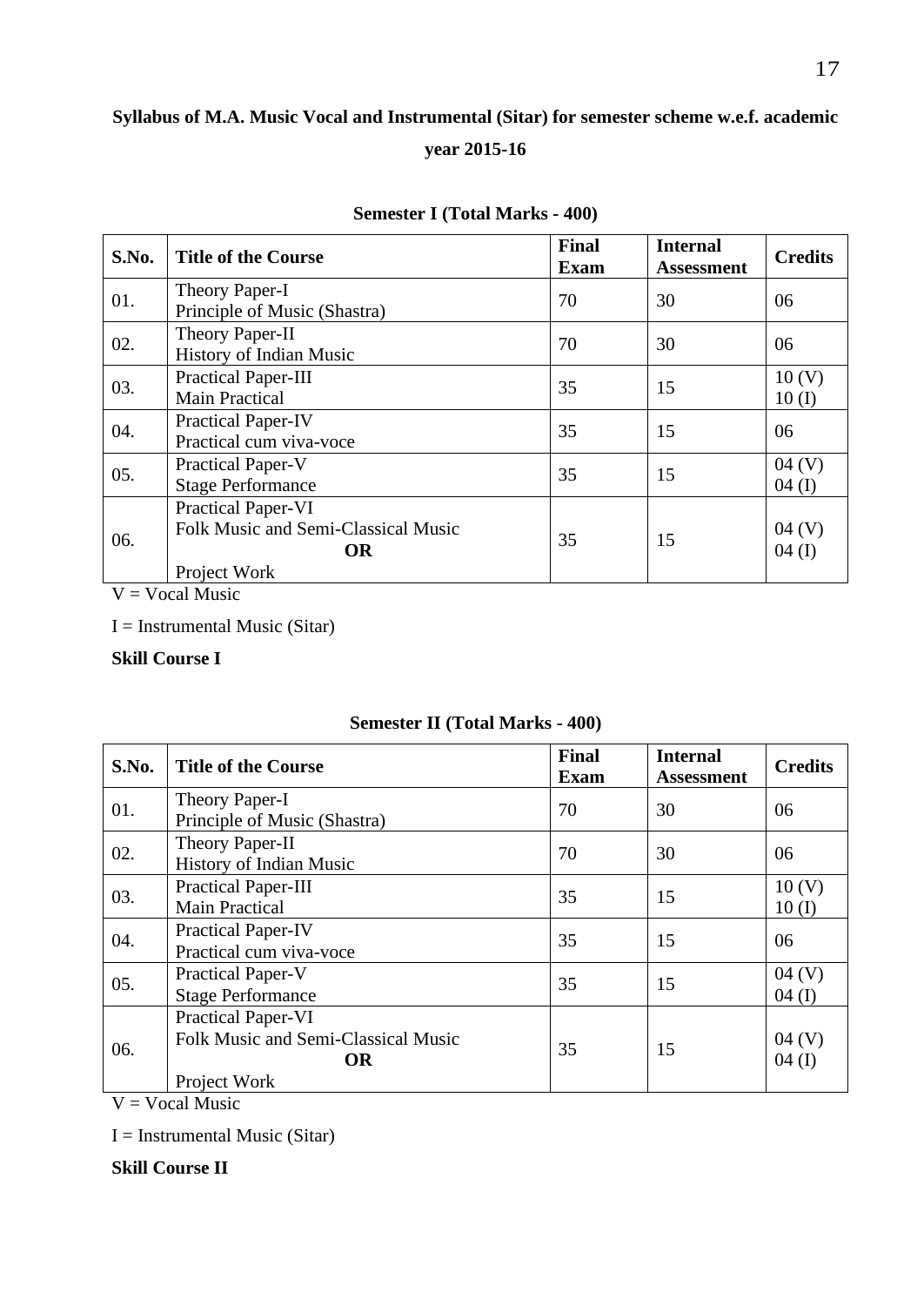**Syllabus of M.A. Music Vocal and Instrumental (Sitar) for semester scheme w.e.f. academic year 2015-16**

**Semester I (Total Marks - 400)**

| S.No. | Title of the Course | Final Exam | Internal Assessment | Credits |
|---|---|---|---|---|
| 01. | Theory Paper-I<br>Principle of Music (Shastra) | 70 | 30 | 06 |
| 02. | Theory Paper-II<br>History of Indian Music | 70 | 30 | 06 |
| 03. | Practical Paper-III<br>Main Practical | 35 | 15 | 10 (V)<br>10 (I) |
| 04. | Practical Paper-IV<br>Practical cum viva-voce | 35 | 15 | 06 |
| 05. | Practical Paper-V<br>Stage Performance | 35 | 15 | 04 (V)<br>04 (I) |
| 06. | Practical Paper-VI<br>Folk Music and Semi-Classical Music<br>**OR**<br>Project Work | 35 | 15 | 04 (V)<br>04 (I) |

V = Vocal Music

I = Instrumental Music (Sitar)

**Skill Course I**

**Semester II (Total Marks - 400)**

| S.No. | Title of the Course | Final Exam | Internal Assessment | Credits |
|---|---|---|---|---|
| 01. | Theory Paper-I<br>Principle of Music (Shastra) | 70 | 30 | 06 |
| 02. | Theory Paper-II<br>History of Indian Music | 70 | 30 | 06 |
| 03. | Practical Paper-III<br>Main Practical | 35 | 15 | 10 (V)<br>10 (I) |
| 04. | Practical Paper-IV<br>Practical cum viva-voce | 35 | 15 | 06 |
| 05. | Practical Paper-V<br>Stage Performance | 35 | 15 | 04 (V)<br>04 (I) |
| 06. | Practical Paper-VI<br>Folk Music and Semi-Classical Music<br>**OR**<br>Project Work | 35 | 15 | 04 (V)<br>04 (I) |

V = Vocal Music

I = Instrumental Music (Sitar)

**Skill Course II**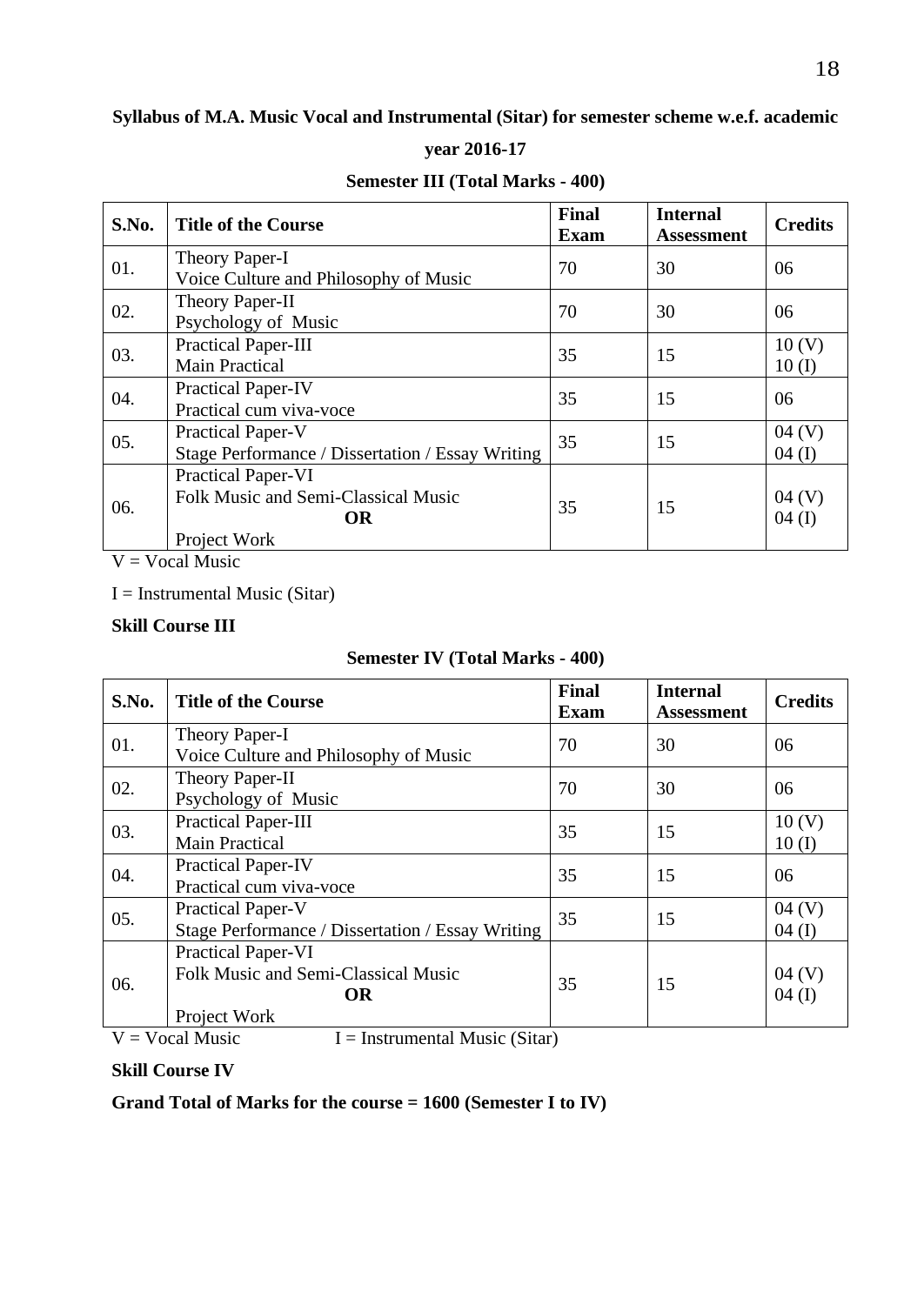**Syllabus of M.A. Music Vocal and Instrumental (Sitar) for semester scheme w.e.f. academic year 2016-17**

**Semester III (Total Marks - 400)**

| S.No. | Title of the Course | Final Exam | Internal Assessment | Credits |
|---|---|---|---|---|
| 01. | Theory Paper-I<br>Voice Culture and Philosophy of Music | 70 | 30 | 06 |
| 02. | Theory Paper-II<br>Psychology of Music | 70 | 30 | 06 |
| 03. | Practical Paper-III<br>Main Practical | 35 | 15 | 10 (V)<br>10 (I) |
| 04. | Practical Paper-IV<br>Practical cum viva-voce | 35 | 15 | 06 |
| 05. | Practical Paper-V<br>Stage Performance / Dissertation / Essay Writing | 35 | 15 | 04 (V)<br>04 (I) |
| 06. | Practical Paper-VI<br>Folk Music and Semi-Classical Music<br>**OR**<br>Project Work | 35 | 15 | 04 (V)<br>04 (I) |

V = Vocal Music

I = Instrumental Music (Sitar)

**Skill Course III**

**Semester IV (Total Marks - 400)**

| S.No. | Title of the Course | Final Exam | Internal Assessment | Credits |
|---|---|---|---|---|
| 01. | Theory Paper-I<br>Voice Culture and Philosophy of Music | 70 | 30 | 06 |
| 02. | Theory Paper-II<br>Psychology of Music | 70 | 30 | 06 |
| 03. | Practical Paper-III<br>Main Practical | 35 | 15 | 10 (V)<br>10 (I) |
| 04. | Practical Paper-IV<br>Practical cum viva-voce | 35 | 15 | 06 |
| 05. | Practical Paper-V<br>Stage Performance / Dissertation / Essay Writing | 35 | 15 | 04 (V)<br>04 (I) |
| 06. | Practical Paper-VI<br>Folk Music and Semi-Classical Music<br>**OR**<br>Project Work | 35 | 15 | 04 (V)<br>04 (I) |

V = Vocal Music I = Instrumental Music (Sitar)

**Skill Course IV**

**Grand Total of Marks for the course = 1600 (Semester I to IV)**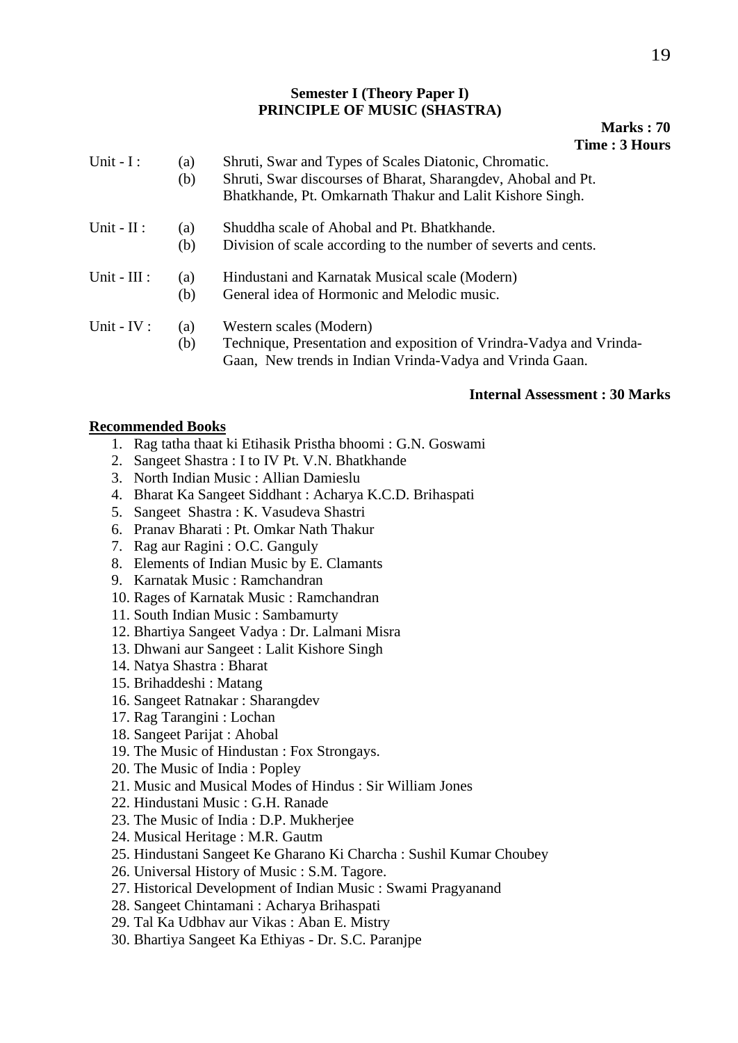**Semester I (Theory Paper I)**
**PRINCIPLE OF MUSIC (SHASTRA)**

**Marks : 70**
**Time : 3 Hours**

Unit - I :
- (a) Shruti, Swar and Types of Scales Diatonic, Chromatic.
- (b) Shruti, Swar discourses of Bharat, Sharangdev, Ahobal and Pt. Bhatkhande, Pt. Omkarnath Thakur and Lalit Kishore Singh.

Unit - II :
- (a) Shuddha scale of Ahobal and Pt. Bhatkhande.
- (b) Division of scale according to the number of severts and cents.

Unit - III :
- (a) Hindustani and Karnatak Musical scale (Modern)
- (b) General idea of Hormonic and Melodic music.

Unit - IV :
- (a) Western scales (Modern)
- (b) Technique, Presentation and exposition of Vrindra-Vadya and Vrinda-Gaan, New trends in Indian Vrinda-Vadya and Vrinda Gaan.

**Internal Assessment : 30 Marks**

**Recommended Books**

1. Rag tatha thaat ki Etihasik Pristha bhoomi : G.N. Goswami
2. Sangeet Shastra : I to IV Pt. V.N. Bhatkhande
3. North Indian Music : Allian Damieslu
4. Bharat Ka Sangeet Siddhant : Acharya K.C.D. Brihaspati
5. Sangeet Shastra : K. Vasudeva Shastri
6. Pranav Bharati : Pt. Omkar Nath Thakur
7. Rag aur Ragini : O.C. Ganguly
8. Elements of Indian Music by E. Clamants
9. Karnatak Music : Ramchandran
10. Rages of Karnatak Music : Ramchandran
11. South Indian Music : Sambamurty
12. Bhartiya Sangeet Vadya : Dr. Lalmani Misra
13. Dhwani aur Sangeet : Lalit Kishore Singh
14. Natya Shastra : Bharat
15. Brihaddeshi : Matang
16. Sangeet Ratnakar : Sharangdev
17. Rag Tarangini : Lochan
18. Sangeet Parijat : Ahobal
19. The Music of Hindustan : Fox Strongays.
20. The Music of India : Popley
21. Music and Musical Modes of Hindus : Sir William Jones
22. Hindustani Music : G.H. Ranade
23. The Music of India : D.P. Mukherjee
24. Musical Heritage : M.R. Gautm
25. Hindustani Sangeet Ke Gharano Ki Charcha : Sushil Kumar Choubey
26. Universal History of Music : S.M. Tagore.
27. Historical Development of Indian Music : Swami Pragyanand
28. Sangeet Chintamani : Acharya Brihaspati
29. Tal Ka Udbhav aur Vikas : Aban E. Mistry
30. Bhartiya Sangeet Ka Ethiyas - Dr. S.C. Paranjpe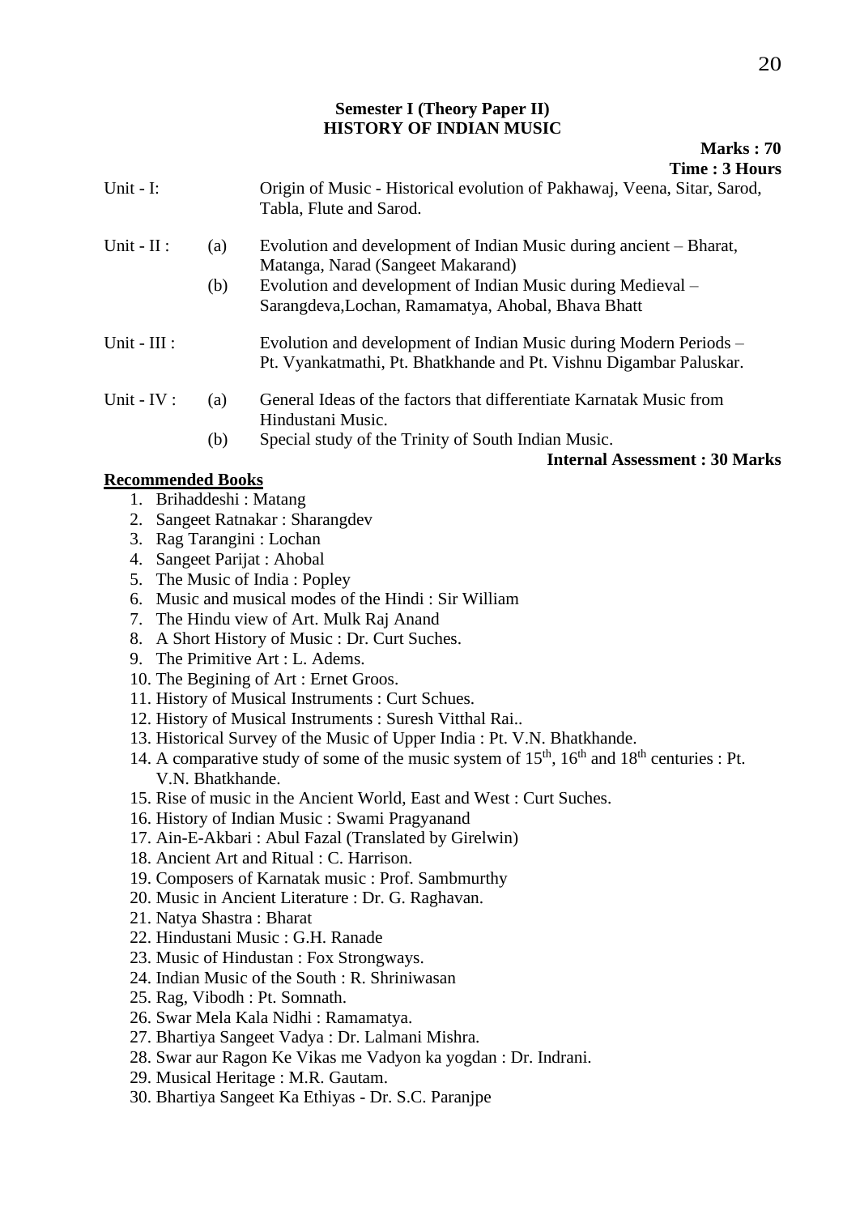**Semester I (Theory Paper II)**
**HISTORY OF INDIAN MUSIC**

**Marks : 70**
**Time : 3 Hours**

Unit - I: Origin of Music - Historical evolution of Pakhawaj, Veena, Sitar, Sarod, Tabla, Flute and Sarod.

Unit - II :
(a) Evolution and development of Indian Music during ancient – Bharat, Matanga, Narad (Sangeet Makarand)
(b) Evolution and development of Indian Music during Medieval – Sarangdeva,Lochan, Ramamatya, Ahobal, Bhava Bhatt

Unit - III : Evolution and development of Indian Music during Modern Periods – Pt. Vyankatmathi, Pt. Bhatkhande and Pt. Vishnu Digambar Paluskar.

Unit - IV :
(a) General Ideas of the factors that differentiate Karnatak Music from Hindustani Music.
(b) Special study of the Trinity of South Indian Music.

**Internal Assessment : 30 Marks**

**Recommended Books**

1. Brihaddeshi : Matang
2. Sangeet Ratnakar : Sharangdev
3. Rag Tarangini : Lochan
4. Sangeet Parijat : Ahobal
5. The Music of India : Popley
6. Music and musical modes of the Hindi : Sir William
7. The Hindu view of Art. Mulk Raj Anand
8. A Short History of Music : Dr. Curt Suches.
9. The Primitive Art : L. Adems.
10. The Begining of Art : Ernet Groos.
11. History of Musical Instruments : Curt Schues.
12. History of Musical Instruments : Suresh Vitthal Rai..
13. Historical Survey of the Music of Upper India : Pt. V.N. Bhatkhande.
14. A comparative study of some of the music system of 15th, 16th and 18th centuries : Pt. V.N. Bhatkhande.
15. Rise of music in the Ancient World, East and West : Curt Suches.
16. History of Indian Music : Swami Pragyanand
17. Ain-E-Akbari : Abul Fazal (Translated by Girelwin)
18. Ancient Art and Ritual : C. Harrison.
19. Composers of Karnatak music : Prof. Sambmurthy
20. Music in Ancient Literature : Dr. G. Raghavan.
21. Natya Shastra : Bharat
22. Hindustani Music : G.H. Ranade
23. Music of Hindustan : Fox Strongways.
24. Indian Music of the South : R. Shriniwasan
25. Rag, Vibodh : Pt. Somnath.
26. Swar Mela Kala Nidhi : Ramamatya.
27. Bhartiya Sangeet Vadya : Dr. Lalmani Mishra.
28. Swar aur Ragon Ke Vikas me Vadyon ka yogdan : Dr. Indrani.
29. Musical Heritage : M.R. Gautam.
30. Bhartiya Sangeet Ka Ethiyas - Dr. S.C. Paranjpe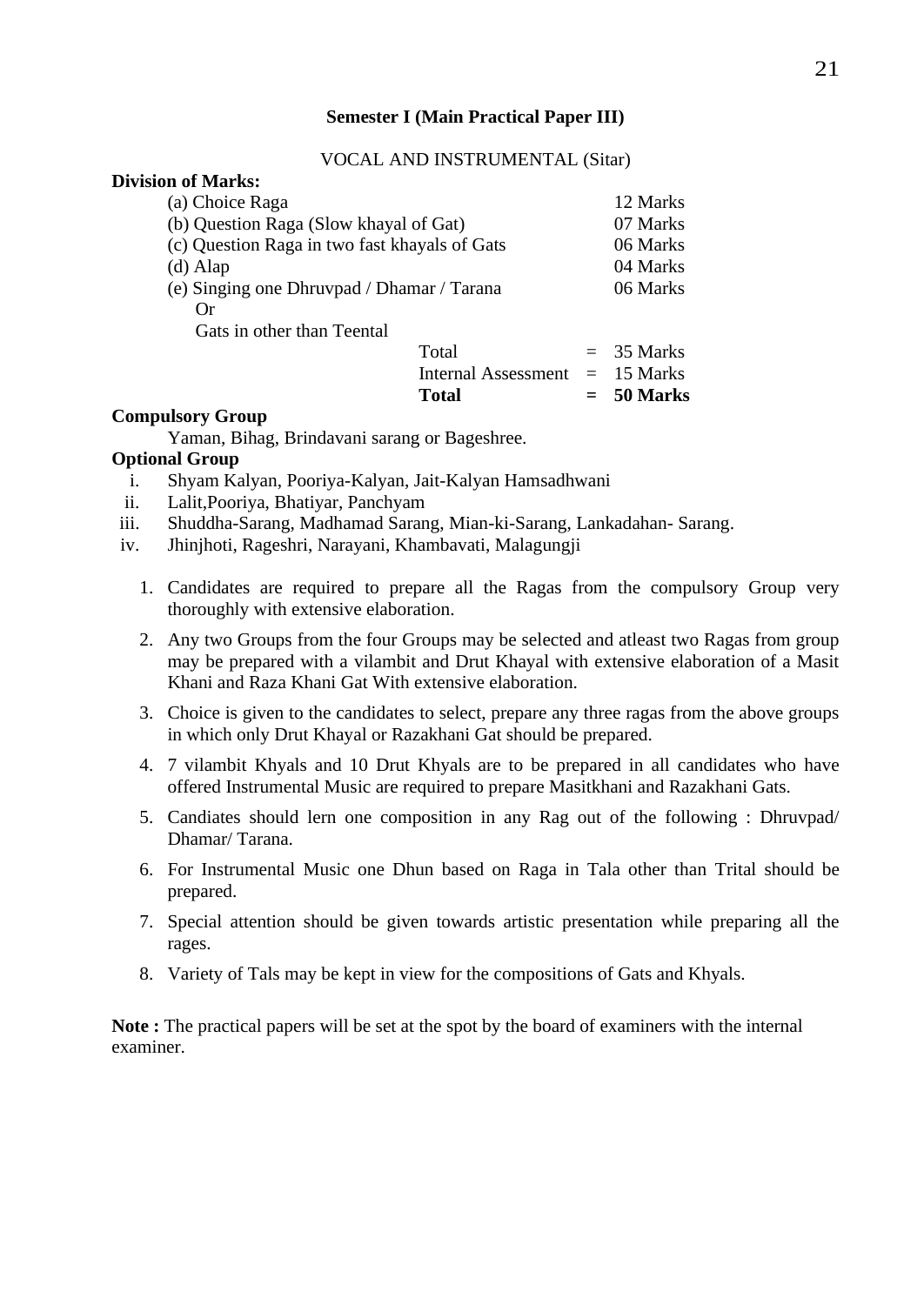**Semester I (Main Practical Paper III)**

VOCAL AND INSTRUMENTAL (Sitar)

**Division of Marks:**

| | | |
|---|---|---|
| (a) Choice Raga | | 12 Marks |
| (b) Question Raga (Slow khayal of Gat) | | 07 Marks |
| (c) Question Raga in two fast khayals of Gats | | 06 Marks |
| (d) Alap | | 04 Marks |
| (e) Singing one Dhruvpad / Dhamar / Tarana Or Gats in other than Teental | | 06 Marks |
| Total | = | 35 Marks |
| Internal Assessment | = | 15 Marks |
| **Total** | **=** | **50 Marks** |

**Compulsory Group**

Yaman, Bihag, Brindavani sarang or Bageshree.

**Optional Group**

i. Shyam Kalyan, Pooriya-Kalyan, Jait-Kalyan Hamsadhwani
ii. Lalit,Pooriya, Bhatiyar, Panchyam
iii. Shuddha-Sarang, Madhamad Sarang, Mian-ki-Sarang, Lankadahan- Sarang.
iv. Jhinjhoti, Rageshri, Narayani, Khambavati, Malagungji

1. Candidates are required to prepare all the Ragas from the compulsory Group very thoroughly with extensive elaboration.
2. Any two Groups from the four Groups may be selected and atleast two Ragas from group may be prepared with a vilambit and Drut Khayal with extensive elaboration of a Masit Khani and Raza Khani Gat With extensive elaboration.
3. Choice is given to the candidates to select, prepare any three ragas from the above groups in which only Drut Khayal or Razakhani Gat should be prepared.
4. 7 vilambit Khyals and 10 Drut Khyals are to be prepared in all candidates who have offered Instrumental Music are required to prepare Masitkhani and Razakhani Gats.
5. Candiates should lern one composition in any Rag out of the following : Dhruvpad/ Dhamar/ Tarana.
6. For Instrumental Music one Dhun based on Raga in Tala other than Trital should be prepared.
7. Special attention should be given towards artistic presentation while preparing all the rages.
8. Variety of Tals may be kept in view for the compositions of Gats and Khyals.

**Note :** The practical papers will be set at the spot by the board of examiners with the internal examiner.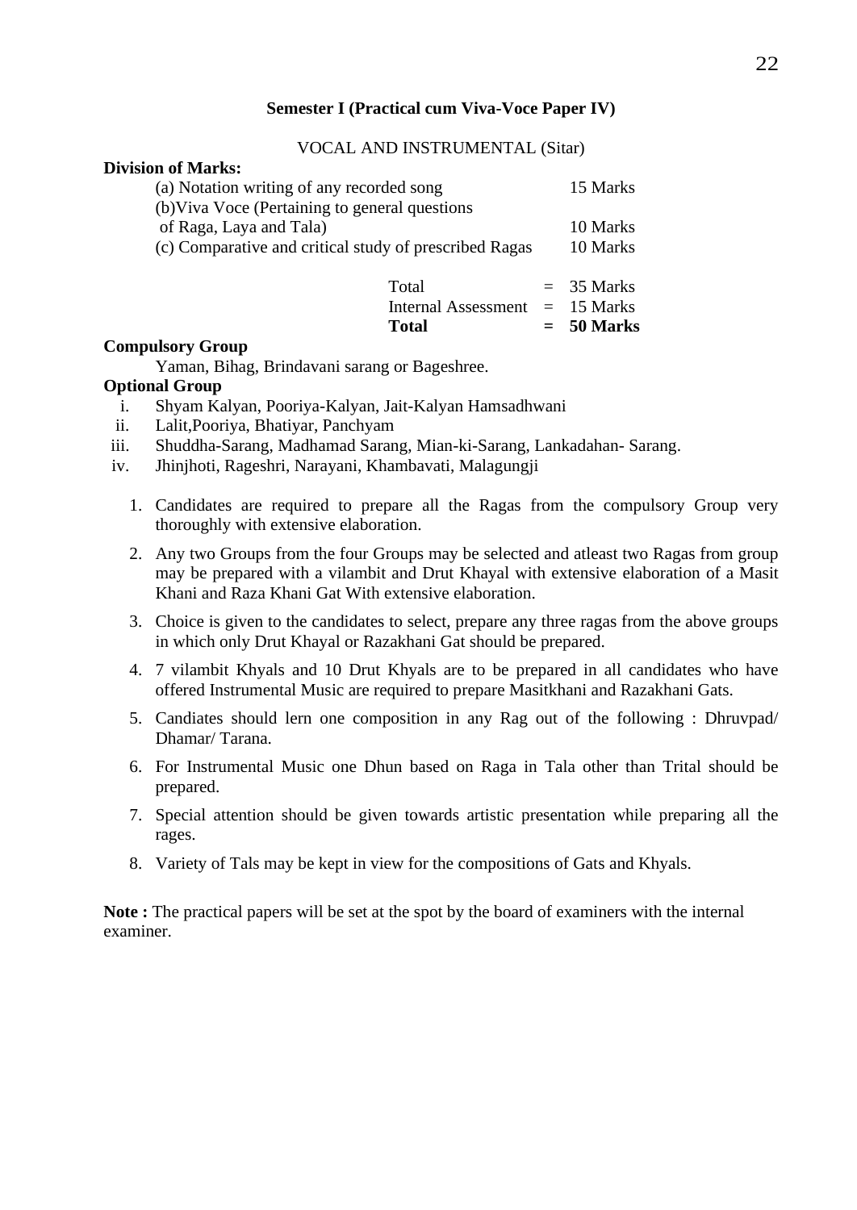## Semester I (Practical cum Viva-Voce Paper IV)

VOCAL AND INSTRUMENTAL (Sitar)

**Division of Marks:**

| | | |
|---|---|---|
| (a) Notation writing of any recorded song | | 15 Marks |
| (b)Viva Voce (Pertaining to general questions of Raga, Laya and Tala) | | 10 Marks |
| (c) Comparative and critical study of prescribed Ragas | | 10 Marks |
| Total | = | 35 Marks |
| Internal Assessment | = | 15 Marks |
| **Total** | **=** | **50 Marks** |

**Compulsory Group**

Yaman, Bihag, Brindavani sarang or Bageshree.

**Optional Group**

i. Shyam Kalyan, Pooriya-Kalyan, Jait-Kalyan Hamsadhwani
ii. Lalit,Pooriya, Bhatiyar, Panchyam
iii. Shuddha-Sarang, Madhamad Sarang, Mian-ki-Sarang, Lankadahan- Sarang.
iv. Jhinjhoti, Rageshri, Narayani, Khambavati, Malagungji

1. Candidates are required to prepare all the Ragas from the compulsory Group very thoroughly with extensive elaboration.
2. Any two Groups from the four Groups may be selected and atleast two Ragas from group may be prepared with a vilambit and Drut Khayal with extensive elaboration of a Masit Khani and Raza Khani Gat With extensive elaboration.
3. Choice is given to the candidates to select, prepare any three ragas from the above groups in which only Drut Khayal or Razakhani Gat should be prepared.
4. 7 vilambit Khyals and 10 Drut Khyals are to be prepared in all candidates who have offered Instrumental Music are required to prepare Masitkhani and Razakhani Gats.
5. Candiates should lern one composition in any Rag out of the following : Dhruvpad/ Dhamar/ Tarana.
6. For Instrumental Music one Dhun based on Raga in Tala other than Trital should be prepared.
7. Special attention should be given towards artistic presentation while preparing all the rages.
8. Variety of Tals may be kept in view for the compositions of Gats and Khyals.

**Note :** The practical papers will be set at the spot by the board of examiners with the internal examiner.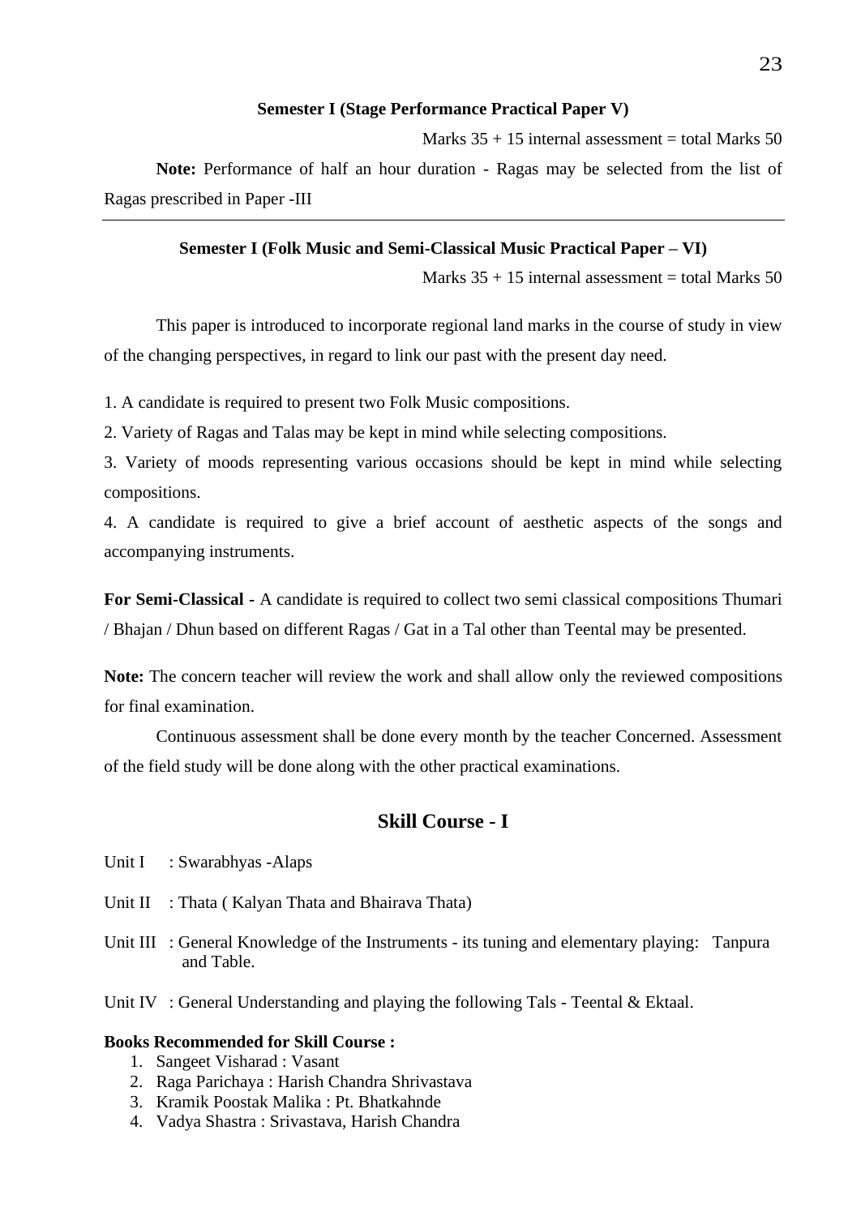**Semester I (Stage Performance Practical Paper V)**

Marks 35 + 15 internal assessment = total Marks 50

**Note:** Performance of half an hour duration - Ragas may be selected from the list of Ragas prescribed in Paper -III

---

**Semester I (Folk Music and Semi-Classical Music Practical Paper – VI)**

Marks 35 + 15 internal assessment = total Marks 50

This paper is introduced to incorporate regional land marks in the course of study in view of the changing perspectives, in regard to link our past with the present day need.

1. A candidate is required to present two Folk Music compositions.
2. Variety of Ragas and Talas may be kept in mind while selecting compositions.
3. Variety of moods representing various occasions should be kept in mind while selecting compositions.
4. A candidate is required to give a brief account of aesthetic aspects of the songs and accompanying instruments.

**For Semi-Classical -** A candidate is required to collect two semi classical compositions Thumari / Bhajan / Dhun based on different Ragas / Gat in a Tal other than Teental may be presented.

**Note:** The concern teacher will review the work and shall allow only the reviewed compositions for final examination.

Continuous assessment shall be done every month by the teacher Concerned. Assessment of the field study will be done along with the other practical examinations.

## Skill Course - I

Unit I : Swarabhyas -Alaps

Unit II : Thata ( Kalyan Thata and Bhairava Thata)

Unit III : General Knowledge of the Instruments - its tuning and elementary playing: Tanpura and Table.

Unit IV : General Understanding and playing the following Tals - Teental & Ektaal.

**Books Recommended for Skill Course :**

1. Sangeet Visharad : Vasant
2. Raga Parichaya : Harish Chandra Shrivastava
3. Kramik Poostak Malika : Pt. Bhatkahnde
4. Vadya Shastra : Srivastava, Harish Chandra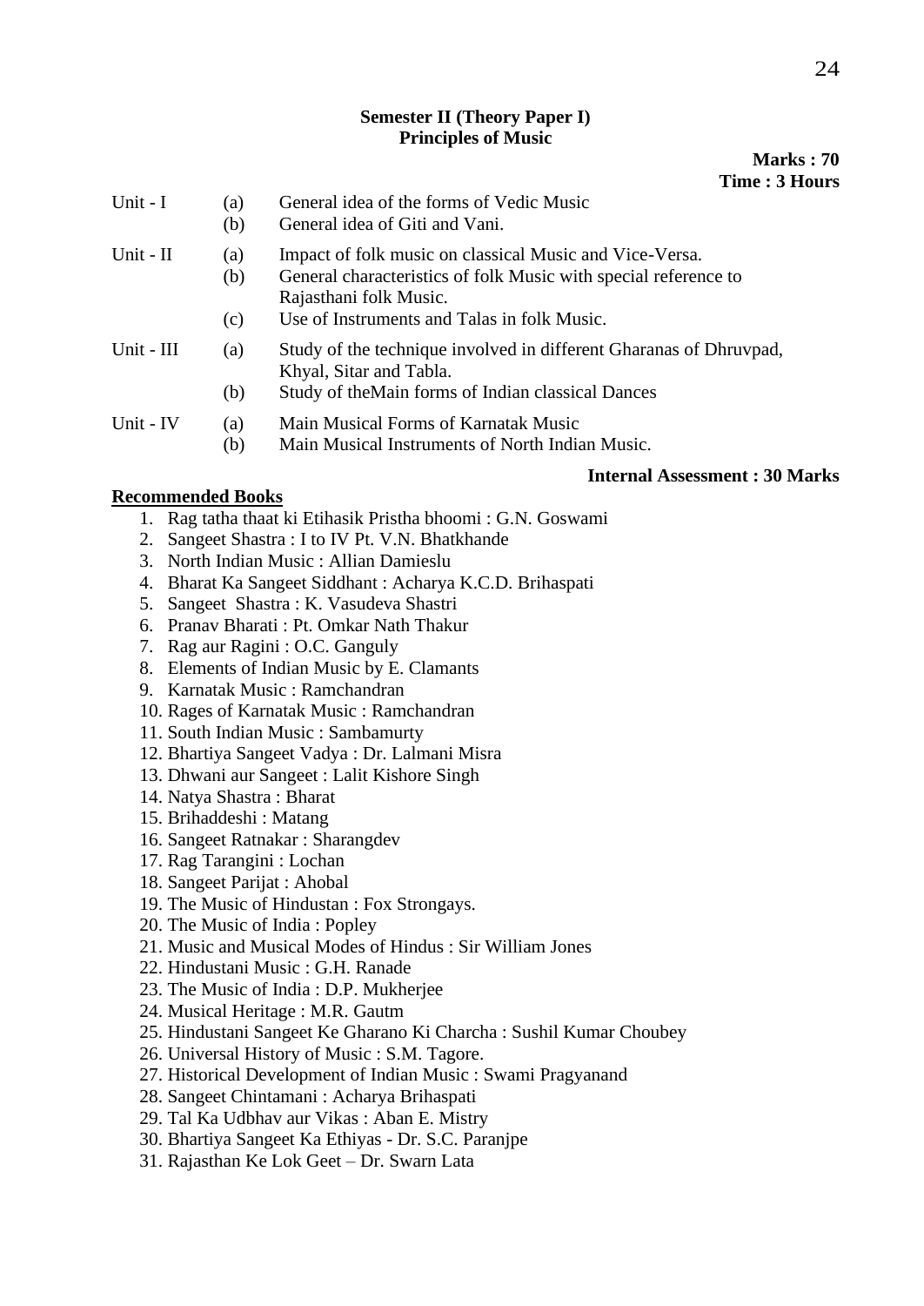**Semester II (Theory Paper I)**
**Principles of Music**

**Marks : 70**
**Time : 3 Hours**

Unit - I
- (a) General idea of the forms of Vedic Music
- (b) General idea of Giti and Vani.

Unit - II
- (a) Impact of folk music on classical Music and Vice-Versa.
- (b) General characteristics of folk Music with special reference to Rajasthani folk Music.
- (c) Use of Instruments and Talas in folk Music.

Unit - III
- (a) Study of the technique involved in different Gharanas of Dhruvpad, Khyal, Sitar and Tabla.
- (b) Study of theMain forms of Indian classical Dances

Unit - IV
- (a) Main Musical Forms of Karnatak Music
- (b) Main Musical Instruments of North Indian Music.

**Internal Assessment : 30 Marks**

**Recommended Books**

1. Rag tatha thaat ki Etihasik Pristha bhoomi : G.N. Goswami
2. Sangeet Shastra : I to IV Pt. V.N. Bhatkhande
3. North Indian Music : Allian Damieslu
4. Bharat Ka Sangeet Siddhant : Acharya K.C.D. Brihaspati
5. Sangeet Shastra : K. Vasudeva Shastri
6. Pranav Bharati : Pt. Omkar Nath Thakur
7. Rag aur Ragini : O.C. Ganguly
8. Elements of Indian Music by E. Clamants
9. Karnatak Music : Ramchandran
10. Rages of Karnatak Music : Ramchandran
11. South Indian Music : Sambamurty
12. Bhartiya Sangeet Vadya : Dr. Lalmani Misra
13. Dhwani aur Sangeet : Lalit Kishore Singh
14. Natya Shastra : Bharat
15. Brihaddeshi : Matang
16. Sangeet Ratnakar : Sharangdev
17. Rag Tarangini : Lochan
18. Sangeet Parijat : Ahobal
19. The Music of Hindustan : Fox Strongays.
20. The Music of India : Popley
21. Music and Musical Modes of Hindus : Sir William Jones
22. Hindustani Music : G.H. Ranade
23. The Music of India : D.P. Mukherjee
24. Musical Heritage : M.R. Gautm
25. Hindustani Sangeet Ke Gharano Ki Charcha : Sushil Kumar Choubey
26. Universal History of Music : S.M. Tagore.
27. Historical Development of Indian Music : Swami Pragyanand
28. Sangeet Chintamani : Acharya Brihaspati
29. Tal Ka Udbhav aur Vikas : Aban E. Mistry
30. Bhartiya Sangeet Ka Ethiyas - Dr. S.C. Paranjpe
31. Rajasthan Ke Lok Geet – Dr. Swarn Lata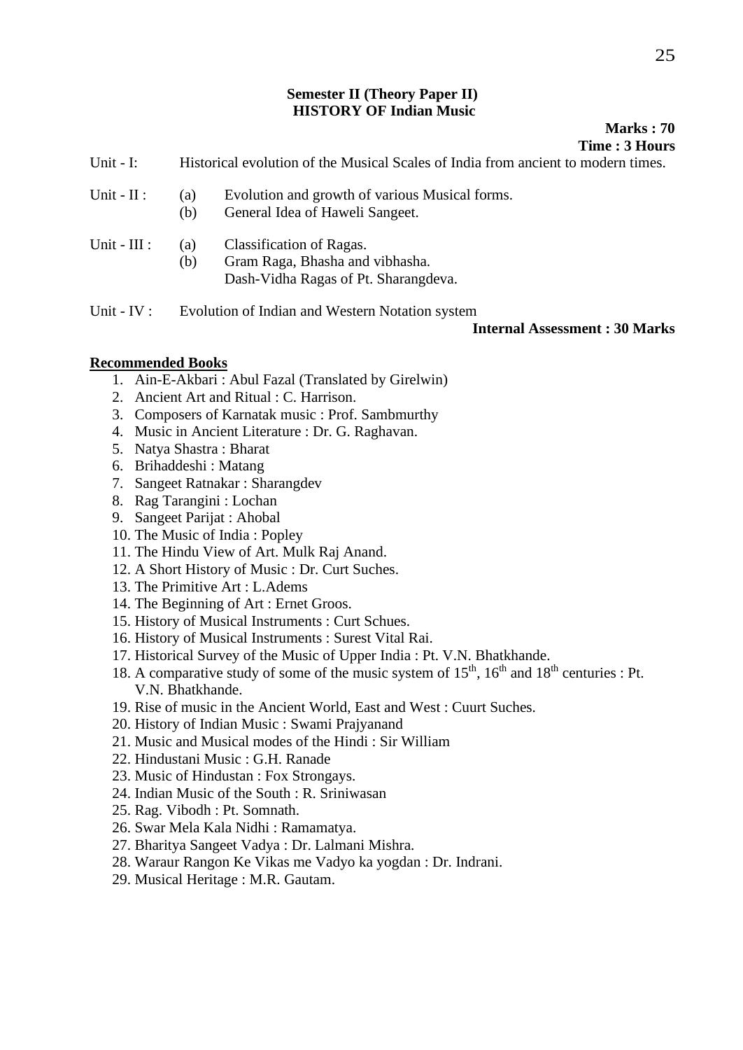**Semester II (Theory Paper II)**
**HISTORY OF Indian Music**

**Marks : 70**
**Time : 3 Hours**

Unit - I: Historical evolution of the Musical Scales of India from ancient to modern times.

Unit - II :
- (a) Evolution and growth of various Musical forms.
- (b) General Idea of Haweli Sangeet.

Unit - III :
- (a) Classification of Ragas.
- (b) Gram Raga, Bhasha and vibhasha. Dash-Vidha Ragas of Pt. Sharangdeva.

Unit - IV : Evolution of Indian and Western Notation system

**Internal Assessment : 30 Marks**

**Recommended Books**

1. Ain-E-Akbari : Abul Fazal (Translated by Girelwin)
2. Ancient Art and Ritual : C. Harrison.
3. Composers of Karnatak music : Prof. Sambmurthy
4. Music in Ancient Literature : Dr. G. Raghavan.
5. Natya Shastra : Bharat
6. Brihaddeshi : Matang
7. Sangeet Ratnakar : Sharangdev
8. Rag Tarangini : Lochan
9. Sangeet Parijat : Ahobal
10. The Music of India : Popley
11. The Hindu View of Art. Mulk Raj Anand.
12. A Short History of Music : Dr. Curt Suches.
13. The Primitive Art : L.Adems
14. The Beginning of Art : Ernet Groos.
15. History of Musical Instruments : Curt Schues.
16. History of Musical Instruments : Surest Vital Rai.
17. Historical Survey of the Music of Upper India : Pt. V.N. Bhatkhande.
18. A comparative study of some of the music system of 15th, 16th and 18th centuries : Pt. V.N. Bhatkhande.
19. Rise of music in the Ancient World, East and West : Cuurt Suches.
20. History of Indian Music : Swami Prajyanand
21. Music and Musical modes of the Hindi : Sir William
22. Hindustani Music : G.H. Ranade
23. Music of Hindustan : Fox Strongays.
24. Indian Music of the South : R. Sriniwasan
25. Rag. Vibodh : Pt. Somnath.
26. Swar Mela Kala Nidhi : Ramamatya.
27. Bharitya Sangeet Vadya : Dr. Lalmani Mishra.
28. Waraur Rangon Ke Vikas me Vadyo ka yogdan : Dr. Indrani.
29. Musical Heritage : M.R. Gautam.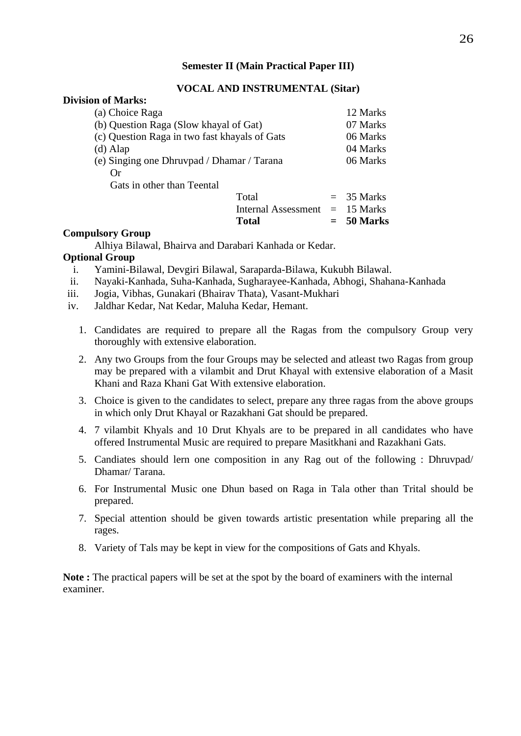## Semester II (Main Practical Paper III)

### VOCAL AND INSTRUMENTAL (Sitar)

**Division of Marks:**

| | | |
|---|---|---|
| (a) Choice Raga | | 12 Marks |
| (b) Question Raga (Slow khayal of Gat) | | 07 Marks |
| (c) Question Raga in two fast khayals of Gats | | 06 Marks |
| (d) Alap | | 04 Marks |
| (e) Singing one Dhruvpad / Dhamar / Tarana Or Gats in other than Teental | | 06 Marks |
| Total | = | 35 Marks |
| Internal Assessment | = | 15 Marks |
| **Total** | **=** | **50 Marks** |

**Compulsory Group**

Alhiya Bilawal, Bhairva and Darabari Kanhada or Kedar.

**Optional Group**

i. Yamini-Bilawal, Devgiri Bilawal, Saraparda-Bilawa, Kukubh Bilawal.
ii. Nayaki-Kanhada, Suha-Kanhada, Sugharayee-Kanhada, Abhogi, Shahana-Kanhada
iii. Jogia, Vibhas, Gunakari (Bhairav Thata), Vasant-Mukhari
iv. Jaldhar Kedar, Nat Kedar, Maluha Kedar, Hemant.

1. Candidates are required to prepare all the Ragas from the compulsory Group very thoroughly with extensive elaboration.
2. Any two Groups from the four Groups may be selected and atleast two Ragas from group may be prepared with a vilambit and Drut Khayal with extensive elaboration of a Masit Khani and Raza Khani Gat With extensive elaboration.
3. Choice is given to the candidates to select, prepare any three ragas from the above groups in which only Drut Khayal or Razakhani Gat should be prepared.
4. 7 vilambit Khyals and 10 Drut Khyals are to be prepared in all candidates who have offered Instrumental Music are required to prepare Masitkhani and Razakhani Gats.
5. Candiates should lern one composition in any Rag out of the following : Dhruvpad/ Dhamar/ Tarana.
6. For Instrumental Music one Dhun based on Raga in Tala other than Trital should be prepared.
7. Special attention should be given towards artistic presentation while preparing all the rages.
8. Variety of Tals may be kept in view for the compositions of Gats and Khyals.

**Note :** The practical papers will be set at the spot by the board of examiners with the internal examiner.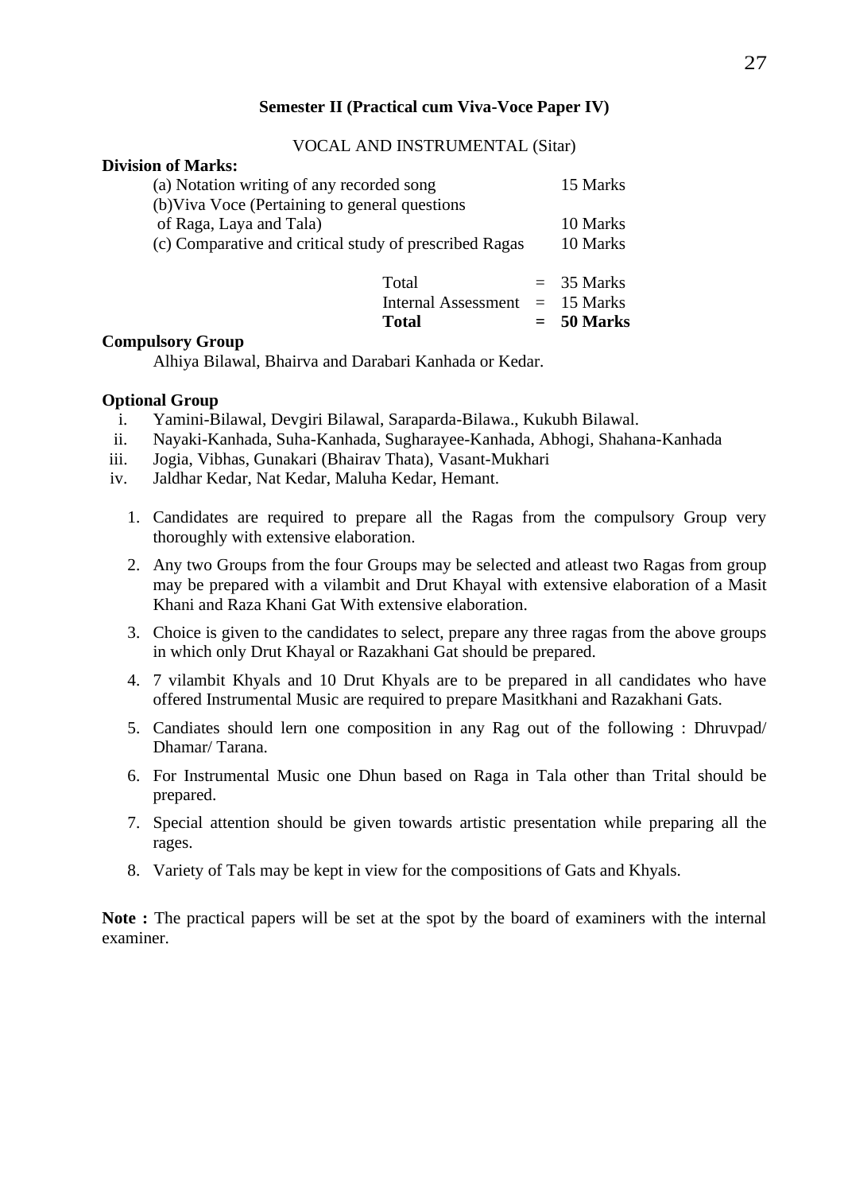**Semester II (Practical cum Viva-Voce Paper IV)**

VOCAL AND INSTRUMENTAL (Sitar)

**Division of Marks:**

| | | |
|---|---|---|
| (a) Notation writing of any recorded song | | 15 Marks |
| (b)Viva Voce (Pertaining to general questions of Raga, Laya and Tala) | | 10 Marks |
| (c) Comparative and critical study of prescribed Ragas | | 10 Marks |
| Total | = | 35 Marks |
| Internal Assessment | = | 15 Marks |
| **Total** | **=** | **50 Marks** |

**Compulsory Group**

Alhiya Bilawal, Bhairva and Darabari Kanhada or Kedar.

**Optional Group**

i. Yamini-Bilawal, Devgiri Bilawal, Saraparda-Bilawa., Kukubh Bilawal.
ii. Nayaki-Kanhada, Suha-Kanhada, Sugharayee-Kanhada, Abhogi, Shahana-Kanhada
iii. Jogia, Vibhas, Gunakari (Bhairav Thata), Vasant-Mukhari
iv. Jaldhar Kedar, Nat Kedar, Maluha Kedar, Hemant.

1. Candidates are required to prepare all the Ragas from the compulsory Group very thoroughly with extensive elaboration.
2. Any two Groups from the four Groups may be selected and atleast two Ragas from group may be prepared with a vilambit and Drut Khayal with extensive elaboration of a Masit Khani and Raza Khani Gat With extensive elaboration.
3. Choice is given to the candidates to select, prepare any three ragas from the above groups in which only Drut Khayal or Razakhani Gat should be prepared.
4. 7 vilambit Khyals and 10 Drut Khyals are to be prepared in all candidates who have offered Instrumental Music are required to prepare Masitkhani and Razakhani Gats.
5. Candiates should lern one composition in any Rag out of the following : Dhruvpad/ Dhamar/ Tarana.
6. For Instrumental Music one Dhun based on Raga in Tala other than Trital should be prepared.
7. Special attention should be given towards artistic presentation while preparing all the rages.
8. Variety of Tals may be kept in view for the compositions of Gats and Khyals.

**Note :** The practical papers will be set at the spot by the board of examiners with the internal examiner.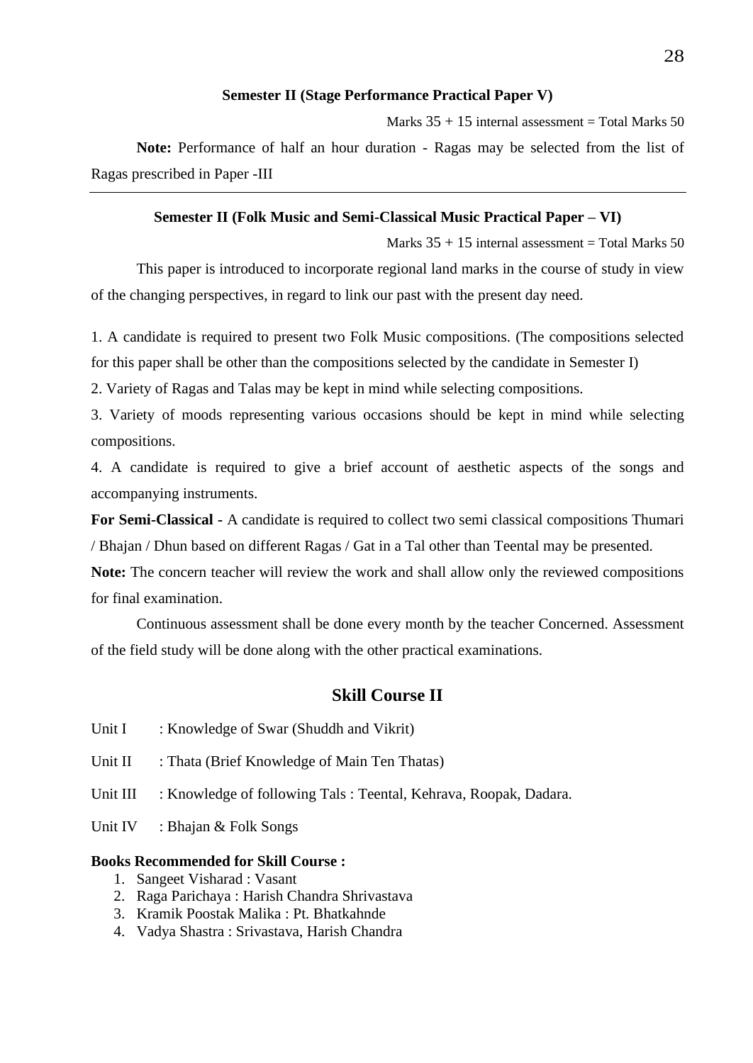### Semester II (Stage Performance Practical Paper V)

Marks 35 + 15 internal assessment = Total Marks 50

**Note:** Performance of half an hour duration - Ragas may be selected from the list of Ragas prescribed in Paper -III

---

### Semester II (Folk Music and Semi-Classical Music Practical Paper – VI)

Marks 35 + 15 internal assessment = Total Marks 50

This paper is introduced to incorporate regional land marks in the course of study in view of the changing perspectives, in regard to link our past with the present day need.

1. A candidate is required to present two Folk Music compositions. (The compositions selected for this paper shall be other than the compositions selected by the candidate in Semester I)
2. Variety of Ragas and Talas may be kept in mind while selecting compositions.
3. Variety of moods representing various occasions should be kept in mind while selecting compositions.
4. A candidate is required to give a brief account of aesthetic aspects of the songs and accompanying instruments.

**For Semi-Classical -** A candidate is required to collect two semi classical compositions Thumari / Bhajan / Dhun based on different Ragas / Gat in a Tal other than Teental may be presented.

**Note:** The concern teacher will review the work and shall allow only the reviewed compositions for final examination.

Continuous assessment shall be done every month by the teacher Concerned. Assessment of the field study will be done along with the other practical examinations.

## Skill Course II

Unit I : Knowledge of Swar (Shuddh and Vikrit)

Unit II : Thata (Brief Knowledge of Main Ten Thatas)

Unit III : Knowledge of following Tals : Teental, Kehrava, Roopak, Dadara.

Unit IV : Bhajan & Folk Songs

**Books Recommended for Skill Course :**

1. Sangeet Visharad : Vasant
2. Raga Parichaya : Harish Chandra Shrivastava
3. Kramik Poostak Malika : Pt. Bhatkahnde
4. Vadya Shastra : Srivastava, Harish Chandra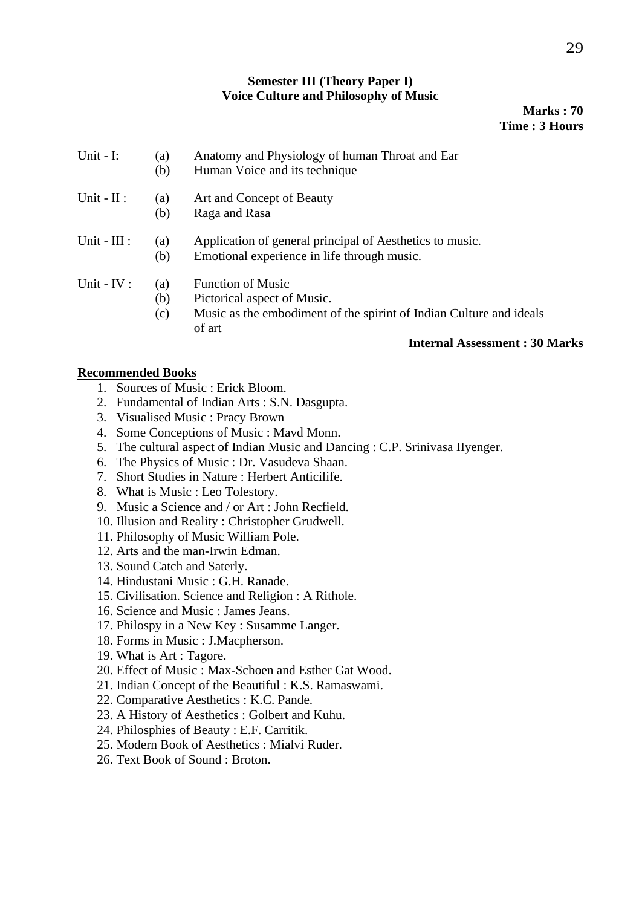**Semester III (Theory Paper I)**
**Voice Culture and Philosophy of Music**

**Marks : 70**
**Time : 3 Hours**

Unit - I:
- (a) Anatomy and Physiology of human Throat and Ear
- (b) Human Voice and its technique

Unit - II :
- (a) Art and Concept of Beauty
- (b) Raga and Rasa

Unit - III :
- (a) Application of general principal of Aesthetics to music.
- (b) Emotional experience in life through music.

Unit - IV :
- (a) Function of Music
- (b) Pictorical aspect of Music.
- (c) Music as the embodiment of the spirint of Indian Culture and ideals of art

**Internal Assessment : 30 Marks**

**Recommended Books**

1. Sources of Music : Erick Bloom.
2. Fundamental of Indian Arts : S.N. Dasgupta.
3. Visualised Music : Pracy Brown
4. Some Conceptions of Music : Mavd Monn.
5. The cultural aspect of Indian Music and Dancing : C.P. Srinivasa IIyenger.
6. The Physics of Music : Dr. Vasudeva Shaan.
7. Short Studies in Nature : Herbert Anticilife.
8. What is Music : Leo Tolestory.
9. Music a Science and / or Art : John Recfield.
10. Illusion and Reality : Christopher Grudwell.
11. Philosophy of Music William Pole.
12. Arts and the man-Irwin Edman.
13. Sound Catch and Saterly.
14. Hindustani Music : G.H. Ranade.
15. Civilisation. Science and Religion : A Rithole.
16. Science and Music : James Jeans.
17. Philospy in a New Key : Susamme Langer.
18. Forms in Music : J.Macpherson.
19. What is Art : Tagore.
20. Effect of Music : Max-Schoen and Esther Gat Wood.
21. Indian Concept of the Beautiful : K.S. Ramaswami.
22. Comparative Aesthetics : K.C. Pande.
23. A History of Aesthetics : Golbert and Kuhu.
24. Philosphies of Beauty : E.F. Carritik.
25. Modern Book of Aesthetics : Mialvi Ruder.
26. Text Book of Sound : Broton.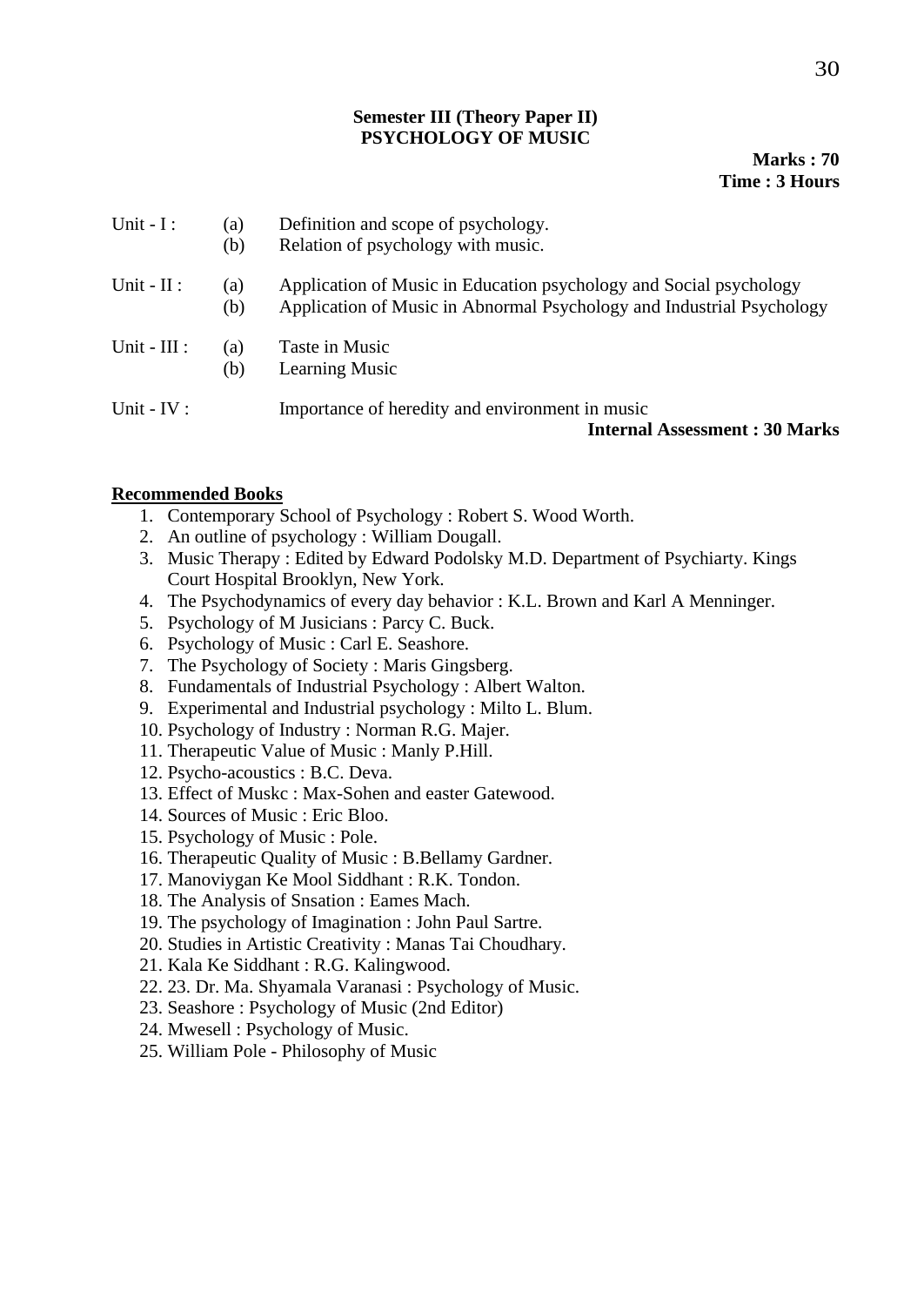**Semester III (Theory Paper II)**
**PSYCHOLOGY OF MUSIC**

**Marks : 70**
**Time : 3 Hours**

Unit - I :
- (a) Definition and scope of psychology.
- (b) Relation of psychology with music.

Unit - II :
- (a) Application of Music in Education psychology and Social psychology
- (b) Application of Music in Abnormal Psychology and Industrial Psychology

Unit - III :
- (a) Taste in Music
- (b) Learning Music

Unit - IV : Importance of heredity and environment in music

**Internal Assessment : 30 Marks**

**Recommended Books**

1. Contemporary School of Psychology : Robert S. Wood Worth.
2. An outline of psychology : William Dougall.
3. Music Therapy : Edited by Edward Podolsky M.D. Department of Psychiarty. Kings Court Hospital Brooklyn, New York.
4. The Psychodynamics of every day behavior : K.L. Brown and Karl A Menninger.
5. Psychology of M Jusicians : Parcy C. Buck.
6. Psychology of Music : Carl E. Seashore.
7. The Psychology of Society : Maris Gingsberg.
8. Fundamentals of Industrial Psychology : Albert Walton.
9. Experimental and Industrial psychology : Milto L. Blum.
10. Psychology of Industry : Norman R.G. Majer.
11. Therapeutic Value of Music : Manly P.Hill.
12. Psycho-acoustics : B.C. Deva.
13. Effect of Muskc : Max-Sohen and easter Gatewood.
14. Sources of Music : Eric Bloo.
15. Psychology of Music : Pole.
16. Therapeutic Quality of Music : B.Bellamy Gardner.
17. Manoviygan Ke Mool Siddhant : R.K. Tondon.
18. The Analysis of Snsation : Eames Mach.
19. The psychology of Imagination : John Paul Sartre.
20. Studies in Artistic Creativity : Manas Tai Choudhary.
21. Kala Ke Siddhant : R.G. Kalingwood.
22. 23. Dr. Ma. Shyamala Varanasi : Psychology of Music.
23. Seashore : Psychology of Music (2nd Editor)
24. Mwesell : Psychology of Music.
25. William Pole - Philosophy of Music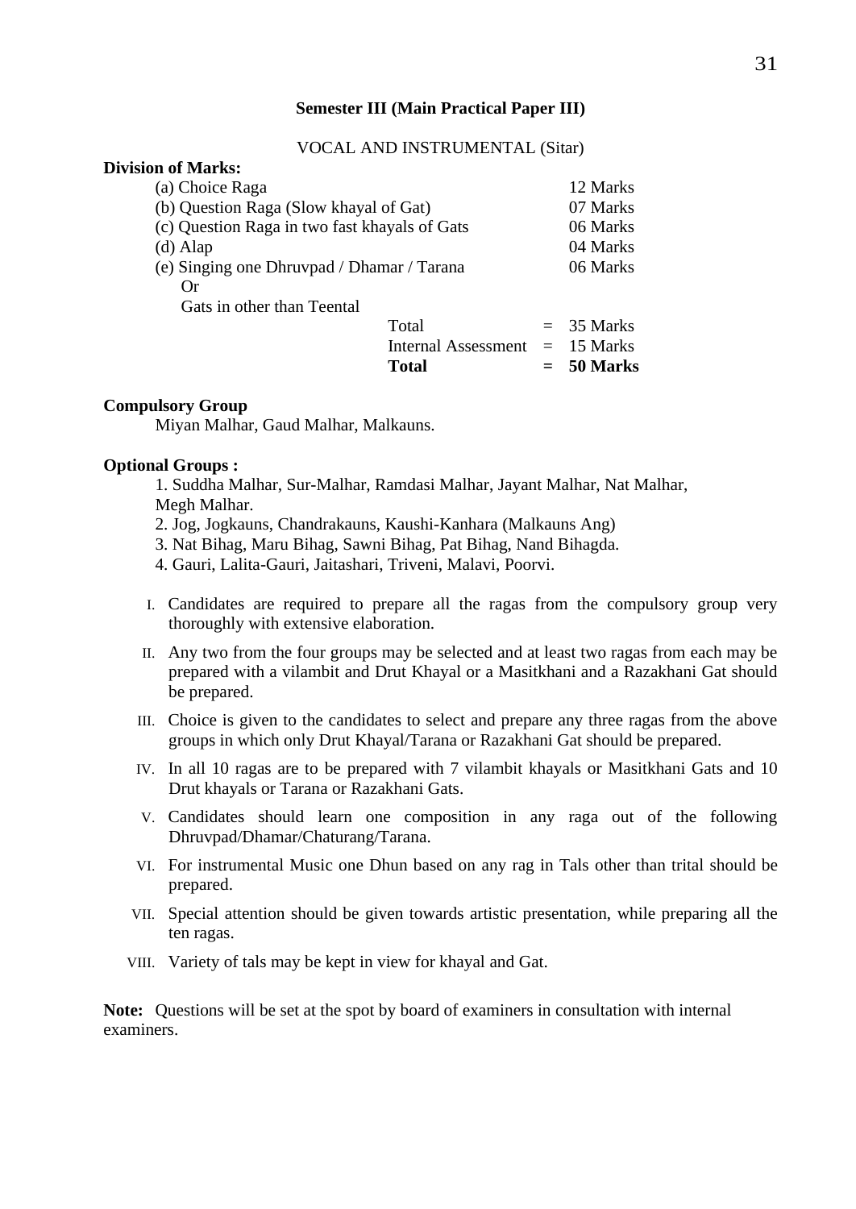### Semester III (Main Practical Paper III)

VOCAL AND INSTRUMENTAL (Sitar)

**Division of Marks:**

| | | |
|---|---|---|
| (a) Choice Raga | | 12 Marks |
| (b) Question Raga (Slow khayal of Gat) | | 07 Marks |
| (c) Question Raga in two fast khayals of Gats | | 06 Marks |
| (d) Alap | | 04 Marks |
| (e) Singing one Dhruvpad / Dhamar / Tarana<br>Or<br>Gats in other than Teental | | 06 Marks |
| | Total | = 35 Marks |
| | Internal Assessment | = 15 Marks |
| | **Total** | **= 50 Marks** |

**Compulsory Group**

Miyan Malhar, Gaud Malhar, Malkauns.

**Optional Groups :**

1. Suddha Malhar, Sur-Malhar, Ramdasi Malhar, Jayant Malhar, Nat Malhar, Megh Malhar.
2. Jog, Jogkauns, Chandrakauns, Kaushi-Kanhara (Malkauns Ang)
3. Nat Bihag, Maru Bihag, Sawni Bihag, Pat Bihag, Nand Bihagda.
4. Gauri, Lalita-Gauri, Jaitashari, Triveni, Malavi, Poorvi.

I. Candidates are required to prepare all the ragas from the compulsory group very thoroughly with extensive elaboration.

II. Any two from the four groups may be selected and at least two ragas from each may be prepared with a vilambit and Drut Khayal or a Masitkhani and a Razakhani Gat should be prepared.

III. Choice is given to the candidates to select and prepare any three ragas from the above groups in which only Drut Khayal/Tarana or Razakhani Gat should be prepared.

IV. In all 10 ragas are to be prepared with 7 vilambit khayals or Masitkhani Gats and 10 Drut khayals or Tarana or Razakhani Gats.

V. Candidates should learn one composition in any raga out of the following Dhruvpad/Dhamar/Chaturang/Tarana.

VI. For instrumental Music one Dhun based on any rag in Tals other than trital should be prepared.

VII. Special attention should be given towards artistic presentation, while preparing all the ten ragas.

VIII. Variety of tals may be kept in view for khayal and Gat.

**Note:** Questions will be set at the spot by board of examiners in consultation with internal examiners.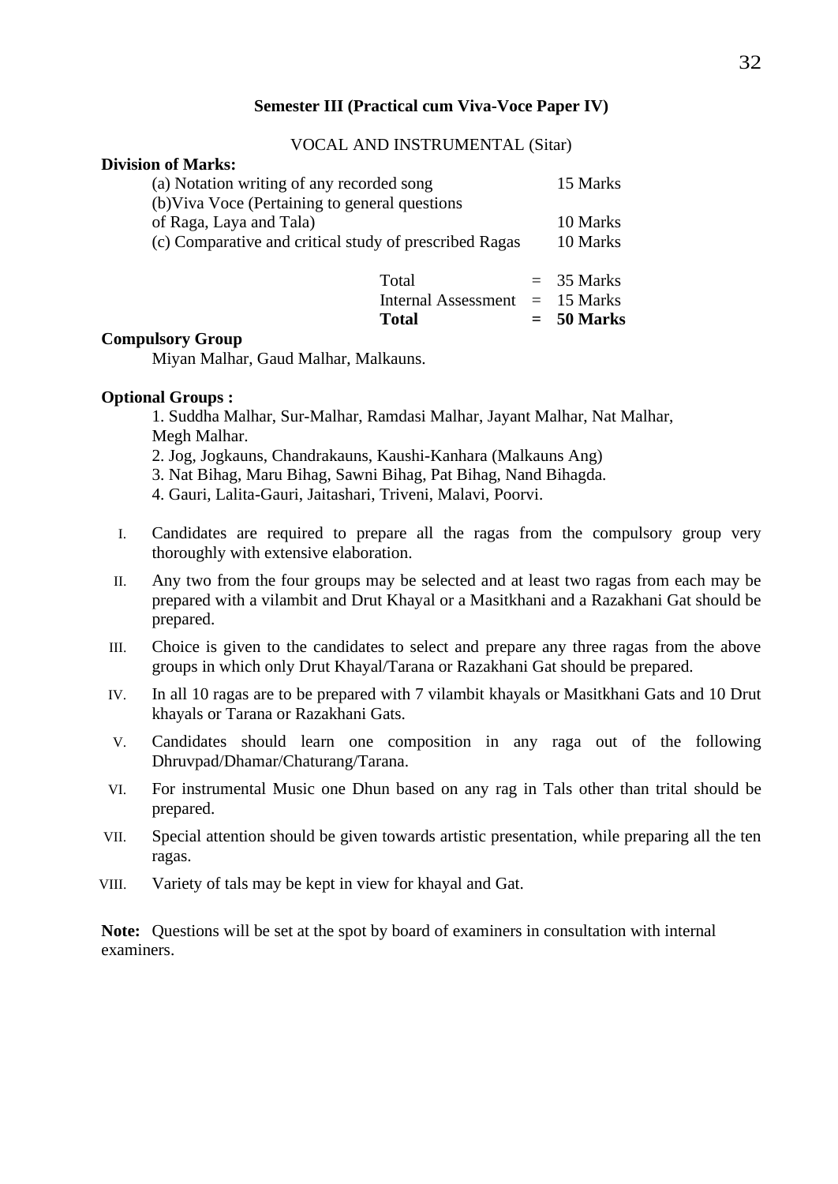### Semester III (Practical cum Viva-Voce Paper IV)

VOCAL AND INSTRUMENTAL (Sitar)

**Division of Marks:**

| | |
|---|---|
| (a) Notation writing of any recorded song | 15 Marks |
| (b)Viva Voce (Pertaining to general questions of Raga, Laya and Tala) | 10 Marks |
| (c) Comparative and critical study of prescribed Ragas | 10 Marks |

| | | |
|---|---|---|
| Total | = | 35 Marks |
| Internal Assessment | = | 15 Marks |
| **Total** | **=** | **50 Marks** |

**Compulsory Group**

Miyan Malhar, Gaud Malhar, Malkauns.

**Optional Groups :**

1. Suddha Malhar, Sur-Malhar, Ramdasi Malhar, Jayant Malhar, Nat Malhar, Megh Malhar.
2. Jog, Jogkauns, Chandrakauns, Kaushi-Kanhara (Malkauns Ang)
3. Nat Bihag, Maru Bihag, Sawni Bihag, Pat Bihag, Nand Bihagda.
4. Gauri, Lalita-Gauri, Jaitashari, Triveni, Malavi, Poorvi.

I. Candidates are required to prepare all the ragas from the compulsory group very thoroughly with extensive elaboration.

II. Any two from the four groups may be selected and at least two ragas from each may be prepared with a vilambit and Drut Khayal or a Masitkhani and a Razakhani Gat should be prepared.

III. Choice is given to the candidates to select and prepare any three ragas from the above groups in which only Drut Khayal/Tarana or Razakhani Gat should be prepared.

IV. In all 10 ragas are to be prepared with 7 vilambit khayals or Masitkhani Gats and 10 Drut khayals or Tarana or Razakhani Gats.

V. Candidates should learn one composition in any raga out of the following Dhruvpad/Dhamar/Chaturang/Tarana.

VI. For instrumental Music one Dhun based on any rag in Tals other than trital should be prepared.

VII. Special attention should be given towards artistic presentation, while preparing all the ten ragas.

VIII. Variety of tals may be kept in view for khayal and Gat.

**Note:** Questions will be set at the spot by board of examiners in consultation with internal examiners.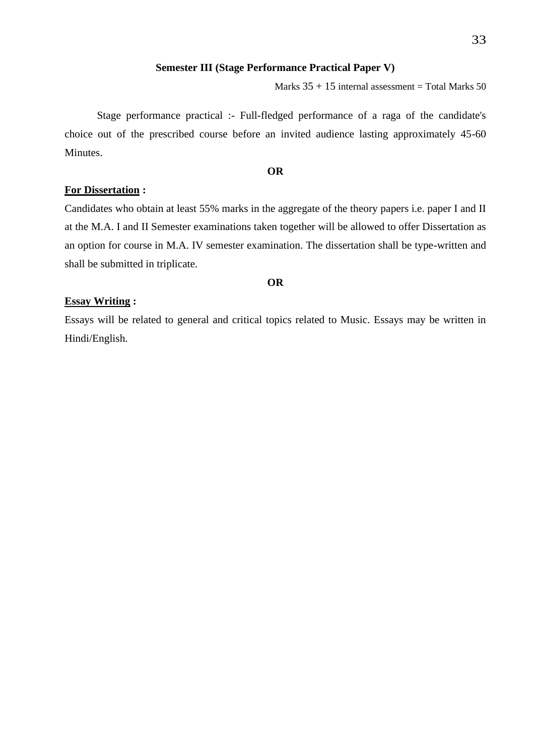**Semester III (Stage Performance Practical Paper V)**

Marks 35 + 15 internal assessment = Total Marks 50

Stage performance practical :- Full-fledged performance of a raga of the candidate's choice out of the prescribed course before an invited audience lasting approximately 45-60 Minutes.

**OR**

**For Dissertation :**

Candidates who obtain at least 55% marks in the aggregate of the theory papers i.e. paper I and II at the M.A. I and II Semester examinations taken together will be allowed to offer Dissertation as an option for course in M.A. IV semester examination. The dissertation shall be type-written and shall be submitted in triplicate.

**OR**

**Essay Writing :**

Essays will be related to general and critical topics related to Music. Essays may be written in Hindi/English.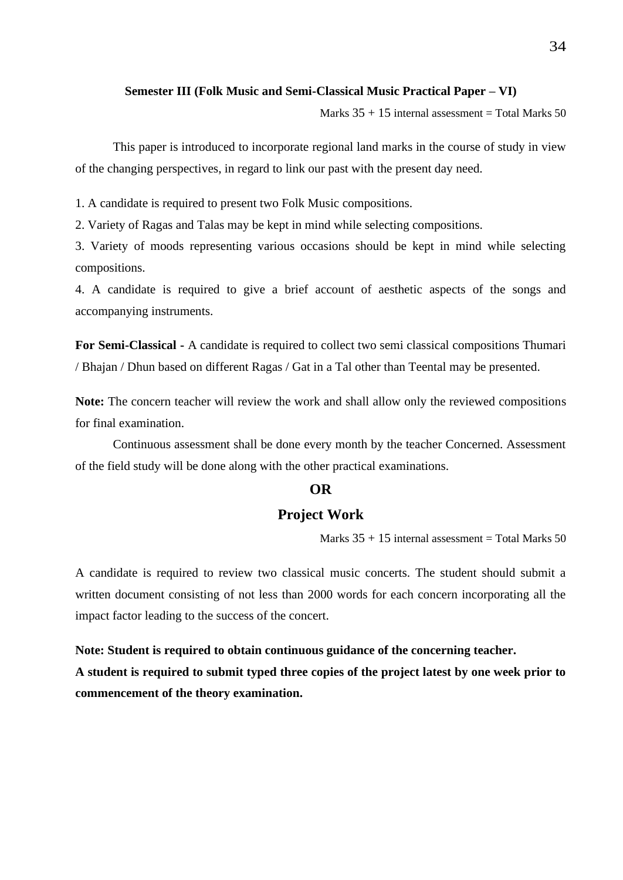**Semester III (Folk Music and Semi-Classical Music Practical Paper – VI)**

Marks 35 + 15 internal assessment = Total Marks 50

This paper is introduced to incorporate regional land marks in the course of study in view of the changing perspectives, in regard to link our past with the present day need.

1. A candidate is required to present two Folk Music compositions.
2. Variety of Ragas and Talas may be kept in mind while selecting compositions.
3. Variety of moods representing various occasions should be kept in mind while selecting compositions.
4. A candidate is required to give a brief account of aesthetic aspects of the songs and accompanying instruments.

**For Semi-Classical -** A candidate is required to collect two semi classical compositions Thumari / Bhajan / Dhun based on different Ragas / Gat in a Tal other than Teental may be presented.

**Note:** The concern teacher will review the work and shall allow only the reviewed compositions for final examination.

Continuous assessment shall be done every month by the teacher Concerned. Assessment of the field study will be done along with the other practical examinations.

**OR**

## Project Work

Marks 35 + 15 internal assessment = Total Marks 50

A candidate is required to review two classical music concerts. The student should submit a written document consisting of not less than 2000 words for each concern incorporating all the impact factor leading to the success of the concert.

**Note: Student is required to obtain continuous guidance of the concerning teacher.**

**A student is required to submit typed three copies of the project latest by one week prior to commencement of the theory examination.**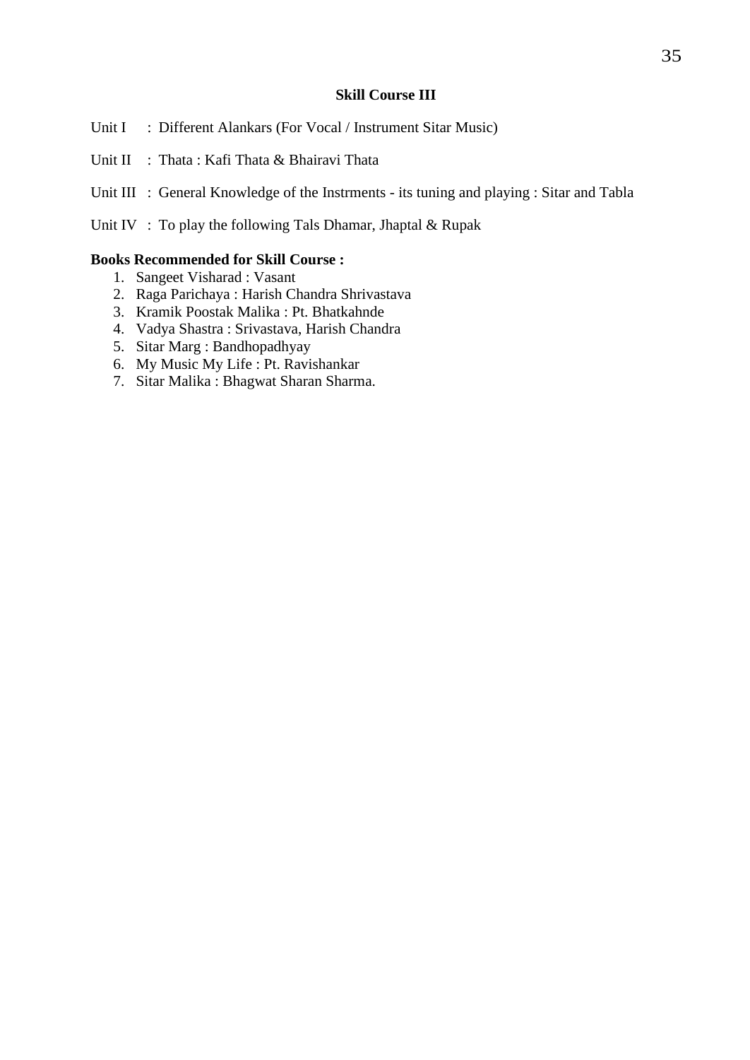## Skill Course III

Unit I : Different Alankars (For Vocal / Instrument Sitar Music)

Unit II : Thata : Kafi Thata & Bhairavi Thata

Unit III : General Knowledge of the Instrments - its tuning and playing : Sitar and Tabla

Unit IV : To play the following Tals Dhamar, Jhaptal & Rupak

**Books Recommended for Skill Course :**

1. Sangeet Visharad : Vasant
2. Raga Parichaya : Harish Chandra Shrivastava
3. Kramik Poostak Malika : Pt. Bhatkahnde
4. Vadya Shastra : Srivastava, Harish Chandra
5. Sitar Marg : Bandhopadhyay
6. My Music My Life : Pt. Ravishankar
7. Sitar Malika : Bhagwat Sharan Sharma.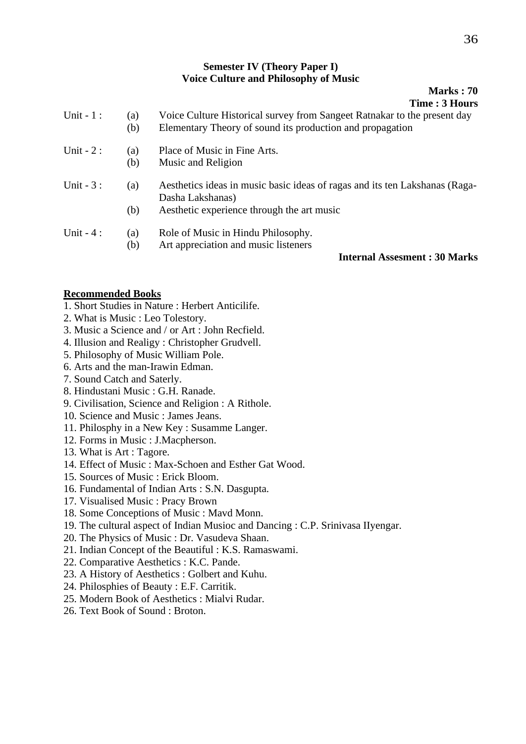**Semester IV (Theory Paper I)**
**Voice Culture and Philosophy of Music**

**Marks : 70**
**Time : 3 Hours**

Unit - 1 :
- (a) Voice Culture Historical survey from Sangeet Ratnakar to the present day
- (b) Elementary Theory of sound its production and propagation

Unit - 2 :
- (a) Place of Music in Fine Arts.
- (b) Music and Religion

Unit - 3 :
- (a) Aesthetics ideas in music basic ideas of ragas and its ten Lakshanas (Raga-Dasha Lakshanas)
- (b) Aesthetic experience through the art music

Unit - 4 :
- (a) Role of Music in Hindu Philosophy.
- (b) Art appreciation and music listeners

**Internal Assesment : 30 Marks**

**Recommended Books**

1. Short Studies in Nature : Herbert Anticilife.
2. What is Music : Leo Tolestory.
3. Music a Science and / or Art : John Recfield.
4. Illusion and Realigy : Christopher Grudvell.
5. Philosophy of Music William Pole.
6. Arts and the man-Irawin Edman.
7. Sound Catch and Saterly.
8. Hindustani Music : G.H. Ranade.
9. Civilisation, Science and Religion : A Rithole.
10. Science and Music : James Jeans.
11. Philosphy in a New Key : Susamme Langer.
12. Forms in Music : J.Macpherson.
13. What is Art : Tagore.
14. Effect of Music : Max-Schoen and Esther Gat Wood.
15. Sources of Music : Erick Bloom.
16. Fundamental of Indian Arts : S.N. Dasgupta.
17. Visualised Music : Pracy Brown
18. Some Conceptions of Music : Mavd Monn.
19. The cultural aspect of Indian Musioc and Dancing : C.P. Srinivasa IIyengar.
20. The Physics of Music : Dr. Vasudeva Shaan.
21. Indian Concept of the Beautiful : K.S. Ramaswami.
22. Comparative Aesthetics : K.C. Pande.
23. A History of Aesthetics : Golbert and Kuhu.
24. Philosphies of Beauty : E.F. Carritik.
25. Modern Book of Aesthetics : Mialvi Rudar.
26. Text Book of Sound : Broton.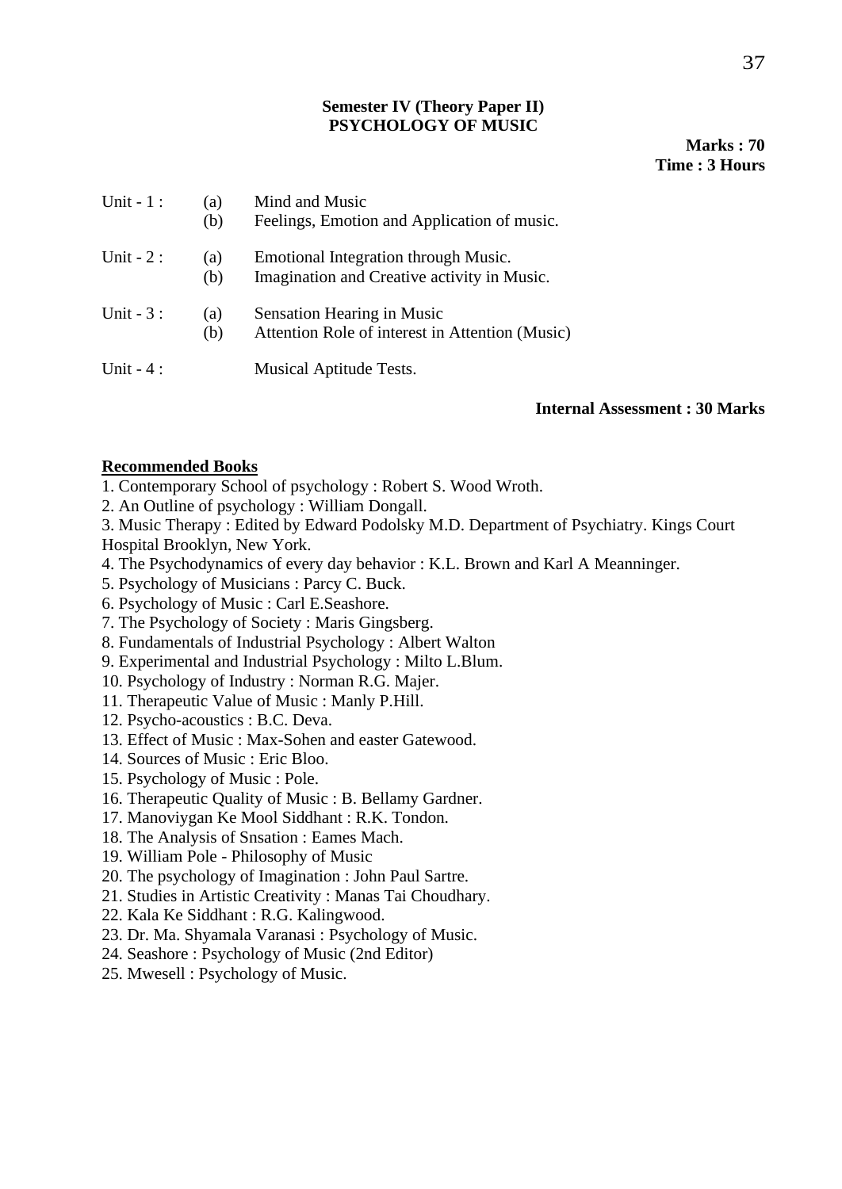**Semester IV (Theory Paper II)**
**PSYCHOLOGY OF MUSIC**

**Marks : 70**
**Time : 3 Hours**

| | | |
|---|---|---|
| Unit - 1 : | (a) | Mind and Music |
| | (b) | Feelings, Emotion and Application of music. |
| Unit - 2 : | (a) | Emotional Integration through Music. |
| | (b) | Imagination and Creative activity in Music. |
| Unit - 3 : | (a) | Sensation Hearing in Music |
| | (b) | Attention Role of interest in Attention (Music) |
| Unit - 4 : | | Musical Aptitude Tests. |

**Internal Assessment : 30 Marks**

**Recommended Books**

1. Contemporary School of psychology : Robert S. Wood Wroth.
2. An Outline of psychology : William Dongall.
3. Music Therapy : Edited by Edward Podolsky M.D. Department of Psychiatry. Kings Court Hospital Brooklyn, New York.
4. The Psychodynamics of every day behavior : K.L. Brown and Karl A Meanninger.
5. Psychology of Musicians : Parcy C. Buck.
6. Psychology of Music : Carl E.Seashore.
7. The Psychology of Society : Maris Gingsberg.
8. Fundamentals of Industrial Psychology : Albert Walton
9. Experimental and Industrial Psychology : Milto L.Blum.
10. Psychology of Industry : Norman R.G. Majer.
11. Therapeutic Value of Music : Manly P.Hill.
12. Psycho-acoustics : B.C. Deva.
13. Effect of Music : Max-Sohen and easter Gatewood.
14. Sources of Music : Eric Bloo.
15. Psychology of Music : Pole.
16. Therapeutic Quality of Music : B. Bellamy Gardner.
17. Manoviygan Ke Mool Siddhant : R.K. Tondon.
18. The Analysis of Snsation : Eames Mach.
19. William Pole - Philosophy of Music
20. The psychology of Imagination : John Paul Sartre.
21. Studies in Artistic Creativity : Manas Tai Choudhary.
22. Kala Ke Siddhant : R.G. Kalingwood.
23. Dr. Ma. Shyamala Varanasi : Psychology of Music.
24. Seashore : Psychology of Music (2nd Editor)
25. Mwesell : Psychology of Music.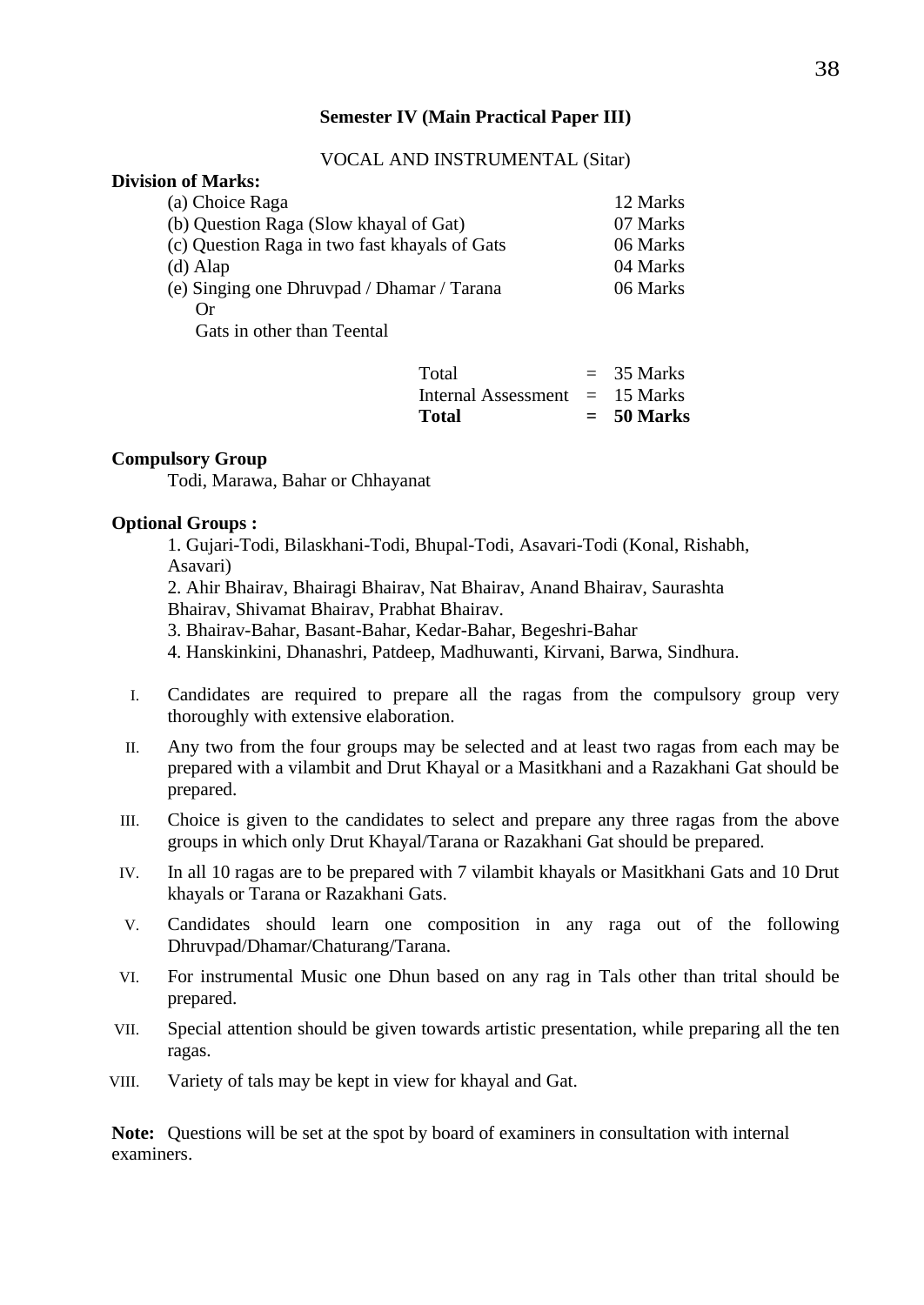### Semester IV (Main Practical Paper III)

VOCAL AND INSTRUMENTAL (Sitar)

**Division of Marks:**

| | |
|---|---|
| (a) Choice Raga | 12 Marks |
| (b) Question Raga (Slow khayal of Gat) | 07 Marks |
| (c) Question Raga in two fast khayals of Gats | 06 Marks |
| (d) Alap | 04 Marks |
| (e) Singing one Dhruvpad / Dhamar / Tarana Or Gats in other than Teental | 06 Marks |

| | | |
|---|---|---|
| Total | = | 35 Marks |
| Internal Assessment | = | 15 Marks |
| **Total** | **=** | **50 Marks** |

**Compulsory Group**

Todi, Marawa, Bahar or Chhayanat

**Optional Groups :**

1. Gujari-Todi, Bilaskhani-Todi, Bhupal-Todi, Asavari-Todi (Konal, Rishabh, Asavari)
2. Ahir Bhairav, Bhairagi Bhairav, Nat Bhairav, Anand Bhairav, Saurashta Bhairav, Shivamat Bhairav, Prabhat Bhairav.
3. Bhairav-Bahar, Basant-Bahar, Kedar-Bahar, Begeshri-Bahar
4. Hanskinkini, Dhanashri, Patdeep, Madhuwanti, Kirvani, Barwa, Sindhura.

I. Candidates are required to prepare all the ragas from the compulsory group very thoroughly with extensive elaboration.

II. Any two from the four groups may be selected and at least two ragas from each may be prepared with a vilambit and Drut Khayal or a Masitkhani and a Razakhani Gat should be prepared.

III. Choice is given to the candidates to select and prepare any three ragas from the above groups in which only Drut Khayal/Tarana or Razakhani Gat should be prepared.

IV. In all 10 ragas are to be prepared with 7 vilambit khayals or Masitkhani Gats and 10 Drut khayals or Tarana or Razakhani Gats.

V. Candidates should learn one composition in any raga out of the following Dhruvpad/Dhamar/Chaturang/Tarana.

VI. For instrumental Music one Dhun based on any rag in Tals other than trital should be prepared.

VII. Special attention should be given towards artistic presentation, while preparing all the ten ragas.

VIII. Variety of tals may be kept in view for khayal and Gat.

**Note:** Questions will be set at the spot by board of examiners in consultation with internal examiners.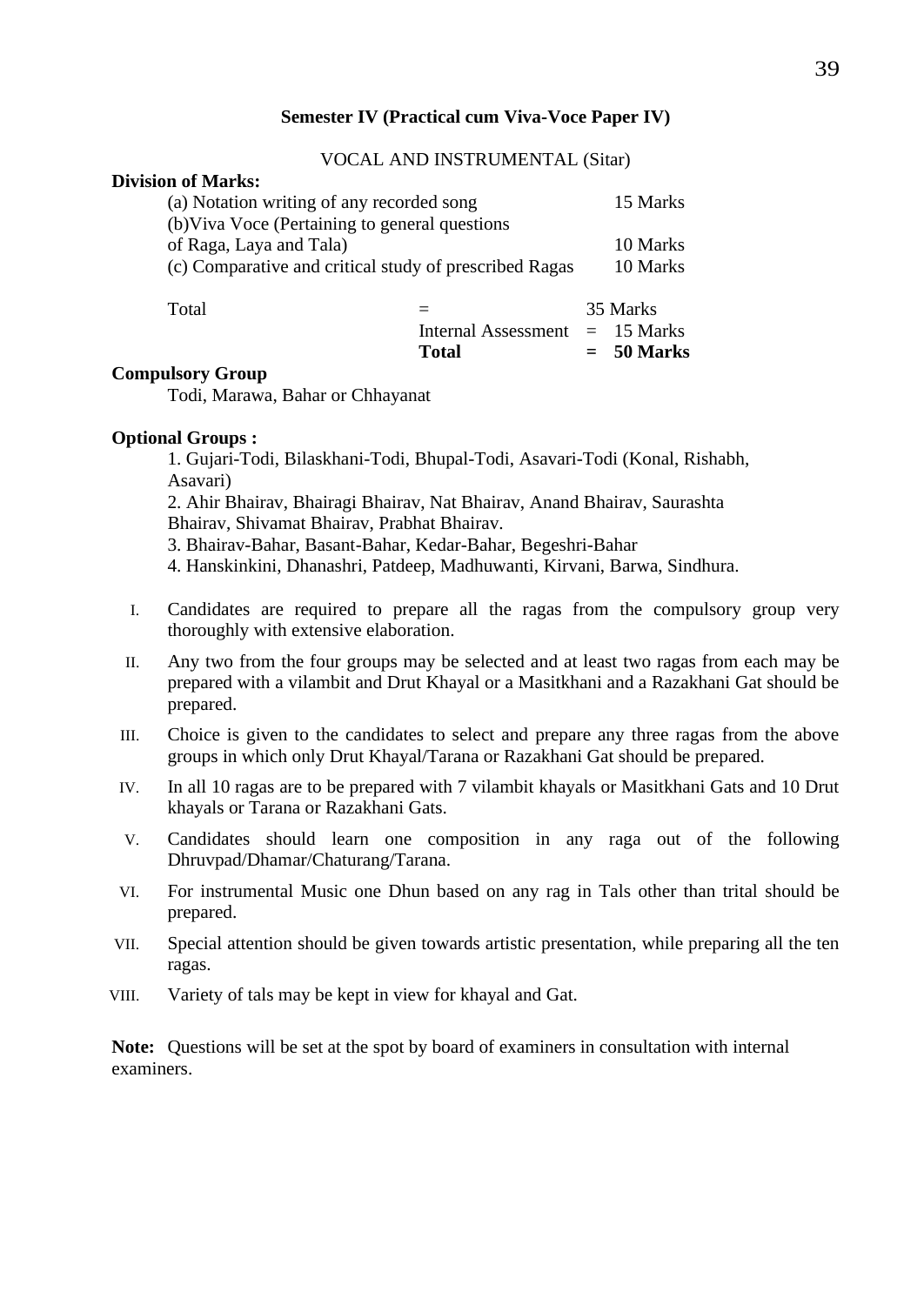**Semester IV (Practical cum Viva-Voce Paper IV)**

VOCAL AND INSTRUMENTAL (Sitar)

**Division of Marks:**

| | | |
|---|---|---|
| (a) Notation writing of any recorded song | | 15 Marks |
| (b)Viva Voce (Pertaining to general questions of Raga, Laya and Tala) | | 10 Marks |
| (c) Comparative and critical study of prescribed Ragas | | 10 Marks |
| Total | = | 35 Marks |
| | Internal Assessment = | 15 Marks |
| | **Total =** | **50 Marks** |

**Compulsory Group**

Todi, Marawa, Bahar or Chhayanat

**Optional Groups :**

1. Gujari-Todi, Bilaskhani-Todi, Bhupal-Todi, Asavari-Todi (Konal, Rishabh, Asavari)
2. Ahir Bhairav, Bhairagi Bhairav, Nat Bhairav, Anand Bhairav, Saurashta Bhairav, Shivamat Bhairav, Prabhat Bhairav.
3. Bhairav-Bahar, Basant-Bahar, Kedar-Bahar, Begeshri-Bahar
4. Hanskinkini, Dhanashri, Patdeep, Madhuwanti, Kirvani, Barwa, Sindhura.

I. Candidates are required to prepare all the ragas from the compulsory group very thoroughly with extensive elaboration.

II. Any two from the four groups may be selected and at least two ragas from each may be prepared with a vilambit and Drut Khayal or a Masitkhani and a Razakhani Gat should be prepared.

III. Choice is given to the candidates to select and prepare any three ragas from the above groups in which only Drut Khayal/Tarana or Razakhani Gat should be prepared.

IV. In all 10 ragas are to be prepared with 7 vilambit khayals or Masitkhani Gats and 10 Drut khayals or Tarana or Razakhani Gats.

V. Candidates should learn one composition in any raga out of the following Dhruvpad/Dhamar/Chaturang/Tarana.

VI. For instrumental Music one Dhun based on any rag in Tals other than trital should be prepared.

VII. Special attention should be given towards artistic presentation, while preparing all the ten ragas.

VIII. Variety of tals may be kept in view for khayal and Gat.

**Note:** Questions will be set at the spot by board of examiners in consultation with internal examiners.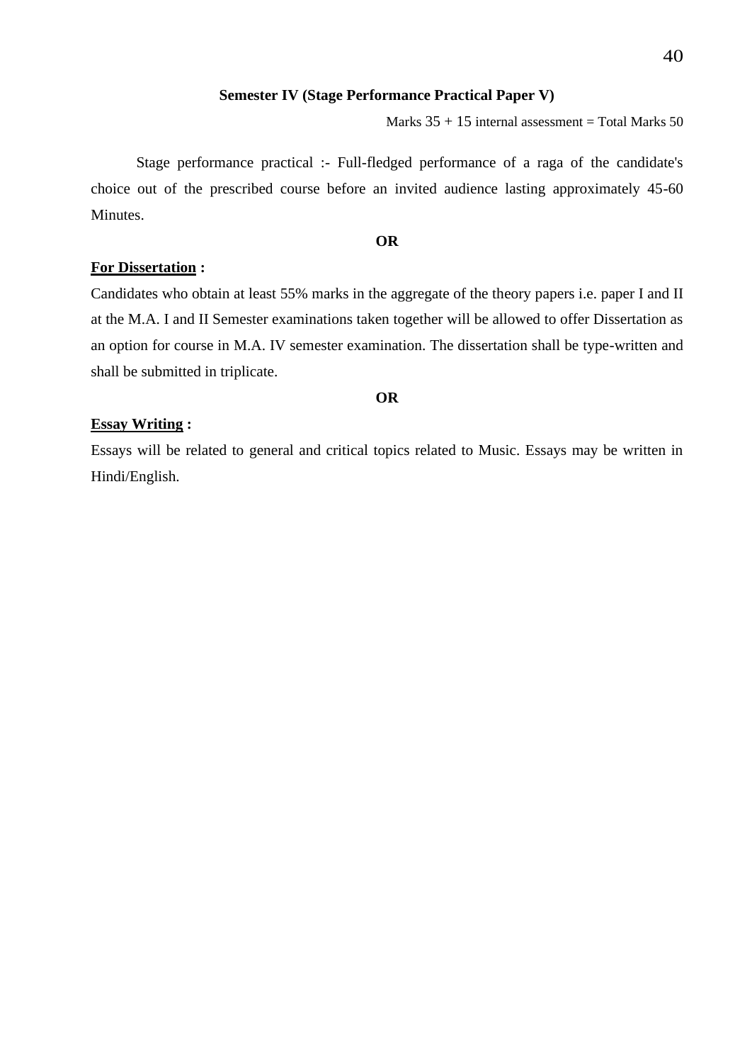### Semester IV (Stage Performance Practical Paper V)

Marks 35 + 15 internal assessment = Total Marks 50

Stage performance practical :- Full-fledged performance of a raga of the candidate's choice out of the prescribed course before an invited audience lasting approximately 45-60 Minutes.

**OR**

**For Dissertation :**

Candidates who obtain at least 55% marks in the aggregate of the theory papers i.e. paper I and II at the M.A. I and II Semester examinations taken together will be allowed to offer Dissertation as an option for course in M.A. IV semester examination. The dissertation shall be type-written and shall be submitted in triplicate.

**OR**

**Essay Writing :**

Essays will be related to general and critical topics related to Music. Essays may be written in Hindi/English.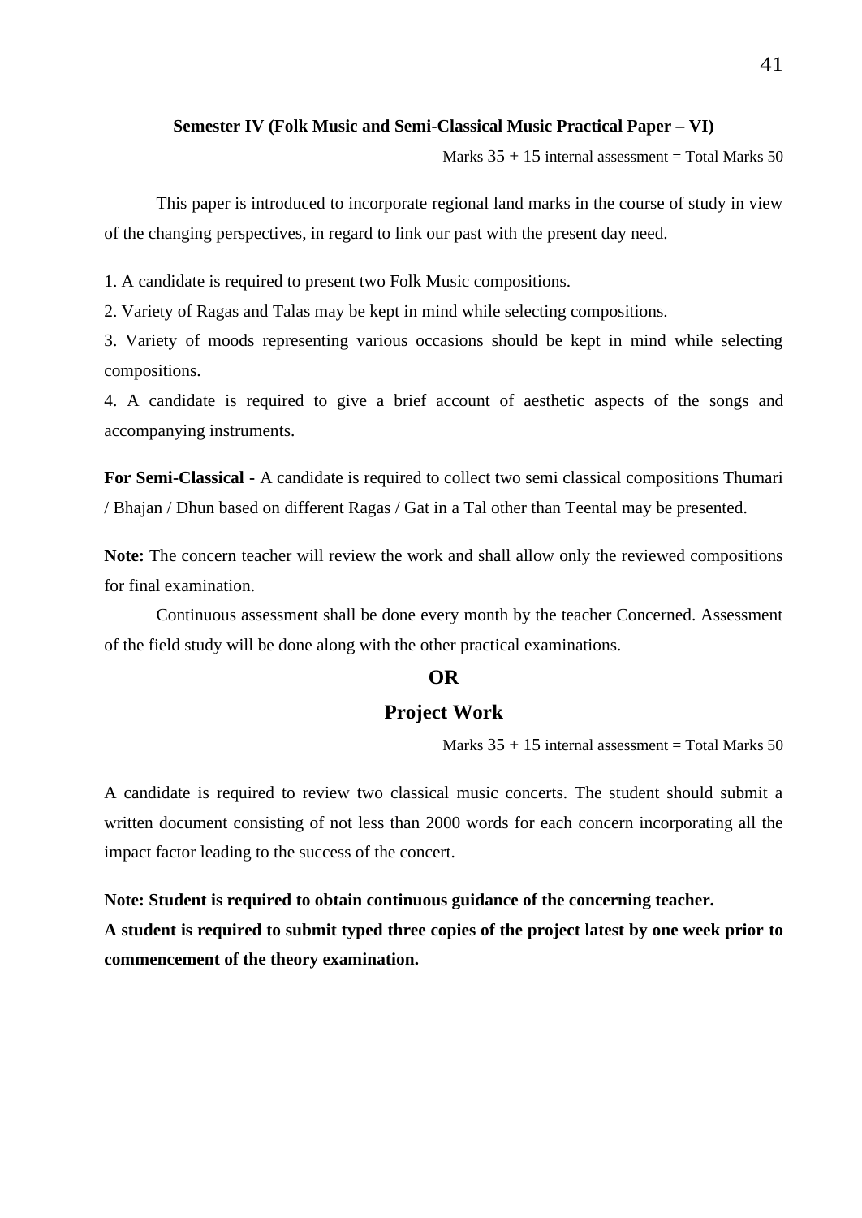### Semester IV (Folk Music and Semi-Classical Music Practical Paper – VI)

Marks 35 + 15 internal assessment = Total Marks 50

This paper is introduced to incorporate regional land marks in the course of study in view of the changing perspectives, in regard to link our past with the present day need.

1. A candidate is required to present two Folk Music compositions.
2. Variety of Ragas and Talas may be kept in mind while selecting compositions.
3. Variety of moods representing various occasions should be kept in mind while selecting compositions.
4. A candidate is required to give a brief account of aesthetic aspects of the songs and accompanying instruments.

**For Semi-Classical -** A candidate is required to collect two semi classical compositions Thumari / Bhajan / Dhun based on different Ragas / Gat in a Tal other than Teental may be presented.

**Note:** The concern teacher will review the work and shall allow only the reviewed compositions for final examination.

Continuous assessment shall be done every month by the teacher Concerned. Assessment of the field study will be done along with the other practical examinations.

**OR**

## Project Work

Marks 35 + 15 internal assessment = Total Marks 50

A candidate is required to review two classical music concerts. The student should submit a written document consisting of not less than 2000 words for each concern incorporating all the impact factor leading to the success of the concert.

**Note: Student is required to obtain continuous guidance of the concerning teacher.**

**A student is required to submit typed three copies of the project latest by one week prior to commencement of the theory examination.**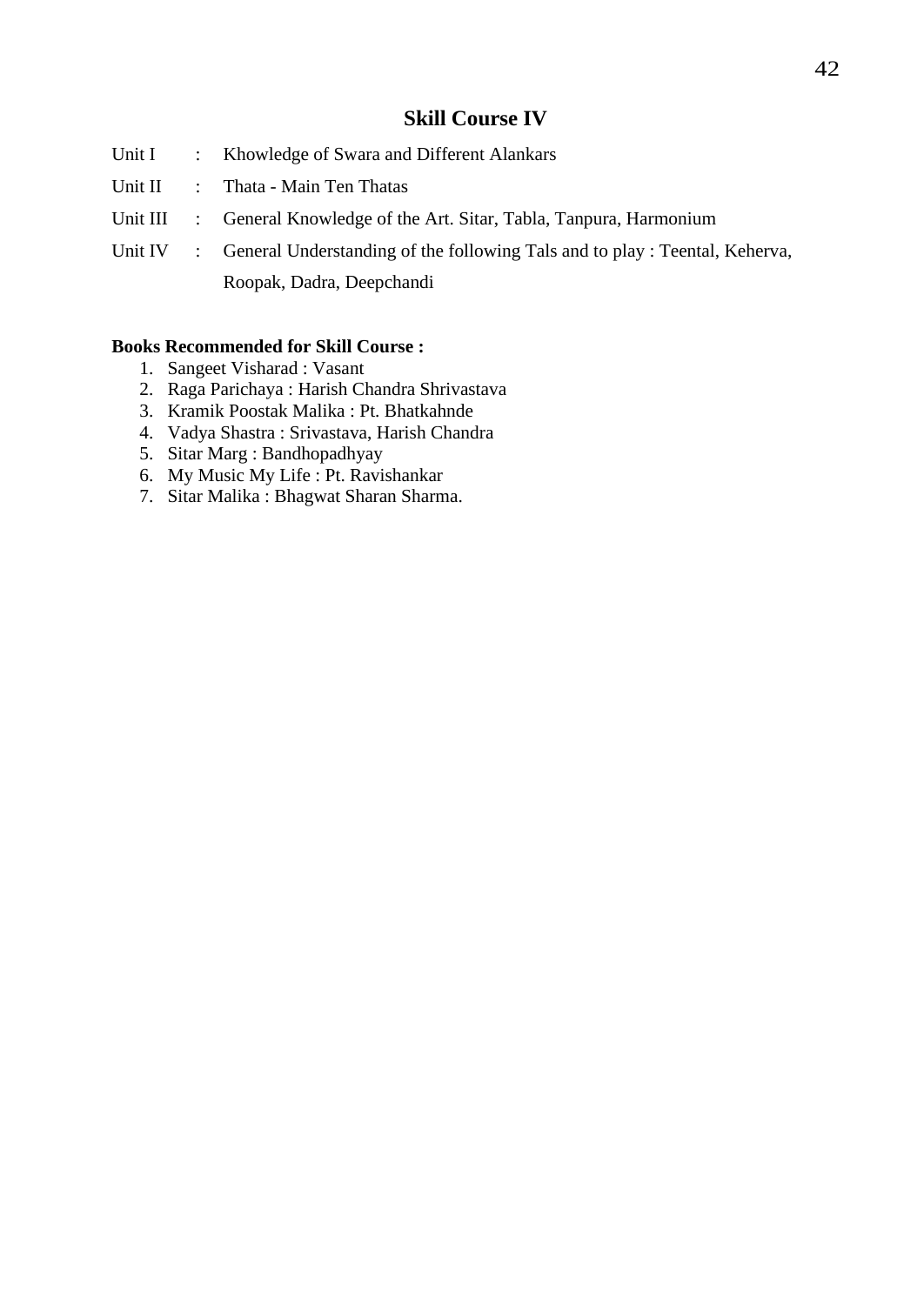## Skill Course IV

Unit I : Khowledge of Swara and Different Alankars

Unit II : Thata - Main Ten Thatas

Unit III : General Knowledge of the Art. Sitar, Tabla, Tanpura, Harmonium

Unit IV : General Understanding of the following Tals and to play : Teental, Keherva, Roopak, Dadra, Deepchandi

**Books Recommended for Skill Course :**

1. Sangeet Visharad : Vasant
2. Raga Parichaya : Harish Chandra Shrivastava
3. Kramik Poostak Malika : Pt. Bhatkahnde
4. Vadya Shastra : Srivastava, Harish Chandra
5. Sitar Marg : Bandhopadhyay
6. My Music My Life : Pt. Ravishankar
7. Sitar Malika : Bhagwat Sharan Sharma.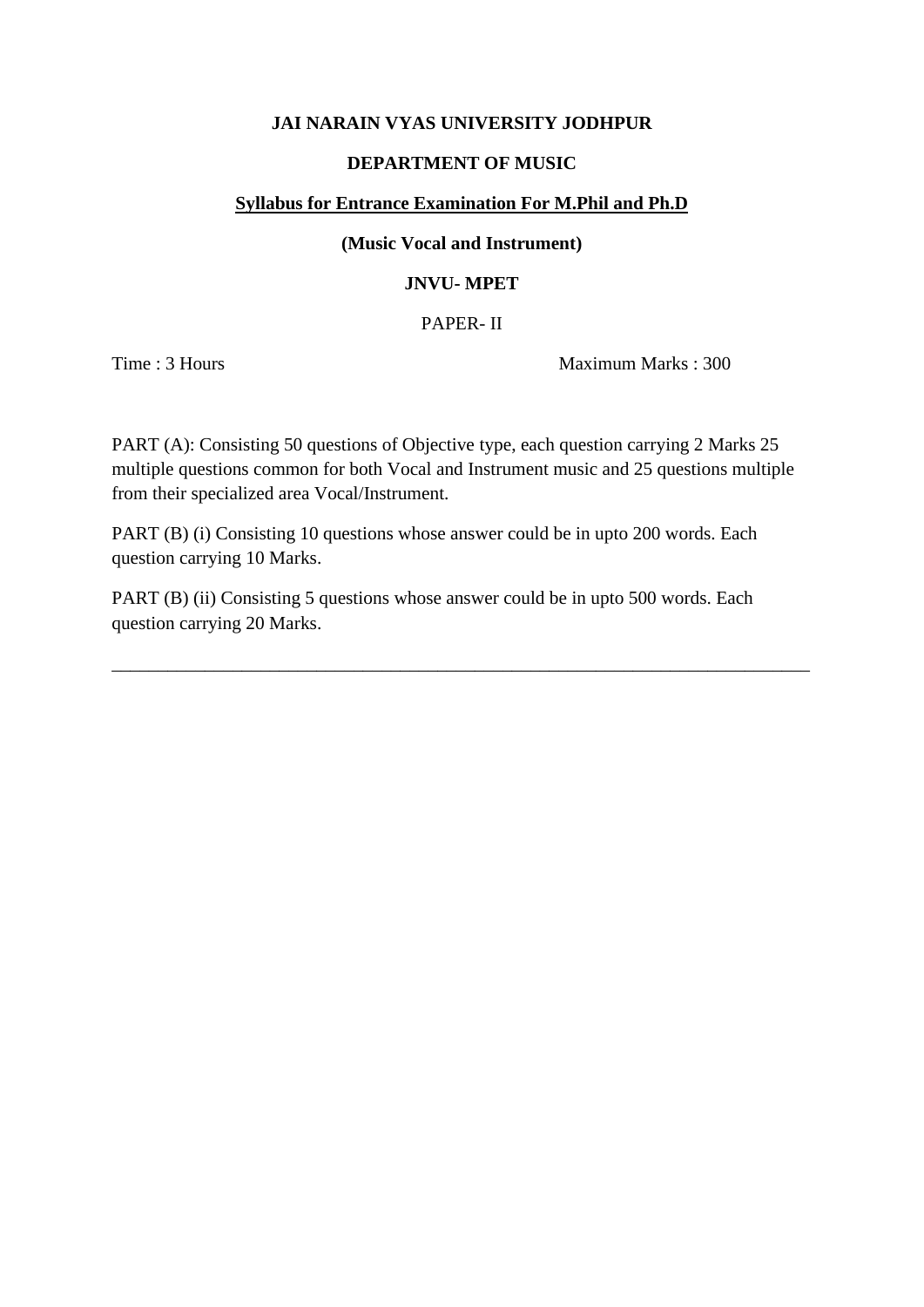**JAI NARAIN VYAS UNIVERSITY JODHPUR**

**DEPARTMENT OF MUSIC**

**Syllabus for Entrance Examination For M.Phil and Ph.D**

**(Music Vocal and Instrument)**

**JNVU- MPET**

PAPER- II

Time : 3 Hours Maximum Marks : 300

PART (A): Consisting 50 questions of Objective type, each question carrying 2 Marks 25 multiple questions common for both Vocal and Instrument music and 25 questions multiple from their specialized area Vocal/Instrument.

PART (B) (i) Consisting 10 questions whose answer could be in upto 200 words. Each question carrying 10 Marks.

PART (B) (ii) Consisting 5 questions whose answer could be in upto 500 words. Each question carrying 20 Marks.

---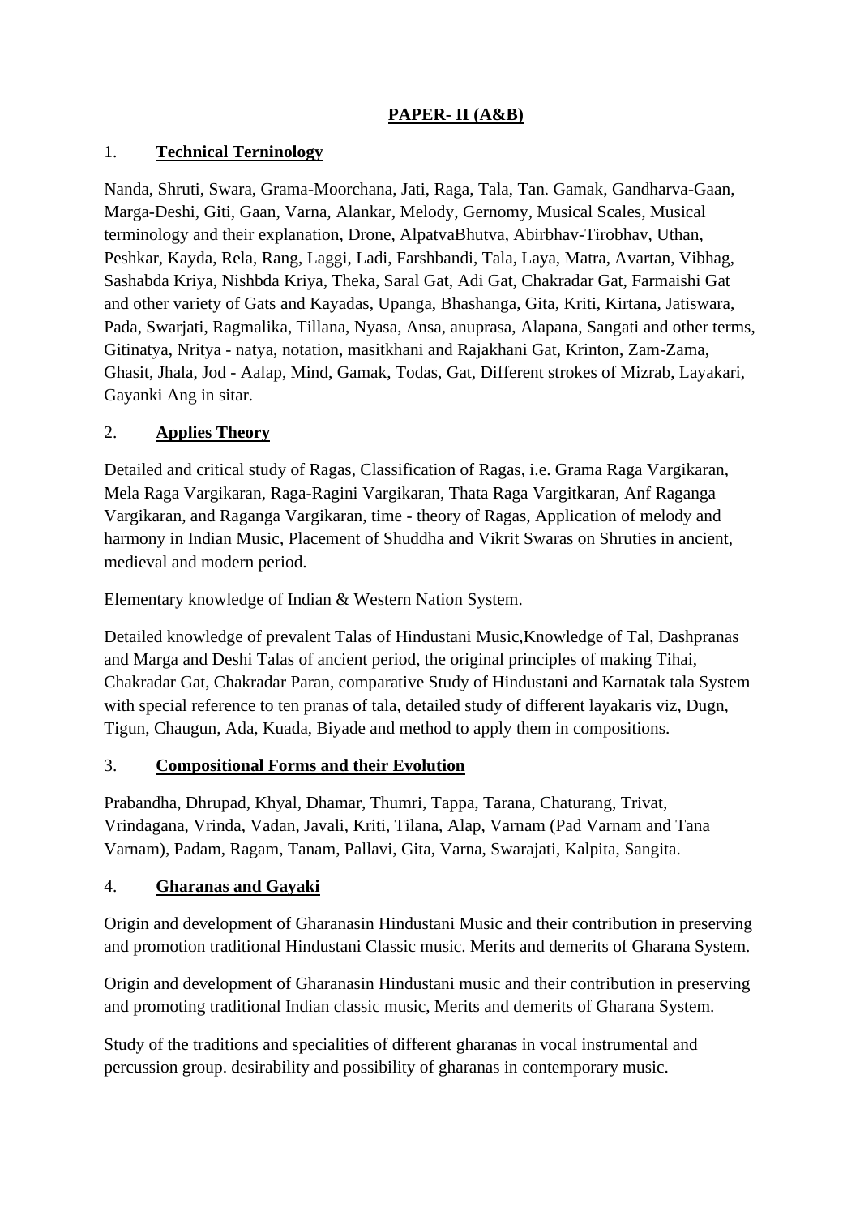## PAPER- II (A&B)

1. **Technical Terninology**

Nanda, Shruti, Swara, Grama-Moorchana, Jati, Raga, Tala, Tan. Gamak, Gandharva-Gaan, Marga-Deshi, Giti, Gaan, Varna, Alankar, Melody, Gernomy, Musical Scales, Musical terminology and their explanation, Drone, AlpatvaBhutva, Abirbhav-Tirobhav, Uthan, Peshkar, Kayda, Rela, Rang, Laggi, Ladi, Farshbandi, Tala, Laya, Matra, Avartan, Vibhag, Sashabda Kriya, Nishbda Kriya, Theka, Saral Gat, Adi Gat, Chakradar Gat, Farmaishi Gat and other variety of Gats and Kayadas, Upanga, Bhashanga, Gita, Kriti, Kirtana, Jatiswara, Pada, Swarjati, Ragmalika, Tillana, Nyasa, Ansa, anuprasa, Alapana, Sangati and other terms, Gitinatya, Nritya - natya, notation, masitkhani and Rajakhani Gat, Krinton, Zam-Zama, Ghasit, Jhala, Jod - Aalap, Mind, Gamak, Todas, Gat, Different strokes of Mizrab, Layakari, Gayanki Ang in sitar.

2. **Applies Theory**

Detailed and critical study of Ragas, Classification of Ragas, i.e. Grama Raga Vargikaran, Mela Raga Vargikaran, Raga-Ragini Vargikaran, Thata Raga Vargitkaran, Anf Raganga Vargikaran, and Raganga Vargikaran, time - theory of Ragas, Application of melody and harmony in Indian Music, Placement of Shuddha and Vikrit Swaras on Shruties in ancient, medieval and modern period.

Elementary knowledge of Indian & Western Nation System.

Detailed knowledge of prevalent Talas of Hindustani Music,Knowledge of Tal, Dashpranas and Marga and Deshi Talas of ancient period, the original principles of making Tihai, Chakradar Gat, Chakradar Paran, comparative Study of Hindustani and Karnatak tala System with special reference to ten pranas of tala, detailed study of different layakaris viz, Dugn, Tigun, Chaugun, Ada, Kuada, Biyade and method to apply them in compositions.

3. **Compositional Forms and their Evolution**

Prabandha, Dhrupad, Khyal, Dhamar, Thumri, Tappa, Tarana, Chaturang, Trivat, Vrindagana, Vrinda, Vadan, Javali, Kriti, Tilana, Alap, Varnam (Pad Varnam and Tana Varnam), Padam, Ragam, Tanam, Pallavi, Gita, Varna, Swarajati, Kalpita, Sangita.

4. **Gharanas and Gayaki**

Origin and development of Gharanasin Hindustani Music and their contribution in preserving and promotion traditional Hindustani Classic music. Merits and demerits of Gharana System.

Origin and development of Gharanasin Hindustani music and their contribution in preserving and promoting traditional Indian classic music, Merits and demerits of Gharana System.

Study of the traditions and specialities of different gharanas in vocal instrumental and percussion group. desirability and possibility of gharanas in contemporary music.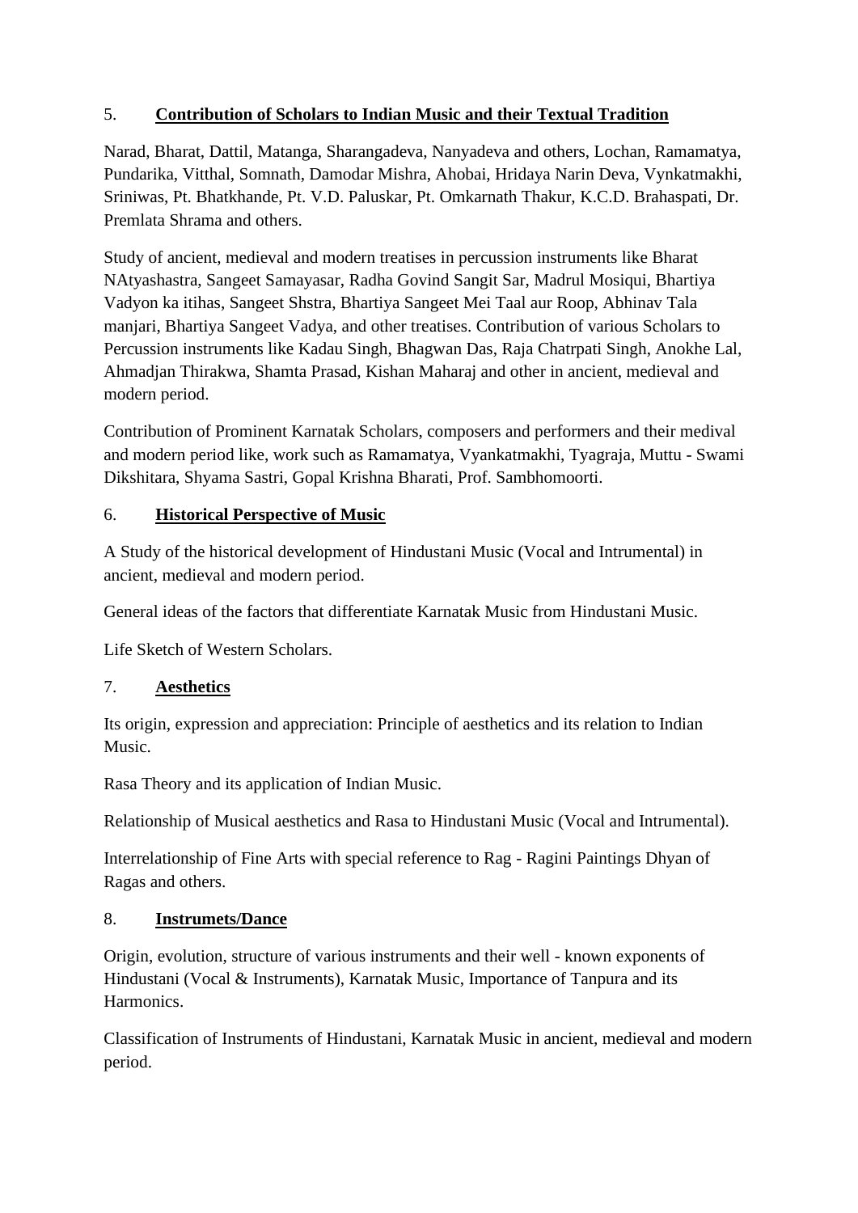5. **Contribution of Scholars to Indian Music and their Textual Tradition**

Narad, Bharat, Dattil, Matanga, Sharangadeva, Nanyadeva and others, Lochan, Ramamatya, Pundarika, Vitthal, Somnath, Damodar Mishra, Ahobai, Hridaya Narin Deva, Vynkatmakhi, Sriniwas, Pt. Bhatkhande, Pt. V.D. Paluskar, Pt. Omkarnath Thakur, K.C.D. Brahaspati, Dr. Premlata Shrama and others.

Study of ancient, medieval and modern treatises in percussion instruments like Bharat NAtyashastra, Sangeet Samayasar, Radha Govind Sangit Sar, Madrul Mosiqui, Bhartiya Vadyon ka itihas, Sangeet Shstra, Bhartiya Sangeet Mei Taal aur Roop, Abhinav Tala manjari, Bhartiya Sangeet Vadya, and other treatises. Contribution of various Scholars to Percussion instruments like Kadau Singh, Bhagwan Das, Raja Chatrpati Singh, Anokhe Lal, Ahmadjan Thirakwa, Shamta Prasad, Kishan Maharaj and other in ancient, medieval and modern period.

Contribution of Prominent Karnatak Scholars, composers and performers and their medival and modern period like, work such as Ramamatya, Vyankatmakhi, Tyagraja, Muttu - Swami Dikshitara, Shyama Sastri, Gopal Krishna Bharati, Prof. Sambhomoorti.

6. **Historical Perspective of Music**

A Study of the historical development of Hindustani Music (Vocal and Intrumental) in ancient, medieval and modern period.

General ideas of the factors that differentiate Karnatak Music from Hindustani Music.

Life Sketch of Western Scholars.

7. **Aesthetics**

Its origin, expression and appreciation: Principle of aesthetics and its relation to Indian Music.

Rasa Theory and its application of Indian Music.

Relationship of Musical aesthetics and Rasa to Hindustani Music (Vocal and Intrumental).

Interrelationship of Fine Arts with special reference to Rag - Ragini Paintings Dhyan of Ragas and others.

8. **Instrumets/Dance**

Origin, evolution, structure of various instruments and their well - known exponents of Hindustani (Vocal & Instruments), Karnatak Music, Importance of Tanpura and its Harmonics.

Classification of Instruments of Hindustani, Karnatak Music in ancient, medieval and modern period.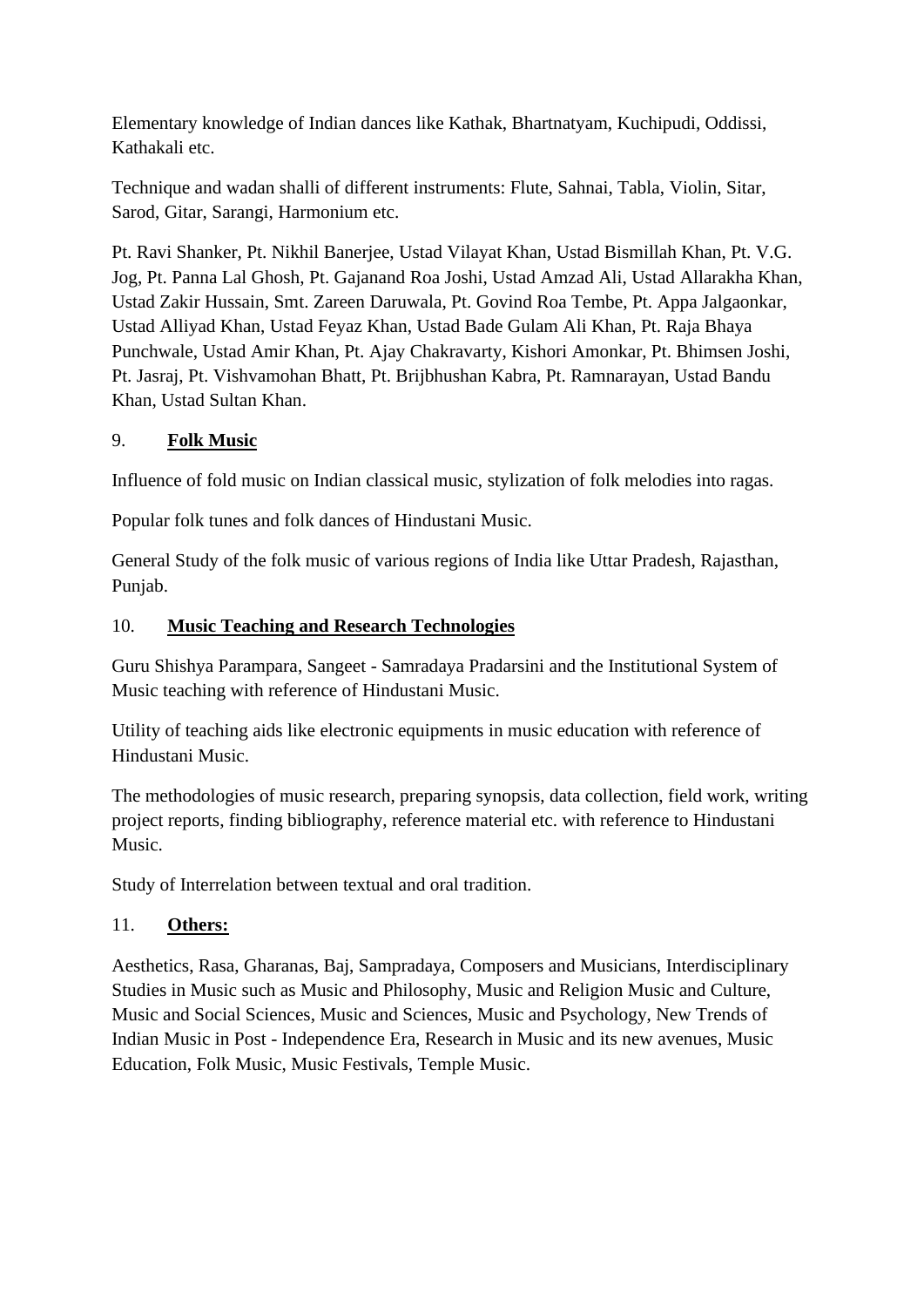Elementary knowledge of Indian dances like Kathak, Bhartnatyam, Kuchipudi, Oddissi, Kathakali etc.

Technique and wadan shalli of different instruments: Flute, Sahnai, Tabla, Violin, Sitar, Sarod, Gitar, Sarangi, Harmonium etc.

Pt. Ravi Shanker, Pt. Nikhil Banerjee, Ustad Vilayat Khan, Ustad Bismillah Khan, Pt. V.G. Jog, Pt. Panna Lal Ghosh, Pt. Gajanand Roa Joshi, Ustad Amzad Ali, Ustad Allarakha Khan, Ustad Zakir Hussain, Smt. Zareen Daruwala, Pt. Govind Roa Tembe, Pt. Appa Jalgaonkar, Ustad Alliyad Khan, Ustad Feyaz Khan, Ustad Bade Gulam Ali Khan, Pt. Raja Bhaya Punchwale, Ustad Amir Khan, Pt. Ajay Chakravarty, Kishori Amonkar, Pt. Bhimsen Joshi, Pt. Jasraj, Pt. Vishvamohan Bhatt, Pt. Brijbhushan Kabra, Pt. Ramnarayan, Ustad Bandu Khan, Ustad Sultan Khan.

9. **<u>Folk Music</u>**

Influence of fold music on Indian classical music, stylization of folk melodies into ragas.

Popular folk tunes and folk dances of Hindustani Music.

General Study of the folk music of various regions of India like Uttar Pradesh, Rajasthan, Punjab.

10. **<u>Music Teaching and Research Technologies</u>**

Guru Shishya Parampara, Sangeet - Samradaya Pradarsini and the Institutional System of Music teaching with reference of Hindustani Music.

Utility of teaching aids like electronic equipments in music education with reference of Hindustani Music.

The methodologies of music research, preparing synopsis, data collection, field work, writing project reports, finding bibliography, reference material etc. with reference to Hindustani Music.

Study of Interrelation between textual and oral tradition.

11. **<u>Others:</u>**

Aesthetics, Rasa, Gharanas, Baj, Sampradaya, Composers and Musicians, Interdisciplinary Studies in Music such as Music and Philosophy, Music and Religion Music and Culture, Music and Social Sciences, Music and Sciences, Music and Psychology, New Trends of Indian Music in Post - Independence Era, Research in Music and its new avenues, Music Education, Folk Music, Music Festivals, Temple Music.